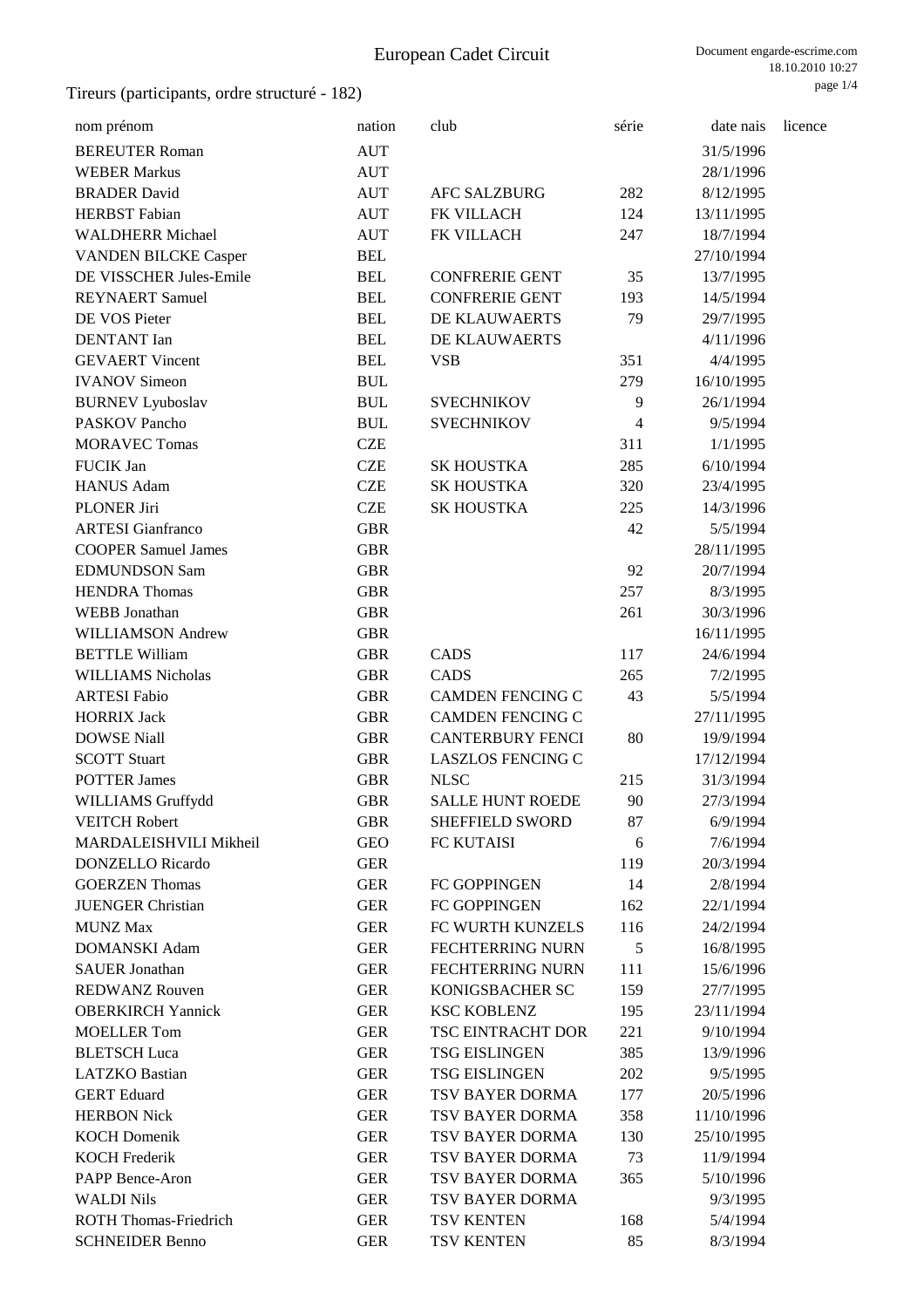# European Cadet Circuit

## Tireurs (participants, ordre structuré - 182)

| nom prénom | nation | club | série | date nais | licence |
|---|---|---|---|---|---|
| BEREUTER Roman | AUT | | | 31/5/1996 | |
| WEBER Markus | AUT | | | 28/1/1996 | |
| BRADER David | AUT | AFC SALZBURG | 282 | 8/12/1995 | |
| HERBST Fabian | AUT | FK VILLACH | 124 | 13/11/1995 | |
| WALDHERR Michael | AUT | FK VILLACH | 247 | 18/7/1994 | |
| VANDEN BILCKE Casper | BEL | | | 27/10/1994 | |
| DE VISSCHER Jules-Emile | BEL | CONFRERIE GENT | 35 | 13/7/1995 | |
| REYNAERT Samuel | BEL | CONFRERIE GENT | 193 | 14/5/1994 | |
| DE VOS Pieter | BEL | DE KLAUWAERTS | 79 | 29/7/1995 | |
| DENTANT Ian | BEL | DE KLAUWAERTS | | 4/11/1996 | |
| GEVAERT Vincent | BEL | VSB | 351 | 4/4/1995 | |
| IVANOV Simeon | BUL | | 279 | 16/10/1995 | |
| BURNEV Lyuboslav | BUL | SVECHNIKOV | 9 | 26/1/1994 | |
| PASKOV Pancho | BUL | SVECHNIKOV | 4 | 9/5/1994 | |
| MORAVEC Tomas | CZE | | 311 | 1/1/1995 | |
| FUCIK Jan | CZE | SK HOUSTKA | 285 | 6/10/1994 | |
| HANUS Adam | CZE | SK HOUSTKA | 320 | 23/4/1995 | |
| PLONER Jiri | CZE | SK HOUSTKA | 225 | 14/3/1996 | |
| ARTESI Gianfranco | GBR | | 42 | 5/5/1994 | |
| COOPER Samuel James | GBR | | | 28/11/1995 | |
| EDMUNDSON Sam | GBR | | 92 | 20/7/1994 | |
| HENDRA Thomas | GBR | | 257 | 8/3/1995 | |
| WEBB Jonathan | GBR | | 261 | 30/3/1996 | |
| WILLIAMSON Andrew | GBR | | | 16/11/1995 | |
| BETTLE William | GBR | CADS | 117 | 24/6/1994 | |
| WILLIAMS Nicholas | GBR | CADS | 265 | 7/2/1995 | |
| ARTESI Fabio | GBR | CAMDEN FENCING C | 43 | 5/5/1994 | |
| HORRIX Jack | GBR | CAMDEN FENCING C | | 27/11/1995 | |
| DOWSE Niall | GBR | CANTERBURY FENCI | 80 | 19/9/1994 | |
| SCOTT Stuart | GBR | LASZLOS FENCING C | | 17/12/1994 | |
| POTTER James | GBR | NLSC | 215 | 31/3/1994 | |
| WILLIAMS Gruffydd | GBR | SALLE HUNT ROEDE | 90 | 27/3/1994 | |
| VEITCH Robert | GBR | SHEFFIELD SWORD | 87 | 6/9/1994 | |
| MARDALEISHVILI Mikheil | GEO | FC KUTAISI | 6 | 7/6/1994 | |
| DONZELLO Ricardo | GER | | 119 | 20/3/1994 | |
| GOERZEN Thomas | GER | FC GOPPINGEN | 14 | 2/8/1994 | |
| JUENGER Christian | GER | FC GOPPINGEN | 162 | 22/1/1994 | |
| MUNZ Max | GER | FC WURTH KUNZELS | 116 | 24/2/1994 | |
| DOMANSKI Adam | GER | FECHTERRING NURN | 5 | 16/8/1995 | |
| SAUER Jonathan | GER | FECHTERRING NURN | 111 | 15/6/1996 | |
| REDWANZ Rouven | GER | KONIGSBACHER SC | 159 | 27/7/1995 | |
| OBERKIRCH Yannick | GER | KSC KOBLENZ | 195 | 23/11/1994 | |
| MOELLER Tom | GER | TSC EINTRACHT DOR | 221 | 9/10/1994 | |
| BLETSCH Luca | GER | TSG EISLINGEN | 385 | 13/9/1996 | |
| LATZKO Bastian | GER | TSG EISLINGEN | 202 | 9/5/1995 | |
| GERT Eduard | GER | TSV BAYER DORMA | 177 | 20/5/1996 | |
| HERBON Nick | GER | TSV BAYER DORMA | 358 | 11/10/1996 | |
| KOCH Domenik | GER | TSV BAYER DORMA | 130 | 25/10/1995 | |
| KOCH Frederik | GER | TSV BAYER DORMA | 73 | 11/9/1994 | |
| PAPP Bence-Aron | GER | TSV BAYER DORMA | 365 | 5/10/1996 | |
| WALDI Nils | GER | TSV BAYER DORMA | | 9/3/1995 | |
| ROTH Thomas-Friedrich | GER | TSV KENTEN | 168 | 5/4/1994 | |
| SCHNEIDER Benno | GER | TSV KENTEN | 85 | 8/3/1994 | |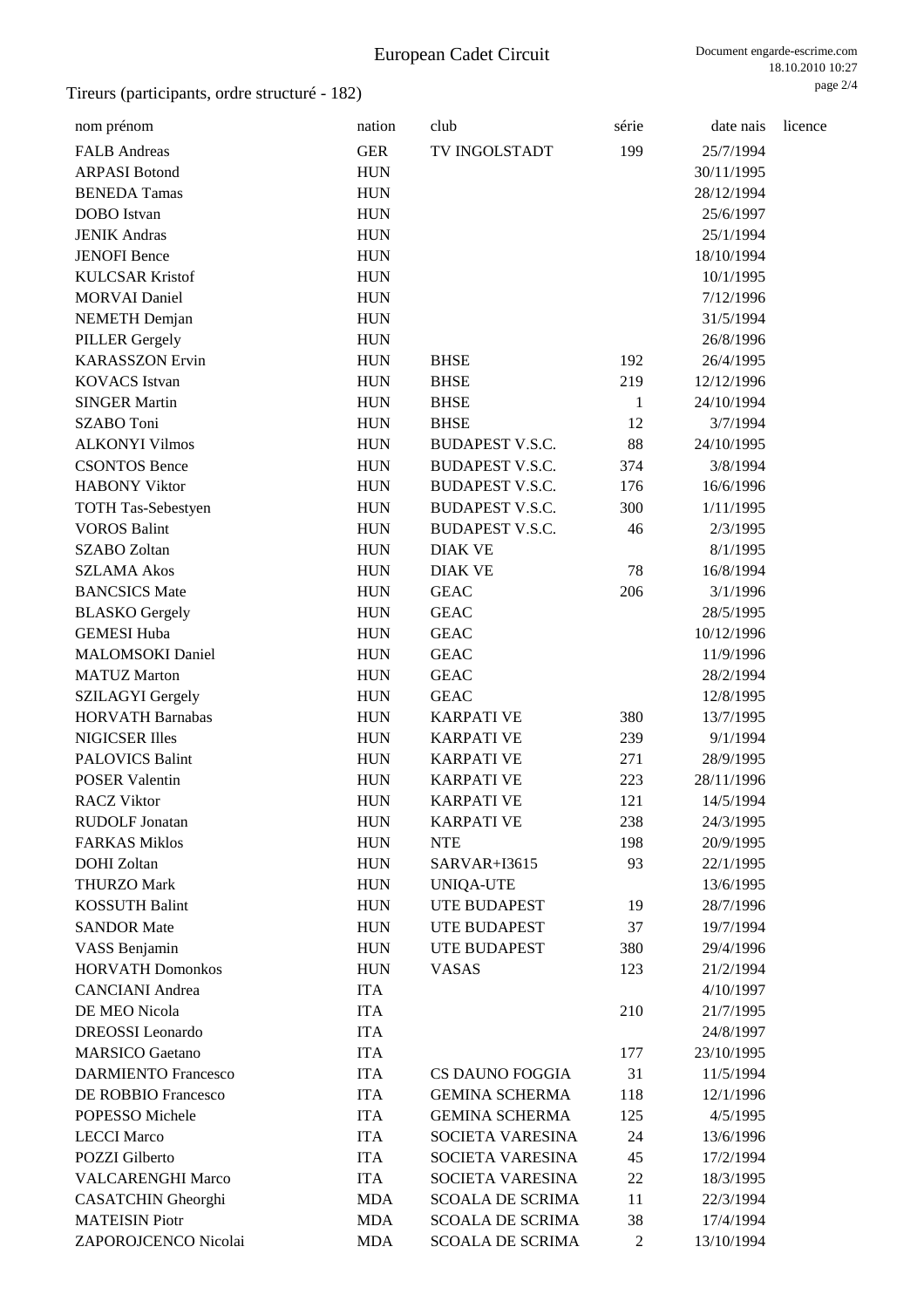# European Cadet Circuit

## Tireurs (participants, ordre structuré - 182)

| nom prénom | nation | club | série | date nais | licence |
|---|---|---|---|---|---|
| FALB Andreas | GER | TV INGOLSTADT | 199 | 25/7/1994 | |
| ARPASI Botond | HUN | | | 30/11/1995 | |
| BENEDA Tamas | HUN | | | 28/12/1994 | |
| DOBO Istvan | HUN | | | 25/6/1997 | |
| JENIK Andras | HUN | | | 25/1/1994 | |
| JENOFI Bence | HUN | | | 18/10/1994 | |
| KULCSAR Kristof | HUN | | | 10/1/1995 | |
| MORVAI Daniel | HUN | | | 7/12/1996 | |
| NEMETH Demjan | HUN | | | 31/5/1994 | |
| PILLER Gergely | HUN | | | 26/8/1996 | |
| KARASSZON Ervin | HUN | BHSE | 192 | 26/4/1995 | |
| KOVACS Istvan | HUN | BHSE | 219 | 12/12/1996 | |
| SINGER Martin | HUN | BHSE | 1 | 24/10/1994 | |
| SZABO Toni | HUN | BHSE | 12 | 3/7/1994 | |
| ALKONYI Vilmos | HUN | BUDAPEST V.S.C. | 88 | 24/10/1995 | |
| CSONTOS Bence | HUN | BUDAPEST V.S.C. | 374 | 3/8/1994 | |
| HABONY Viktor | HUN | BUDAPEST V.S.C. | 176 | 16/6/1996 | |
| TOTH Tas-Sebestyen | HUN | BUDAPEST V.S.C. | 300 | 1/11/1995 | |
| VOROS Balint | HUN | BUDAPEST V.S.C. | 46 | 2/3/1995 | |
| SZABO Zoltan | HUN | DIAK VE | | 8/1/1995 | |
| SZLAMA Akos | HUN | DIAK VE | 78 | 16/8/1994 | |
| BANCSICS Mate | HUN | GEAC | 206 | 3/1/1996 | |
| BLASKO Gergely | HUN | GEAC | | 28/5/1995 | |
| GEMESI Huba | HUN | GEAC | | 10/12/1996 | |
| MALOMSOKI Daniel | HUN | GEAC | | 11/9/1996 | |
| MATUZ Marton | HUN | GEAC | | 28/2/1994 | |
| SZILAGYI Gergely | HUN | GEAC | | 12/8/1995 | |
| HORVATH Barnabas | HUN | KARPATI VE | 380 | 13/7/1995 | |
| NIGICSER Illes | HUN | KARPATI VE | 239 | 9/1/1994 | |
| PALOVICS Balint | HUN | KARPATI VE | 271 | 28/9/1995 | |
| POSER Valentin | HUN | KARPATI VE | 223 | 28/11/1996 | |
| RACZ Viktor | HUN | KARPATI VE | 121 | 14/5/1994 | |
| RUDOLF Jonatan | HUN | KARPATI VE | 238 | 24/3/1995 | |
| FARKAS Miklos | HUN | NTE | 198 | 20/9/1995 | |
| DOHI Zoltan | HUN | SARVAR+I3615 | 93 | 22/1/1995 | |
| THURZO Mark | HUN | UNIQA-UTE | | 13/6/1995 | |
| KOSSUTH Balint | HUN | UTE BUDAPEST | 19 | 28/7/1996 | |
| SANDOR Mate | HUN | UTE BUDAPEST | 37 | 19/7/1994 | |
| VASS Benjamin | HUN | UTE BUDAPEST | 380 | 29/4/1996 | |
| HORVATH Domonkos | HUN | VASAS | 123 | 21/2/1994 | |
| CANCIANI Andrea | ITA | | | 4/10/1997 | |
| DE MEO Nicola | ITA | | 210 | 21/7/1995 | |
| DREOSSI Leonardo | ITA | | | 24/8/1997 | |
| MARSICO Gaetano | ITA | | 177 | 23/10/1995 | |
| DARMIENTO Francesco | ITA | CS DAUNO FOGGIA | 31 | 11/5/1994 | |
| DE ROBBIO Francesco | ITA | GEMINA SCHERMA | 118 | 12/1/1996 | |
| POPESSO Michele | ITA | GEMINA SCHERMA | 125 | 4/5/1995 | |
| LECCI Marco | ITA | SOCIETA VARESINA | 24 | 13/6/1996 | |
| POZZI Gilberto | ITA | SOCIETA VARESINA | 45 | 17/2/1994 | |
| VALCARENGHI Marco | ITA | SOCIETA VARESINA | 22 | 18/3/1995 | |
| CASATCHIN Gheorghi | MDA | SCOALA DE SCRIMA | 11 | 22/3/1994 | |
| MATEISIN Piotr | MDA | SCOALA DE SCRIMA | 38 | 17/4/1994 | |
| ZAPOROJCENCO Nicolai | MDA | SCOALA DE SCRIMA | 2 | 13/10/1994 | |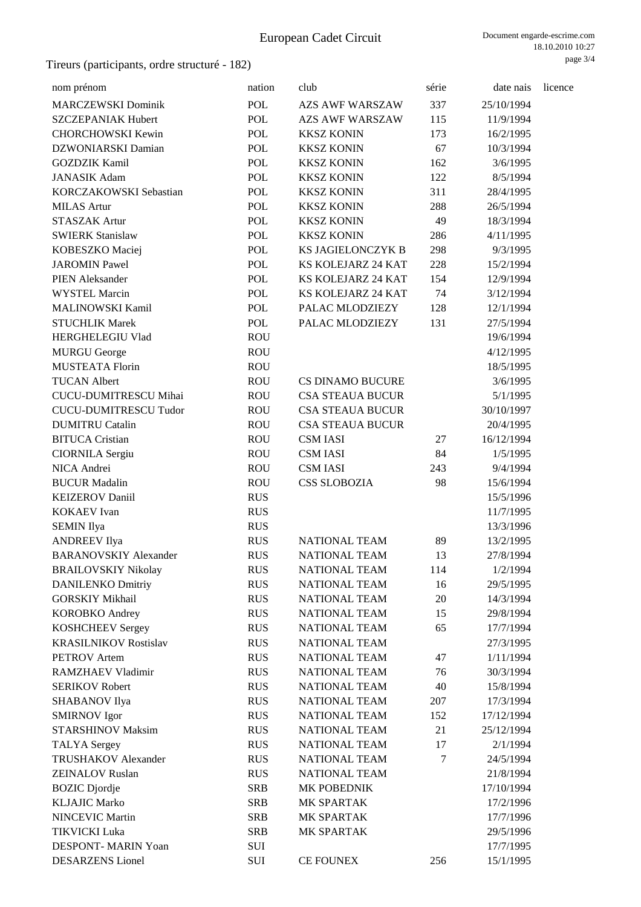# European Cadet Circuit

## Tireurs (participants, ordre structuré - 182)

| nom prénom | nation | club | série | date nais | licence |
|---|---|---|---|---|---|
| MARCZEWSKI Dominik | POL | AZS AWF WARSZAW | 337 | 25/10/1994 | |
| SZCZEPANIAK Hubert | POL | AZS AWF WARSZAW | 115 | 11/9/1994 | |
| CHORCHOWSKI Kewin | POL | KKSZ KONIN | 173 | 16/2/1995 | |
| DZWONIARSKI Damian | POL | KKSZ KONIN | 67 | 10/3/1994 | |
| GOZDZIK Kamil | POL | KKSZ KONIN | 162 | 3/6/1995 | |
| JANASIK Adam | POL | KKSZ KONIN | 122 | 8/5/1994 | |
| KORCZAKOWSKI Sebastian | POL | KKSZ KONIN | 311 | 28/4/1995 | |
| MILAS Artur | POL | KKSZ KONIN | 288 | 26/5/1994 | |
| STASZAK Artur | POL | KKSZ KONIN | 49 | 18/3/1994 | |
| SWIERK Stanislaw | POL | KKSZ KONIN | 286 | 4/11/1995 | |
| KOBESZKO Maciej | POL | KS JAGIELONCZYK B | 298 | 9/3/1995 | |
| JAROMIN Pawel | POL | KS KOLEJARZ 24 KAT | 228 | 15/2/1994 | |
| PIEN Aleksander | POL | KS KOLEJARZ 24 KAT | 154 | 12/9/1994 | |
| WYSTEL Marcin | POL | KS KOLEJARZ 24 KAT | 74 | 3/12/1994 | |
| MALINOWSKI Kamil | POL | PALAC MLODZIEZY | 128 | 12/1/1994 | |
| STUCHLIK Marek | POL | PALAC MLODZIEZY | 131 | 27/5/1994 | |
| HERGHELEGIU Vlad | ROU | | | 19/6/1994 | |
| MURGU George | ROU | | | 4/12/1995 | |
| MUSTEATA Florin | ROU | | | 18/5/1995 | |
| TUCAN Albert | ROU | CS DINAMO BUCURE | | 3/6/1995 | |
| CUCU-DUMITRESCU Mihai | ROU | CSA STEAUA BUCUR | | 5/1/1995 | |
| CUCU-DUMITRESCU Tudor | ROU | CSA STEAUA BUCUR | | 30/10/1997 | |
| DUMITRU Catalin | ROU | CSA STEAUA BUCUR | | 20/4/1995 | |
| BITUCA Cristian | ROU | CSM IASI | 27 | 16/12/1994 | |
| CIORNILA Sergiu | ROU | CSM IASI | 84 | 1/5/1995 | |
| NICA Andrei | ROU | CSM IASI | 243 | 9/4/1994 | |
| BUCUR Madalin | ROU | CSS SLOBOZIA | 98 | 15/6/1994 | |
| KEIZEROV Daniil | RUS | | | 15/5/1996 | |
| KOKAEV Ivan | RUS | | | 11/7/1995 | |
| SEMIN Ilya | RUS | | | 13/3/1996 | |
| ANDREEV Ilya | RUS | NATIONAL TEAM | 89 | 13/2/1995 | |
| BARANOVSKIY Alexander | RUS | NATIONAL TEAM | 13 | 27/8/1994 | |
| BRAILOVSKIY Nikolay | RUS | NATIONAL TEAM | 114 | 1/2/1994 | |
| DANILENKO Dmitriy | RUS | NATIONAL TEAM | 16 | 29/5/1995 | |
| GORSKIY Mikhail | RUS | NATIONAL TEAM | 20 | 14/3/1994 | |
| KOROBKO Andrey | RUS | NATIONAL TEAM | 15 | 29/8/1994 | |
| KOSHCHEEV Sergey | RUS | NATIONAL TEAM | 65 | 17/7/1994 | |
| KRASILNIKOV Rostislav | RUS | NATIONAL TEAM | | 27/3/1995 | |
| PETROV Artem | RUS | NATIONAL TEAM | 47 | 1/11/1994 | |
| RAMZHAEV Vladimir | RUS | NATIONAL TEAM | 76 | 30/3/1994 | |
| SERIKOV Robert | RUS | NATIONAL TEAM | 40 | 15/8/1994 | |
| SHABANOV Ilya | RUS | NATIONAL TEAM | 207 | 17/3/1994 | |
| SMIRNOV Igor | RUS | NATIONAL TEAM | 152 | 17/12/1994 | |
| STARSHINOV Maksim | RUS | NATIONAL TEAM | 21 | 25/12/1994 | |
| TALYA Sergey | RUS | NATIONAL TEAM | 17 | 2/1/1994 | |
| TRUSHAKOV Alexander | RUS | NATIONAL TEAM | 7 | 24/5/1994 | |
| ZEINALOV Ruslan | RUS | NATIONAL TEAM | | 21/8/1994 | |
| BOZIC Djordje | SRB | MK POBEDNIK | | 17/10/1994 | |
| KLJAJIC Marko | SRB | MK SPARTAK | | 17/2/1996 | |
| NINCEVIC Martin | SRB | MK SPARTAK | | 17/7/1996 | |
| TIKVICKI Luka | SRB | MK SPARTAK | | 29/5/1996 | |
| DESPONT- MARIN Yoan | SUI | | | 17/7/1995 | |
| DESARZENS Lionel | SUI | CE FOUNEX | 256 | 15/1/1995 | |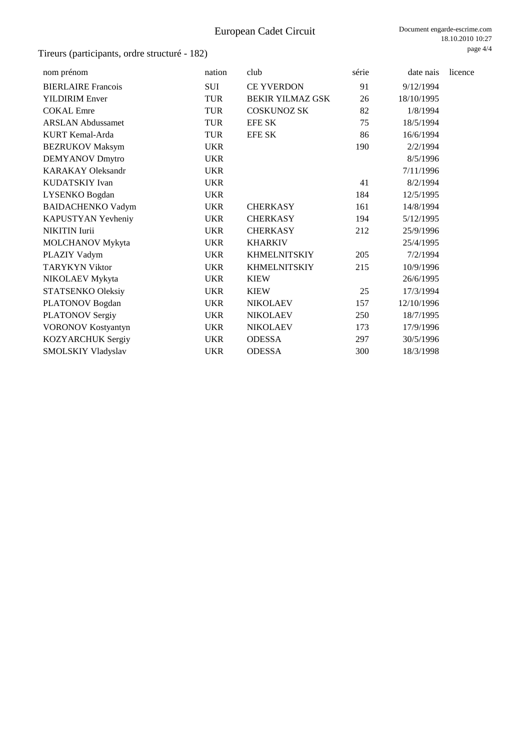# European Cadet Circuit

## Tireurs (participants, ordre structuré - 182)

| nom prénom | nation | club | série | date nais | licence |
|---|---|---|---|---|---|
| BIERLAIRE Francois | SUI | CE YVERDON | 91 | 9/12/1994 | |
| YILDIRIM Enver | TUR | BEKIR YILMAZ GSK | 26 | 18/10/1995 | |
| COKAL Emre | TUR | COSKUNOZ SK | 82 | 1/8/1994 | |
| ARSLAN Abdussamet | TUR | EFE SK | 75 | 18/5/1994 | |
| KURT Kemal-Arda | TUR | EFE SK | 86 | 16/6/1994 | |
| BEZRUKOV Maksym | UKR | | 190 | 2/2/1994 | |
| DEMYANOV Dmytro | UKR | | | 8/5/1996 | |
| KARAKAY Oleksandr | UKR | | | 7/11/1996 | |
| KUDATSKIY Ivan | UKR | | 41 | 8/2/1994 | |
| LYSENKO Bogdan | UKR | | 184 | 12/5/1995 | |
| BAIDACHENKO Vadym | UKR | CHERKASY | 161 | 14/8/1994 | |
| KAPUSTYAN Yevheniy | UKR | CHERKASY | 194 | 5/12/1995 | |
| NIKITIN Iurii | UKR | CHERKASY | 212 | 25/9/1996 | |
| MOLCHANOV Mykyta | UKR | KHARKIV | | 25/4/1995 | |
| PLAZIY Vadym | UKR | KHMELNITSKIY | 205 | 7/2/1994 | |
| TARYKYN Viktor | UKR | KHMELNITSKIY | 215 | 10/9/1996 | |
| NIKOLAEV Mykyta | UKR | KIEW | | 26/6/1995 | |
| STATSENKO Oleksiy | UKR | KIEW | 25 | 17/3/1994 | |
| PLATONOV Bogdan | UKR | NIKOLAEV | 157 | 12/10/1996 | |
| PLATONOV Sergiy | UKR | NIKOLAEV | 250 | 18/7/1995 | |
| VORONOV Kostyantyn | UKR | NIKOLAEV | 173 | 17/9/1996 | |
| KOZYARCHUK Sergiy | UKR | ODESSA | 297 | 30/5/1996 | |
| SMOLSKIY Vladyslav | UKR | ODESSA | 300 | 18/3/1998 | |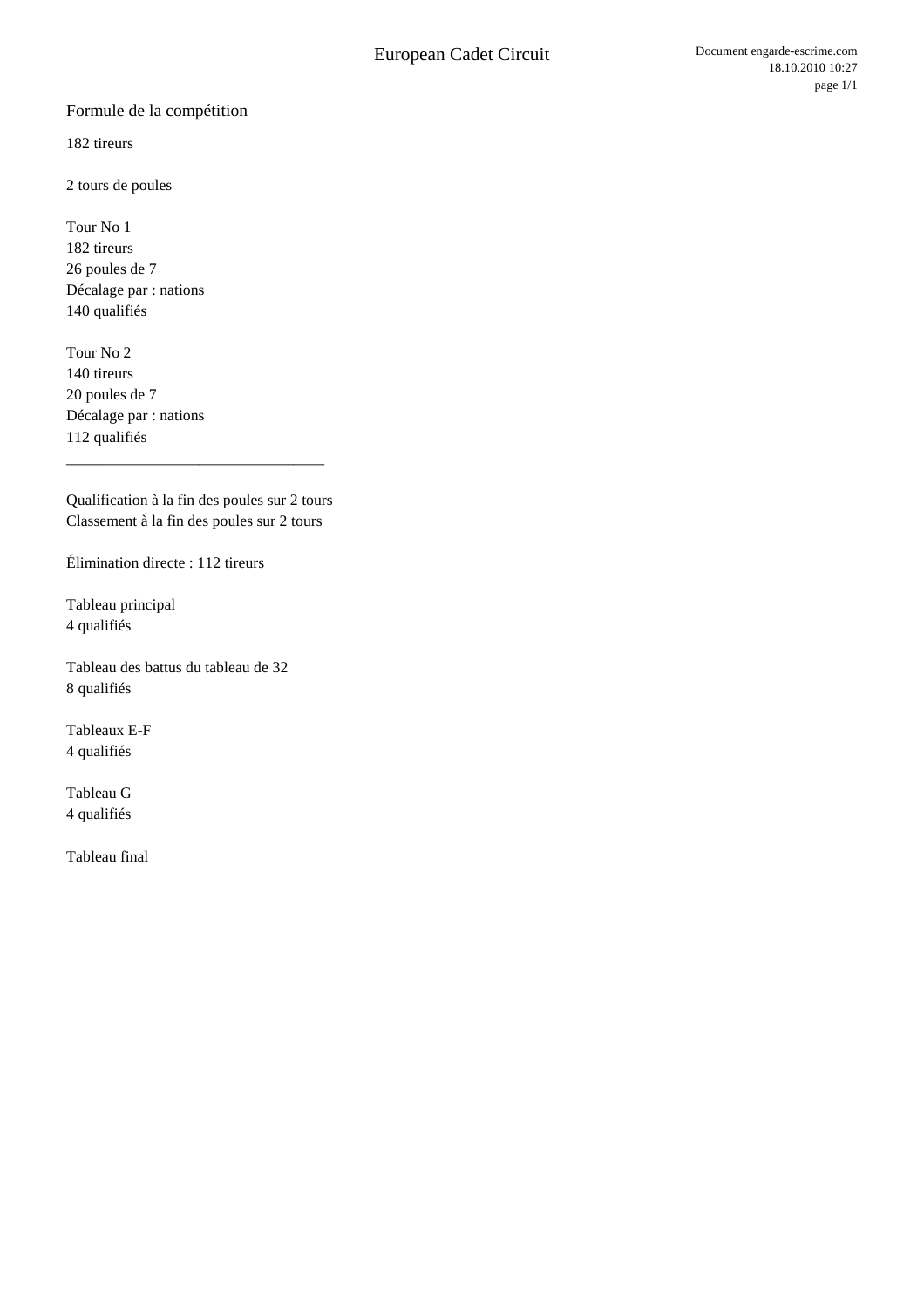# European Cadet Circuit

## Formule de la compétition

182 tireurs

2 tours de poules

Tour No 1
182 tireurs
26 poules de 7
Décalage par : nations
140 qualifiés

Tour No 2
140 tireurs
20 poules de 7
Décalage par : nations
112 qualifiés

---

Qualification à la fin des poules sur 2 tours
Classement à la fin des poules sur 2 tours

Élimination directe : 112 tireurs

Tableau principal
4 qualifiés

Tableau des battus du tableau de 32
8 qualifiés

Tableaux E-F
4 qualifiés

Tableau G
4 qualifiés

Tableau final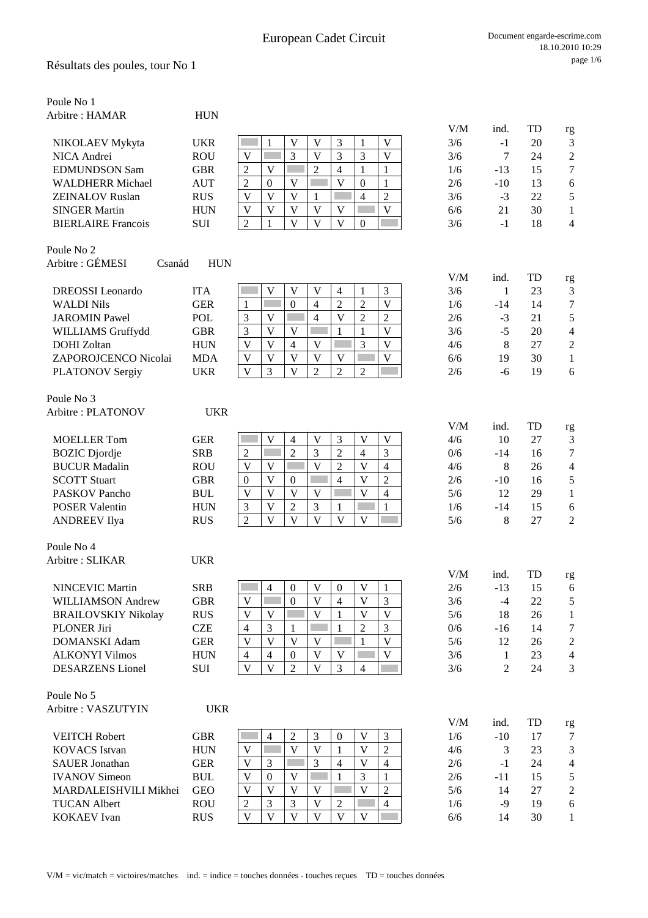# European Cadet Circuit

## Résultats des poules, tour No 1

### Poule No 1

Arbitre : HAMAR HUN

| | | | | | | | | | | V/M | ind. | TD | rg |
|---|---|---|---|---|---|---|---|---|---|---|---|---|---|
| NIKOLAEV Mykyta | UKR | | 1 | V | V | 3 | 1 | V | | 3/6 | -1 | 20 | 3 |
| NICA Andrei | ROU | V | | 3 | V | 3 | 3 | V | | 3/6 | 7 | 24 | 2 |
| EDMUNDSON Sam | GBR | 2 | V | | 2 | 4 | 1 | 1 | | 1/6 | -13 | 15 | 7 |
| WALDHERR Michael | AUT | 2 | 0 | V | | V | 0 | 1 | | 2/6 | -10 | 13 | 6 |
| ZEINALOV Ruslan | RUS | V | V | V | 1 | | 4 | 2 | | 3/6 | -3 | 22 | 5 |
| SINGER Martin | HUN | V | V | V | V | V | | V | | 6/6 | 21 | 30 | 1 |
| BIERLAIRE Francois | SUI | 2 | 1 | V | V | V | 0 | | | 3/6 | -1 | 18 | 4 |

### Poule No 2

Arbitre : GÉMESI Csanád HUN

| | | | | | | | | | | V/M | ind. | TD | rg |
|---|---|---|---|---|---|---|---|---|---|---|---|---|---|
| DREOSSI Leonardo | ITA | | V | V | V | 4 | 1 | 3 | | 3/6 | 1 | 23 | 3 |
| WALDI Nils | GER | 1 | | 0 | 4 | 2 | 2 | V | | 1/6 | -14 | 14 | 7 |
| JAROMIN Pawel | POL | 3 | V | | 4 | V | 2 | 2 | | 2/6 | -3 | 21 | 5 |
| WILLIAMS Gruffydd | GBR | 3 | V | V | | 1 | 1 | V | | 3/6 | -5 | 20 | 4 |
| DOHI Zoltan | HUN | V | V | 4 | V | | 3 | V | | 4/6 | 8 | 27 | 2 |
| ZAPOROJCENCO Nicolai | MDA | V | V | V | V | V | | V | | 6/6 | 19 | 30 | 1 |
| PLATONOV Sergiy | UKR | V | 3 | V | 2 | 2 | 2 | | | 2/6 | -6 | 19 | 6 |

### Poule No 3

Arbitre : PLATONOV UKR

| | | | | | | | | | | V/M | ind. | TD | rg |
|---|---|---|---|---|---|---|---|---|---|---|---|---|---|
| MOELLER Tom | GER | | V | 4 | V | 3 | V | V | | 4/6 | 10 | 27 | 3 |
| BOZIC Djordje | SRB | 2 | | 2 | 3 | 2 | 4 | 3 | | 0/6 | -14 | 16 | 7 |
| BUCUR Madalin | ROU | V | V | | V | 2 | V | 4 | | 4/6 | 8 | 26 | 4 |
| SCOTT Stuart | GBR | 0 | V | 0 | | 4 | V | 2 | | 2/6 | -10 | 16 | 5 |
| PASKOV Pancho | BUL | V | V | V | V | | V | 4 | | 5/6 | 12 | 29 | 1 |
| POSER Valentin | HUN | 3 | V | 2 | 3 | 1 | | 1 | | 1/6 | -14 | 15 | 6 |
| ANDREEV Ilya | RUS | 2 | V | V | V | V | V | | | 5/6 | 8 | 27 | 2 |

### Poule No 4

Arbitre : SLIKAR UKR

| | | | | | | | | | | V/M | ind. | TD | rg |
|---|---|---|---|---|---|---|---|---|---|---|---|---|---|
| NINCEVIC Martin | SRB | | 4 | 0 | V | 0 | V | 1 | | 2/6 | -13 | 15 | 6 |
| WILLIAMSON Andrew | GBR | V | | 0 | V | 4 | V | 3 | | 3/6 | -4 | 22 | 5 |
| BRAILOVSKIY Nikolay | RUS | V | V | | V | 1 | V | V | | 5/6 | 18 | 26 | 1 |
| PLONER Jiri | CZE | 4 | 3 | 1 | | 1 | 2 | 3 | | 0/6 | -16 | 14 | 7 |
| DOMANSKI Adam | GER | V | V | V | V | | 1 | V | | 5/6 | 12 | 26 | 2 |
| ALKONYI Vilmos | HUN | 4 | 4 | 0 | V | V | | V | | 3/6 | 1 | 23 | 4 |
| DESARZENS Lionel | SUI | V | V | 2 | V | 3 | 4 | | | 3/6 | 2 | 24 | 3 |

### Poule No 5

Arbitre : VASZUTYIN UKR

| | | | | | | | | | | V/M | ind. | TD | rg |
|---|---|---|---|---|---|---|---|---|---|---|---|---|---|
| VEITCH Robert | GBR | | 4 | 2 | 3 | 0 | V | 3 | | 1/6 | -10 | 17 | 7 |
| KOVACS Istvan | HUN | V | | V | V | 1 | V | 2 | | 4/6 | 3 | 23 | 3 |
| SAUER Jonathan | GER | V | 3 | | 3 | 4 | V | 4 | | 2/6 | -1 | 24 | 4 |
| IVANOV Simeon | BUL | V | 0 | V | | 1 | 3 | 1 | | 2/6 | -11 | 15 | 5 |
| MARDALEISHVILI Mikhei | GEO | V | V | V | V | | V | 2 | | 5/6 | 14 | 27 | 2 |
| TUCAN Albert | ROU | 2 | 3 | 3 | V | 2 | | 4 | | 1/6 | -9 | 19 | 6 |
| KOKAEV Ivan | RUS | V | V | V | V | V | V | | | 6/6 | 14 | 30 | 1 |

V/M = vic/match = victoires/matches ind. = indice = touches données - touches reçues TD = touches données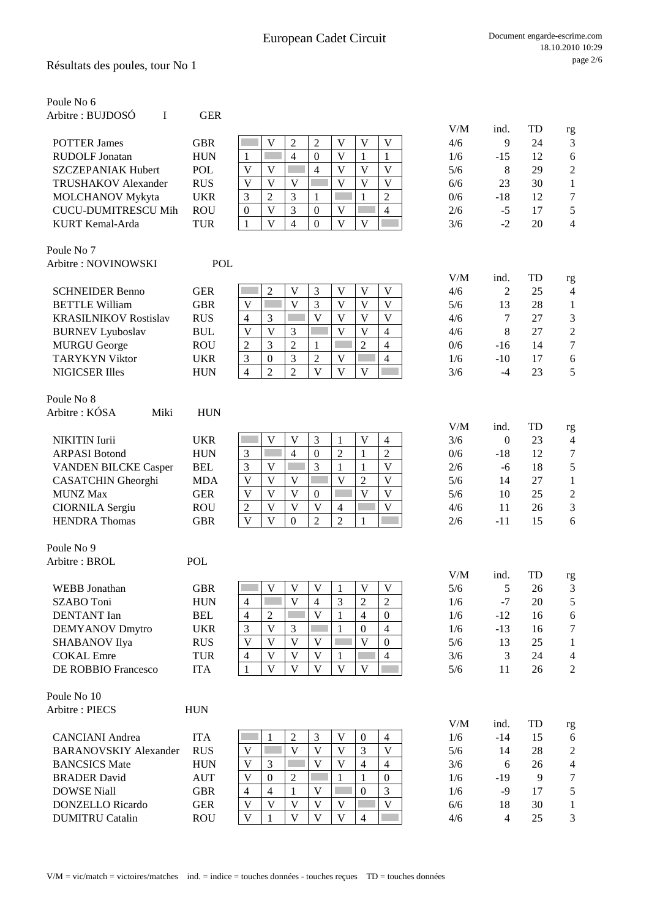# European Cadet Circuit

## Résultats des poules, tour No 1

### Poule No 6

Arbitre : BUJDOSÓ I GER

| | | 1 | 2 | 3 | 4 | 5 | 6 | 7 | V/M | ind. | TD | rg |
|---|---|---|---|---|---|---|---|---|---|---|---|---|
| POTTER James | GBR | | V | 2 | 2 | V | V | V | 4/6 | 9 | 24 | 3 |
| RUDOLF Jonatan | HUN | 1 | | 4 | 0 | V | 1 | 1 | 1/6 | -15 | 12 | 6 |
| SZCZEPANIAK Hubert | POL | V | V | | 4 | V | V | V | 5/6 | 8 | 29 | 2 |
| TRUSHAKOV Alexander | RUS | V | V | V | | V | V | V | 6/6 | 23 | 30 | 1 |
| MOLCHANOV Mykyta | UKR | 3 | 2 | 3 | 1 | | 1 | 2 | 0/6 | -18 | 12 | 7 |
| CUCU-DUMITRESCU Mih | ROU | 0 | V | 3 | 0 | V | | 4 | 2/6 | -5 | 17 | 5 |
| KURT Kemal-Arda | TUR | 1 | V | 4 | 0 | V | V | | 3/6 | -2 | 20 | 4 |

### Poule No 7

Arbitre : NOVINOWSKI POL

| | | 1 | 2 | 3 | 4 | 5 | 6 | 7 | V/M | ind. | TD | rg |
|---|---|---|---|---|---|---|---|---|---|---|---|---|
| SCHNEIDER Benno | GER | | 2 | V | 3 | V | V | V | 4/6 | 2 | 25 | 4 |
| BETTLE William | GBR | V | | V | 3 | V | V | V | 5/6 | 13 | 28 | 1 |
| KRASILNIKOV Rostislav | RUS | 4 | 3 | | V | V | V | V | 4/6 | 7 | 27 | 3 |
| BURNEV Lyuboslav | BUL | V | V | 3 | | V | V | 4 | 4/6 | 8 | 27 | 2 |
| MURGU George | ROU | 2 | 3 | 2 | 1 | | 2 | 4 | 0/6 | -16 | 14 | 7 |
| TARYKYN Viktor | UKR | 3 | 0 | 3 | 2 | V | | 4 | 1/6 | -10 | 17 | 6 |
| NIGICSER Illes | HUN | 4 | 2 | 2 | V | V | V | | 3/6 | -4 | 23 | 5 |

### Poule No 8

Arbitre : KÓSA Miki HUN

| | | 1 | 2 | 3 | 4 | 5 | 6 | 7 | V/M | ind. | TD | rg |
|---|---|---|---|---|---|---|---|---|---|---|---|---|
| NIKITIN Iurii | UKR | | V | V | 3 | 1 | V | 4 | 3/6 | 0 | 23 | 4 |
| ARPASI Botond | HUN | 3 | | 4 | 0 | 2 | 1 | 2 | 0/6 | -18 | 12 | 7 |
| VANDEN BILCKE Casper | BEL | 3 | V | | 3 | 1 | 1 | V | 2/6 | -6 | 18 | 5 |
| CASATCHIN Gheorghi | MDA | V | V | V | | V | 2 | V | 5/6 | 14 | 27 | 1 |
| MUNZ Max | GER | V | V | V | 0 | | V | V | 5/6 | 10 | 25 | 2 |
| CIORNILA Sergiu | ROU | 2 | V | V | V | 4 | | V | 4/6 | 11 | 26 | 3 |
| HENDRA Thomas | GBR | V | V | 0 | 2 | 2 | 1 | | 2/6 | -11 | 15 | 6 |

### Poule No 9

Arbitre : BROL POL

| | | 1 | 2 | 3 | 4 | 5 | 6 | 7 | V/M | ind. | TD | rg |
|---|---|---|---|---|---|---|---|---|---|---|---|---|
| WEBB Jonathan | GBR | | V | V | V | 1 | V | V | 5/6 | 5 | 26 | 3 |
| SZABO Toni | HUN | 4 | | V | 4 | 3 | 2 | 2 | 1/6 | -7 | 20 | 5 |
| DENTANT Ian | BEL | 4 | 2 | | V | 1 | 4 | 0 | 1/6 | -12 | 16 | 6 |
| DEMYANOV Dmytro | UKR | 3 | V | 3 | | 1 | 0 | 4 | 1/6 | -13 | 16 | 7 |
| SHABANOV Ilya | RUS | V | V | V | V | | V | 0 | 5/6 | 13 | 25 | 1 |
| COKAL Emre | TUR | 4 | V | V | V | 1 | | 4 | 3/6 | 3 | 24 | 4 |
| DE ROBBIO Francesco | ITA | 1 | V | V | V | V | V | | 5/6 | 11 | 26 | 2 |

### Poule No 10

Arbitre : PIECS HUN

| | | 1 | 2 | 3 | 4 | 5 | 6 | 7 | V/M | ind. | TD | rg |
|---|---|---|---|---|---|---|---|---|---|---|---|---|
| CANCIANI Andrea | ITA | | 1 | 2 | 3 | V | 0 | 4 | 1/6 | -14 | 15 | 6 |
| BARANOVSKIY Alexander | RUS | V | | V | V | V | 3 | V | 5/6 | 14 | 28 | 2 |
| BANCSICS Mate | HUN | V | 3 | | V | V | 4 | 4 | 3/6 | 6 | 26 | 4 |
| BRADER David | AUT | V | 0 | 2 | | 1 | 1 | 0 | 1/6 | -19 | 9 | 7 |
| DOWSE Niall | GBR | 4 | 4 | 1 | V | | 0 | 3 | 1/6 | -9 | 17 | 5 |
| DONZELLO Ricardo | GER | V | V | V | V | V | | V | 6/6 | 18 | 30 | 1 |
| DUMITRU Catalin | ROU | V | 1 | V | V | V | 4 | | 4/6 | 4 | 25 | 3 |

V/M = vic/match = victoires/matches ind. = indice = touches données - touches reçues TD = touches données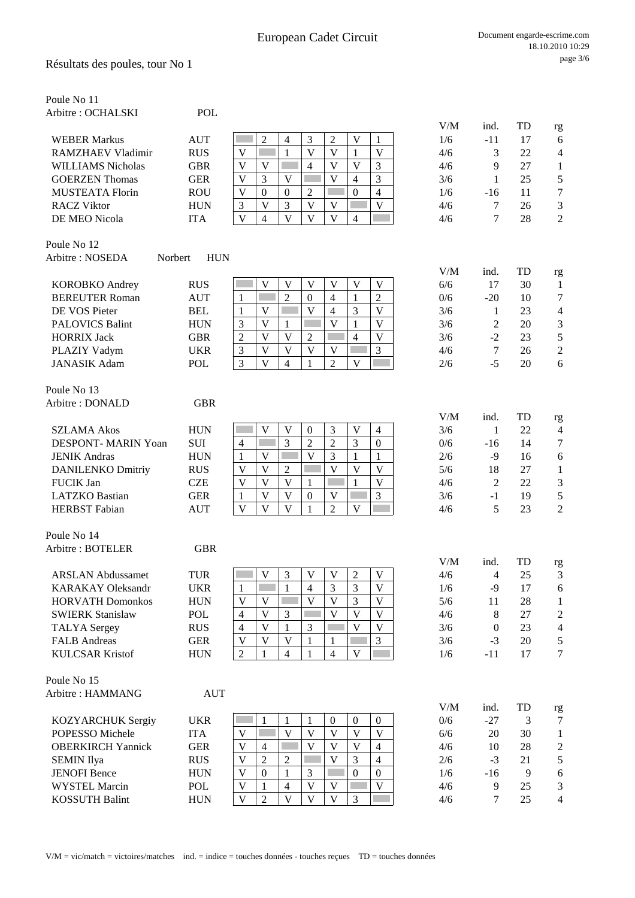# European Cadet Circuit

## Résultats des poules, tour No 1

### Poule No 11
Arbitre : OCHALSKI POL

| Nom | Nat | 1 | 2 | 3 | 4 | 5 | 6 | 7 | V/M | ind. | TD | rg |
|---|---|---|---|---|---|---|---|---|---|---|---|---|
| WEBER Markus | AUT | | 2 | 4 | 3 | 2 | V | 1 | 1/6 | -11 | 17 | 6 |
| RAMZHAEV Vladimir | RUS | V | | 1 | V | V | 1 | V | 4/6 | 3 | 22 | 4 |
| WILLIAMS Nicholas | GBR | V | V | | 4 | V | V | 3 | 4/6 | 9 | 27 | 1 |
| GOERZEN Thomas | GER | V | 3 | V | | V | 4 | 3 | 3/6 | 1 | 25 | 5 |
| MUSTEATA Florin | ROU | V | 0 | 0 | 2 | | 0 | 4 | 1/6 | -16 | 11 | 7 |
| RACZ Viktor | HUN | 3 | V | 3 | V | V | | V | 4/6 | 7 | 26 | 3 |
| DE MEO Nicola | ITA | V | 4 | V | V | V | 4 | | 4/6 | 7 | 28 | 2 |

### Poule No 12
Arbitre : NOSEDA Norbert HUN

| Nom | Nat | 1 | 2 | 3 | 4 | 5 | 6 | 7 | V/M | ind. | TD | rg |
|---|---|---|---|---|---|---|---|---|---|---|---|---|
| KOROBKO Andrey | RUS | | V | V | V | V | V | V | 6/6 | 17 | 30 | 1 |
| BEREUTER Roman | AUT | 1 | | 2 | 0 | 4 | 1 | 2 | 0/6 | -20 | 10 | 7 |
| DE VOS Pieter | BEL | 1 | V | | V | 4 | 3 | V | 3/6 | 1 | 23 | 4 |
| PALOVICS Balint | HUN | 3 | V | 1 | | V | 1 | V | 3/6 | 2 | 20 | 3 |
| HORRIX Jack | GBR | 2 | V | V | 2 | | 4 | V | 3/6 | -2 | 23 | 5 |
| PLAZIY Vadym | UKR | 3 | V | V | V | V | | 3 | 4/6 | 7 | 26 | 2 |
| JANASIK Adam | POL | 3 | V | 4 | 1 | 2 | V | | 2/6 | -5 | 20 | 6 |

### Poule No 13
Arbitre : DONALD GBR

| Nom | Nat | 1 | 2 | 3 | 4 | 5 | 6 | 7 | V/M | ind. | TD | rg |
|---|---|---|---|---|---|---|---|---|---|---|---|---|
| SZLAMA Akos | HUN | | V | V | 0 | 3 | V | 4 | 3/6 | 1 | 22 | 4 |
| DESPONT- MARIN Yoan | SUI | 4 | | 3 | 2 | 2 | 3 | 0 | 0/6 | -16 | 14 | 7 |
| JENIK Andras | HUN | 1 | V | | V | 3 | 1 | 1 | 2/6 | -9 | 16 | 6 |
| DANILENKO Dmitriy | RUS | V | V | 2 | | V | V | V | 5/6 | 18 | 27 | 1 |
| FUCIK Jan | CZE | V | V | V | 1 | | 1 | V | 4/6 | 2 | 22 | 3 |
| LATZKO Bastian | GER | 1 | V | V | 0 | V | | 3 | 3/6 | -1 | 19 | 5 |
| HERBST Fabian | AUT | V | V | V | 1 | 2 | V | | 4/6 | 5 | 23 | 2 |

### Poule No 14
Arbitre : BOTELER GBR

| Nom | Nat | 1 | 2 | 3 | 4 | 5 | 6 | 7 | V/M | ind. | TD | rg |
|---|---|---|---|---|---|---|---|---|---|---|---|---|
| ARSLAN Abdussamet | TUR | | V | 3 | V | V | 2 | V | 4/6 | 4 | 25 | 3 |
| KARAKAY Oleksandr | UKR | 1 | | 1 | 4 | 3 | 3 | V | 1/6 | -9 | 17 | 6 |
| HORVATH Domonkos | HUN | V | V | | V | V | 3 | V | 5/6 | 11 | 28 | 1 |
| SWIERK Stanislaw | POL | 4 | V | 3 | | V | V | V | 4/6 | 8 | 27 | 2 |
| TALYA Sergey | RUS | 4 | V | 1 | 3 | | V | V | 3/6 | 0 | 23 | 4 |
| FALB Andreas | GER | V | V | V | 1 | 1 | | 3 | 3/6 | -3 | 20 | 5 |
| KULCSAR Kristof | HUN | 2 | 1 | 4 | 1 | 4 | V | | 1/6 | -11 | 17 | 7 |

### Poule No 15
Arbitre : HAMMANG AUT

| Nom | Nat | 1 | 2 | 3 | 4 | 5 | 6 | 7 | V/M | ind. | TD | rg |
|---|---|---|---|---|---|---|---|---|---|---|---|---|
| KOZYARCHUK Sergiy | UKR | | 1 | 1 | 1 | 0 | 0 | 0 | 0/6 | -27 | 3 | 7 |
| POPESSO Michele | ITA | V | | V | V | V | V | V | 6/6 | 20 | 30 | 1 |
| OBERKIRCH Yannick | GER | V | 4 | | V | V | V | 4 | 4/6 | 10 | 28 | 2 |
| SEMIN Ilya | RUS | V | 2 | 2 | | V | 3 | 4 | 2/6 | -3 | 21 | 5 |
| JENOFI Bence | HUN | V | 0 | 1 | 3 | | 0 | 0 | 1/6 | -16 | 9 | 6 |
| WYSTEL Marcin | POL | V | 1 | 4 | V | V | | V | 4/6 | 9 | 25 | 3 |
| KOSSUTH Balint | HUN | V | 2 | V | V | V | 3 | | 4/6 | 7 | 25 | 4 |

V/M = vic/match = victoires/matches ind. = indice = touches données - touches reçues TD = touches données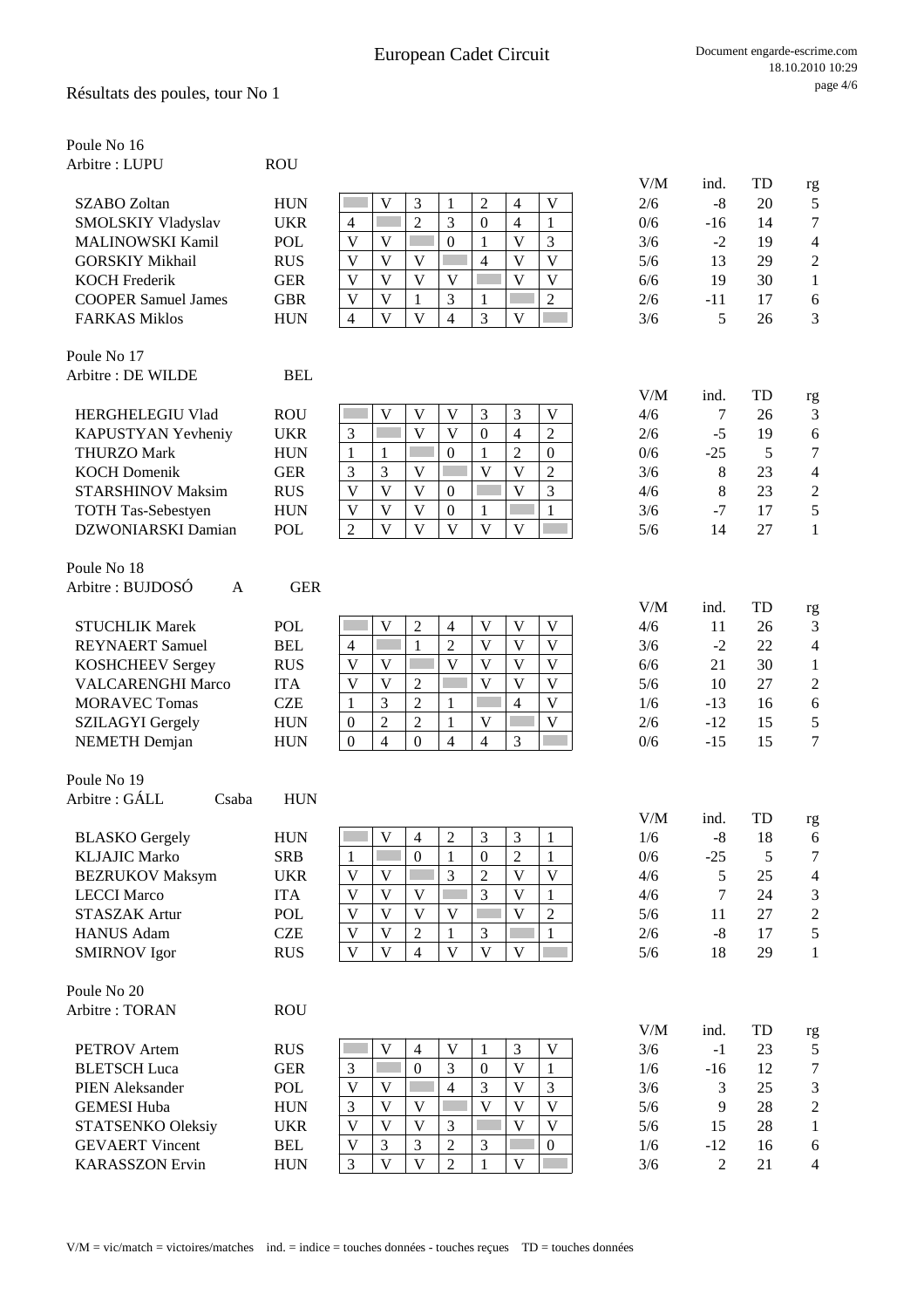# European Cadet Circuit

## Résultats des poules, tour No 1

### Poule No 16
Arbitre : LUPU ROU

| Nom | Nation | 1 | 2 | 3 | 4 | 5 | 6 | 7 | V/M | ind. | TD | rg |
|---|---|---|---|---|---|---|---|---|---|---|---|---|
| SZABO Zoltan | HUN | | V | 3 | 1 | 2 | 4 | V | 2/6 | -8 | 20 | 5 |
| SMOLSKIY Vladyslav | UKR | 4 | | 2 | 3 | 0 | 4 | 1 | 0/6 | -16 | 14 | 7 |
| MALINOWSKI Kamil | POL | V | V | | 0 | 1 | V | 3 | 3/6 | -2 | 19 | 4 |
| GORSKIY Mikhail | RUS | V | V | V | | 4 | V | V | 5/6 | 13 | 29 | 2 |
| KOCH Frederik | GER | V | V | V | V | | V | V | 6/6 | 19 | 30 | 1 |
| COOPER Samuel James | GBR | V | V | 1 | 3 | 1 | | 2 | 2/6 | -11 | 17 | 6 |
| FARKAS Miklos | HUN | 4 | V | V | 4 | 3 | V | | 3/6 | 5 | 26 | 3 |

### Poule No 17
Arbitre : DE WILDE BEL

| Nom | Nation | 1 | 2 | 3 | 4 | 5 | 6 | 7 | V/M | ind. | TD | rg |
|---|---|---|---|---|---|---|---|---|---|---|---|---|
| HERGHELEGIU Vlad | ROU | | V | V | V | 3 | 3 | V | 4/6 | 7 | 26 | 3 |
| KAPUSTYAN Yevheniy | UKR | 3 | | V | V | 0 | 4 | 2 | 2/6 | -5 | 19 | 6 |
| THURZO Mark | HUN | 1 | 1 | | 0 | 1 | 2 | 0 | 0/6 | -25 | 5 | 7 |
| KOCH Domenik | GER | 3 | 3 | V | | V | V | 2 | 3/6 | 8 | 23 | 4 |
| STARSHINOV Maksim | RUS | V | V | V | 0 | | V | 3 | 4/6 | 8 | 23 | 2 |
| TOTH Tas-Sebestyen | HUN | V | V | V | 0 | 1 | | 1 | 3/6 | -7 | 17 | 5 |
| DZWONIARSKI Damian | POL | 2 | V | V | V | V | V | | 5/6 | 14 | 27 | 1 |

### Poule No 18
Arbitre : BUJDOSÓ A GER

| Nom | Nation | 1 | 2 | 3 | 4 | 5 | 6 | 7 | V/M | ind. | TD | rg |
|---|---|---|---|---|---|---|---|---|---|---|---|---|
| STUCHLIK Marek | POL | | V | 2 | 4 | V | V | V | 4/6 | 11 | 26 | 3 |
| REYNAERT Samuel | BEL | 4 | | 1 | 2 | V | V | V | 3/6 | -2 | 22 | 4 |
| KOSHCHEEV Sergey | RUS | V | V | | V | V | V | V | 6/6 | 21 | 30 | 1 |
| VALCARENGHI Marco | ITA | V | V | 2 | | V | V | V | 5/6 | 10 | 27 | 2 |
| MORAVEC Tomas | CZE | 1 | 3 | 2 | 1 | | 4 | V | 1/6 | -13 | 16 | 6 |
| SZILAGYI Gergely | HUN | 0 | 2 | 2 | 1 | V | | V | 2/6 | -12 | 15 | 5 |
| NEMETH Demjan | HUN | 0 | 4 | 0 | 4 | 4 | 3 | | 0/6 | -15 | 15 | 7 |

### Poule No 19
Arbitre : GÁLL Csaba HUN

| Nom | Nation | 1 | 2 | 3 | 4 | 5 | 6 | 7 | V/M | ind. | TD | rg |
|---|---|---|---|---|---|---|---|---|---|---|---|---|
| BLASKO Gergely | HUN | | V | 4 | 2 | 3 | 3 | 1 | 1/6 | -8 | 18 | 6 |
| KLJAJIC Marko | SRB | 1 | | 0 | 1 | 0 | 2 | 1 | 0/6 | -25 | 5 | 7 |
| BEZRUKOV Maksym | UKR | V | V | | 3 | 2 | V | V | 4/6 | 5 | 25 | 4 |
| LECCI Marco | ITA | V | V | V | | 3 | V | 1 | 4/6 | 7 | 24 | 3 |
| STASZAK Artur | POL | V | V | V | V | | V | 2 | 5/6 | 11 | 27 | 2 |
| HANUS Adam | CZE | V | V | 2 | 1 | 3 | | 1 | 2/6 | -8 | 17 | 5 |
| SMIRNOV Igor | RUS | V | V | 4 | V | V | V | | 5/6 | 18 | 29 | 1 |

### Poule No 20
Arbitre : TORAN ROU

| Nom | Nation | 1 | 2 | 3 | 4 | 5 | 6 | 7 | V/M | ind. | TD | rg |
|---|---|---|---|---|---|---|---|---|---|---|---|---|
| PETROV Artem | RUS | | V | 4 | V | 1 | 3 | V | 3/6 | -1 | 23 | 5 |
| BLETSCH Luca | GER | 3 | | 0 | 3 | 0 | V | 1 | 1/6 | -16 | 12 | 7 |
| PIEN Aleksander | POL | V | V | | 4 | 3 | V | 3 | 3/6 | 3 | 25 | 3 |
| GEMESI Huba | HUN | 3 | V | V | | V | V | V | 5/6 | 9 | 28 | 2 |
| STATSENKO Oleksiy | UKR | V | V | V | 3 | | V | V | 5/6 | 15 | 28 | 1 |
| GEVAERT Vincent | BEL | V | 3 | 3 | 2 | 3 | | 0 | 1/6 | -12 | 16 | 6 |
| KARASSZON Ervin | HUN | 3 | V | V | 2 | 1 | V | | 3/6 | 2 | 21 | 4 |

V/M = vic/match = victoires/matches ind. = indice = touches données - touches reçues TD = touches données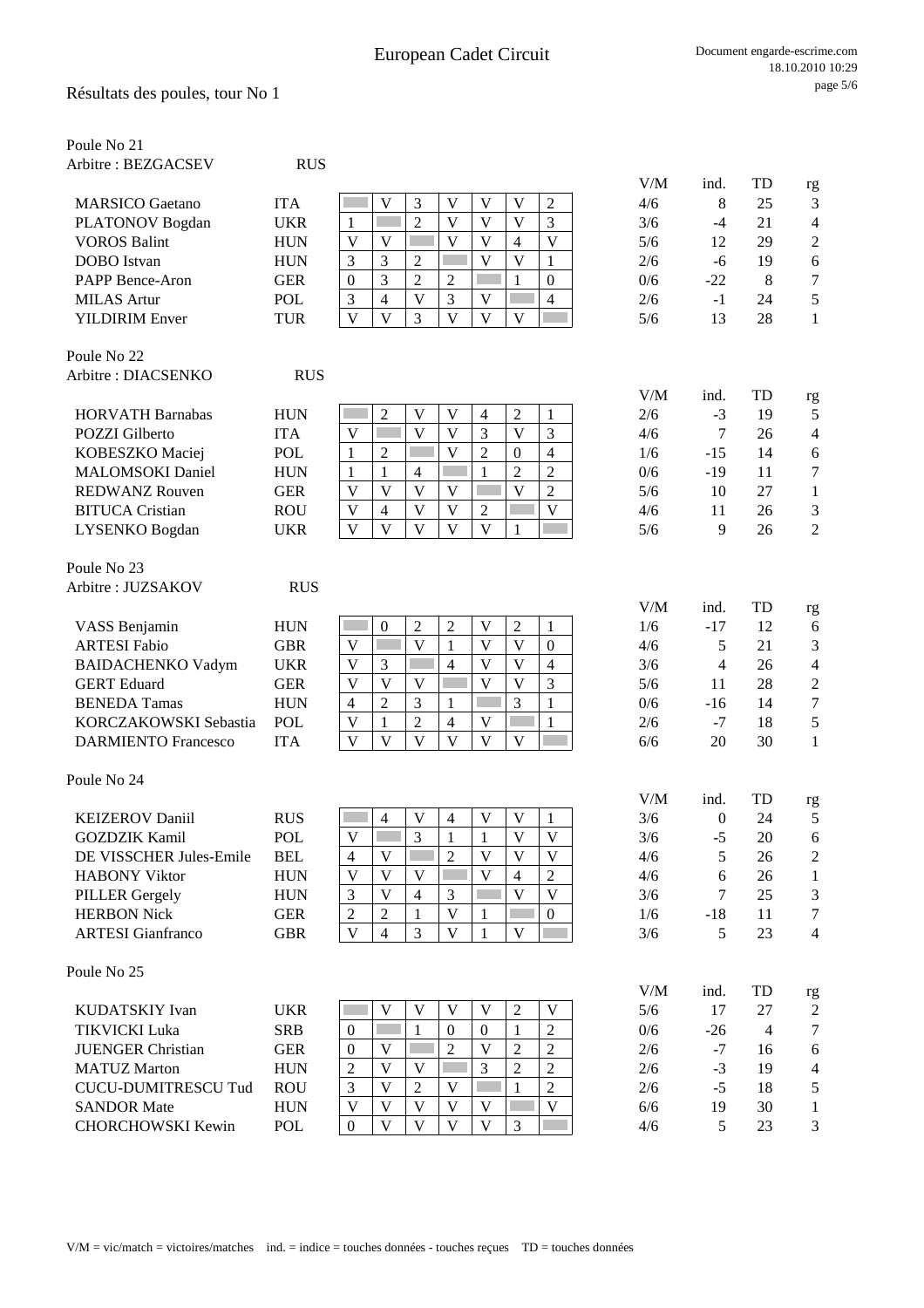# European Cadet Circuit

## Résultats des poules, tour No 1

### Poule No 21

Arbitre : BEZGACSEV RUS

| Nom | Nat | 1 | 2 | 3 | 4 | 5 | 6 | 7 | V/M | ind. | TD | rg |
|---|---|---|---|---|---|---|---|---|---|---|---|---|
| MARSICO Gaetano | ITA | | V | 3 | V | V | V | 2 | 4/6 | 8 | 25 | 3 |
| PLATONOV Bogdan | UKR | 1 | | 2 | V | V | V | 3 | 3/6 | -4 | 21 | 4 |
| VOROS Balint | HUN | V | V | | V | V | 4 | V | 5/6 | 12 | 29 | 2 |
| DOBO Istvan | HUN | 3 | 3 | 2 | | V | V | 1 | 2/6 | -6 | 19 | 6 |
| PAPP Bence-Aron | GER | 0 | 3 | 2 | 2 | | 1 | 0 | 0/6 | -22 | 8 | 7 |
| MILAS Artur | POL | 3 | 4 | V | 3 | V | | 4 | 2/6 | -1 | 24 | 5 |
| YILDIRIM Enver | TUR | V | V | 3 | V | V | V | | 5/6 | 13 | 28 | 1 |

### Poule No 22

Arbitre : DIACSENKO RUS

| Nom | Nat | 1 | 2 | 3 | 4 | 5 | 6 | 7 | V/M | ind. | TD | rg |
|---|---|---|---|---|---|---|---|---|---|---|---|---|
| HORVATH Barnabas | HUN | | 2 | V | V | 4 | 2 | 1 | 2/6 | -3 | 19 | 5 |
| POZZI Gilberto | ITA | V | | V | V | 3 | V | 3 | 4/6 | 7 | 26 | 4 |
| KOBESZKO Maciej | POL | 1 | 2 | | V | 2 | 0 | 4 | 1/6 | -15 | 14 | 6 |
| MALOMSOKI Daniel | HUN | 1 | 1 | 4 | | 1 | 2 | 2 | 0/6 | -19 | 11 | 7 |
| REDWANZ Rouven | GER | V | V | V | V | | V | 2 | 5/6 | 10 | 27 | 1 |
| BITUCA Cristian | ROU | V | 4 | V | V | 2 | | V | 4/6 | 11 | 26 | 3 |
| LYSENKO Bogdan | UKR | V | V | V | V | V | 1 | | 5/6 | 9 | 26 | 2 |

### Poule No 23

Arbitre : JUZSAKOV RUS

| Nom | Nat | 1 | 2 | 3 | 4 | 5 | 6 | 7 | V/M | ind. | TD | rg |
|---|---|---|---|---|---|---|---|---|---|---|---|---|
| VASS Benjamin | HUN | | 0 | 2 | 2 | V | 2 | 1 | 1/6 | -17 | 12 | 6 |
| ARTESI Fabio | GBR | V | | V | 1 | V | V | 0 | 4/6 | 5 | 21 | 3 |
| BAIDACHENKO Vadym | UKR | V | 3 | | 4 | V | V | 4 | 3/6 | 4 | 26 | 4 |
| GERT Eduard | GER | V | V | V | | V | V | 3 | 5/6 | 11 | 28 | 2 |
| BENEDA Tamas | HUN | 4 | 2 | 3 | 1 | | 3 | 1 | 0/6 | -16 | 14 | 7 |
| KORCZAKOWSKI Sebastia | POL | V | 1 | 2 | 4 | V | | 1 | 2/6 | -7 | 18 | 5 |
| DARMIENTO Francesco | ITA | V | V | V | V | V | V | | 6/6 | 20 | 30 | 1 |

### Poule No 24

| Nom | Nat | 1 | 2 | 3 | 4 | 5 | 6 | 7 | V/M | ind. | TD | rg |
|---|---|---|---|---|---|---|---|---|---|---|---|---|
| KEIZEROV Daniil | RUS | | 4 | V | 4 | V | V | 1 | 3/6 | 0 | 24 | 5 |
| GOZDZIK Kamil | POL | V | | 3 | 1 | 1 | V | V | 3/6 | -5 | 20 | 6 |
| DE VISSCHER Jules-Emile | BEL | 4 | V | | 2 | V | V | V | 4/6 | 5 | 26 | 2 |
| HABONY Viktor | HUN | V | V | V | | V | 4 | 2 | 4/6 | 6 | 26 | 1 |
| PILLER Gergely | HUN | 3 | V | 4 | 3 | | V | V | 3/6 | 7 | 25 | 3 |
| HERBON Nick | GER | 2 | 2 | 1 | V | 1 | | 0 | 1/6 | -18 | 11 | 7 |
| ARTESI Gianfranco | GBR | V | 4 | 3 | V | 1 | V | | 3/6 | 5 | 23 | 4 |

### Poule No 25

| Nom | Nat | 1 | 2 | 3 | 4 | 5 | 6 | 7 | V/M | ind. | TD | rg |
|---|---|---|---|---|---|---|---|---|---|---|---|---|
| KUDATSKIY Ivan | UKR | | V | V | V | V | 2 | V | 5/6 | 17 | 27 | 2 |
| TIKVICKI Luka | SRB | 0 | | 1 | 0 | 0 | 1 | 2 | 0/6 | -26 | 4 | 7 |
| JUENGER Christian | GER | 0 | V | | 2 | V | 2 | 2 | 2/6 | -7 | 16 | 6 |
| MATUZ Marton | HUN | 2 | V | V | | 3 | 2 | 2 | 2/6 | -3 | 19 | 4 |
| CUCU-DUMITRESCU Tud | ROU | 3 | V | 2 | V | | 1 | 2 | 2/6 | -5 | 18 | 5 |
| SANDOR Mate | HUN | V | V | V | V | V | | V | 6/6 | 19 | 30 | 1 |
| CHORCHOWSKI Kewin | POL | 0 | V | V | V | V | 3 | | 4/6 | 5 | 23 | 3 |

V/M = vic/match = victoires/matches ind. = indice = touches données - touches reçues TD = touches données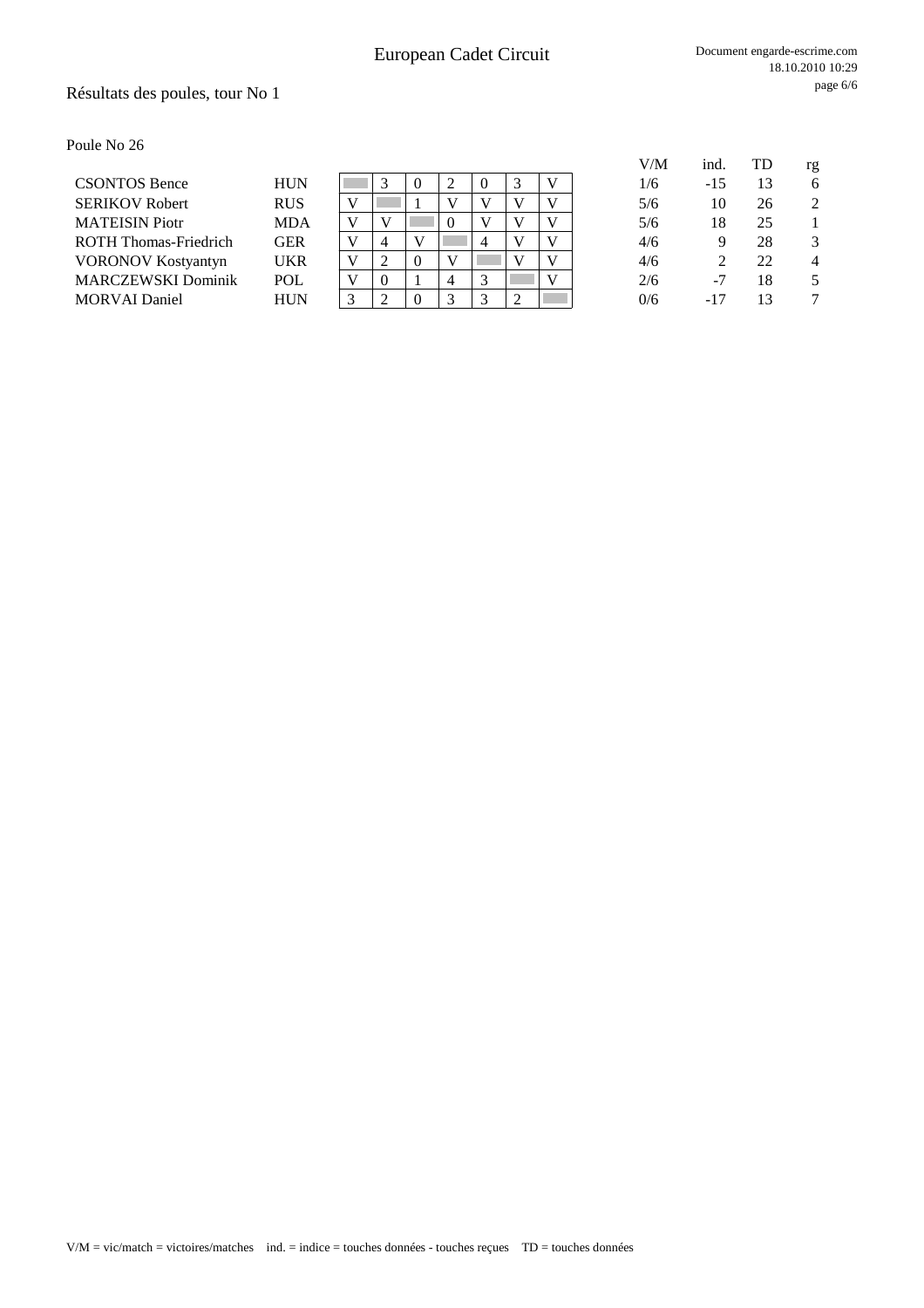European Cadet Circuit

Document engarde-escrime.com
18.10.2010 10:29

## Résultats des poules, tour No 1

Poule No 26

| | | | | | | | | | | V/M | ind. | TD | rg |
|---|---|---|---|---|---|---|---|---|---|---|---|---|---|
| CSONTOS Bence | HUN | | 3 | 0 | 2 | 0 | 3 | V | | 1/6 | -15 | 13 | 6 |
| SERIKOV Robert | RUS | V | | 1 | V | V | V | V | | 5/6 | 10 | 26 | 2 |
| MATEISIN Piotr | MDA | V | V | | 0 | V | V | V | | 5/6 | 18 | 25 | 1 |
| ROTH Thomas-Friedrich | GER | V | 4 | V | | 4 | V | V | | 4/6 | 9 | 28 | 3 |
| VORONOV Kostyantyn | UKR | V | 2 | 0 | V | | V | V | | 4/6 | 2 | 22 | 4 |
| MARCZEWSKI Dominik | POL | V | 0 | 1 | 4 | 3 | | V | | 2/6 | -7 | 18 | 5 |
| MORVAI Daniel | HUN | 3 | 2 | 0 | 3 | 3 | 2 | | | 0/6 | -17 | 13 | 7 |

V/M = vic/match = victoires/matches ind. = indice = touches données - touches reçues TD = touches données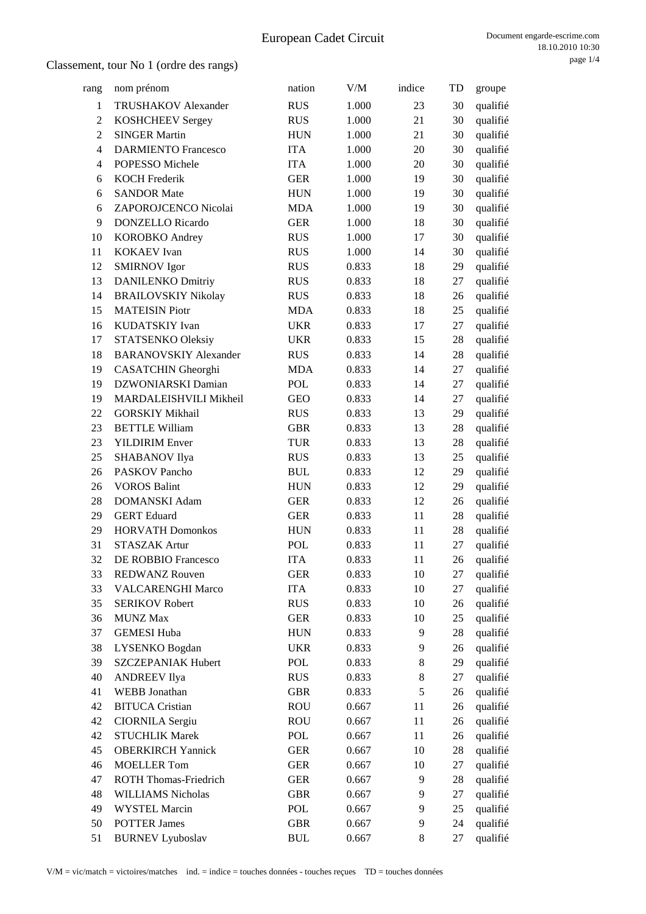# European Cadet Circuit

Classement, tour No 1 (ordre des rangs)

| rang | nom prénom | nation | V/M | indice | TD | groupe |
|---|---|---|---|---|---|---|
| 1 | TRUSHAKOV Alexander | RUS | 1.000 | 23 | 30 | qualifié |
| 2 | KOSHCHEEV Sergey | RUS | 1.000 | 21 | 30 | qualifié |
| 2 | SINGER Martin | HUN | 1.000 | 21 | 30 | qualifié |
| 4 | DARMIENTO Francesco | ITA | 1.000 | 20 | 30 | qualifié |
| 4 | POPESSO Michele | ITA | 1.000 | 20 | 30 | qualifié |
| 6 | KOCH Frederik | GER | 1.000 | 19 | 30 | qualifié |
| 6 | SANDOR Mate | HUN | 1.000 | 19 | 30 | qualifié |
| 6 | ZAPOROJCENCO Nicolai | MDA | 1.000 | 19 | 30 | qualifié |
| 9 | DONZELLO Ricardo | GER | 1.000 | 18 | 30 | qualifié |
| 10 | KOROBKO Andrey | RUS | 1.000 | 17 | 30 | qualifié |
| 11 | KOKAEV Ivan | RUS | 1.000 | 14 | 30 | qualifié |
| 12 | SMIRNOV Igor | RUS | 0.833 | 18 | 29 | qualifié |
| 13 | DANILENKO Dmitriy | RUS | 0.833 | 18 | 27 | qualifié |
| 14 | BRAILOVSKIY Nikolay | RUS | 0.833 | 18 | 26 | qualifié |
| 15 | MATEISIN Piotr | MDA | 0.833 | 18 | 25 | qualifié |
| 16 | KUDATSKIY Ivan | UKR | 0.833 | 17 | 27 | qualifié |
| 17 | STATSENKO Oleksiy | UKR | 0.833 | 15 | 28 | qualifié |
| 18 | BARANOVSKIY Alexander | RUS | 0.833 | 14 | 28 | qualifié |
| 19 | CASATCHIN Gheorghi | MDA | 0.833 | 14 | 27 | qualifié |
| 19 | DZWONIARSKI Damian | POL | 0.833 | 14 | 27 | qualifié |
| 19 | MARDALEISHVILI Mikheil | GEO | 0.833 | 14 | 27 | qualifié |
| 22 | GORSKIY Mikhail | RUS | 0.833 | 13 | 29 | qualifié |
| 23 | BETTLE William | GBR | 0.833 | 13 | 28 | qualifié |
| 23 | YILDIRIM Enver | TUR | 0.833 | 13 | 28 | qualifié |
| 25 | SHABANOV Ilya | RUS | 0.833 | 13 | 25 | qualifié |
| 26 | PASKOV Pancho | BUL | 0.833 | 12 | 29 | qualifié |
| 26 | VOROS Balint | HUN | 0.833 | 12 | 29 | qualifié |
| 28 | DOMANSKI Adam | GER | 0.833 | 12 | 26 | qualifié |
| 29 | GERT Eduard | GER | 0.833 | 11 | 28 | qualifié |
| 29 | HORVATH Domonkos | HUN | 0.833 | 11 | 28 | qualifié |
| 31 | STASZAK Artur | POL | 0.833 | 11 | 27 | qualifié |
| 32 | DE ROBBIO Francesco | ITA | 0.833 | 11 | 26 | qualifié |
| 33 | REDWANZ Rouven | GER | 0.833 | 10 | 27 | qualifié |
| 33 | VALCARENGHI Marco | ITA | 0.833 | 10 | 27 | qualifié |
| 35 | SERIKOV Robert | RUS | 0.833 | 10 | 26 | qualifié |
| 36 | MUNZ Max | GER | 0.833 | 10 | 25 | qualifié |
| 37 | GEMESI Huba | HUN | 0.833 | 9 | 28 | qualifié |
| 38 | LYSENKO Bogdan | UKR | 0.833 | 9 | 26 | qualifié |
| 39 | SZCZEPANIAK Hubert | POL | 0.833 | 8 | 29 | qualifié |
| 40 | ANDREEV Ilya | RUS | 0.833 | 8 | 27 | qualifié |
| 41 | WEBB Jonathan | GBR | 0.833 | 5 | 26 | qualifié |
| 42 | BITUCA Cristian | ROU | 0.667 | 11 | 26 | qualifié |
| 42 | CIORNILA Sergiu | ROU | 0.667 | 11 | 26 | qualifié |
| 42 | STUCHLIK Marek | POL | 0.667 | 11 | 26 | qualifié |
| 45 | OBERKIRCH Yannick | GER | 0.667 | 10 | 28 | qualifié |
| 46 | MOELLER Tom | GER | 0.667 | 10 | 27 | qualifié |
| 47 | ROTH Thomas-Friedrich | GER | 0.667 | 9 | 28 | qualifié |
| 48 | WILLIAMS Nicholas | GBR | 0.667 | 9 | 27 | qualifié |
| 49 | WYSTEL Marcin | POL | 0.667 | 9 | 25 | qualifié |
| 50 | POTTER James | GBR | 0.667 | 9 | 24 | qualifié |
| 51 | BURNEV Lyuboslav | BUL | 0.667 | 8 | 27 | qualifié |

V/M = vic/match = victoires/matches ind. = indice = touches données - touches reçues TD = touches données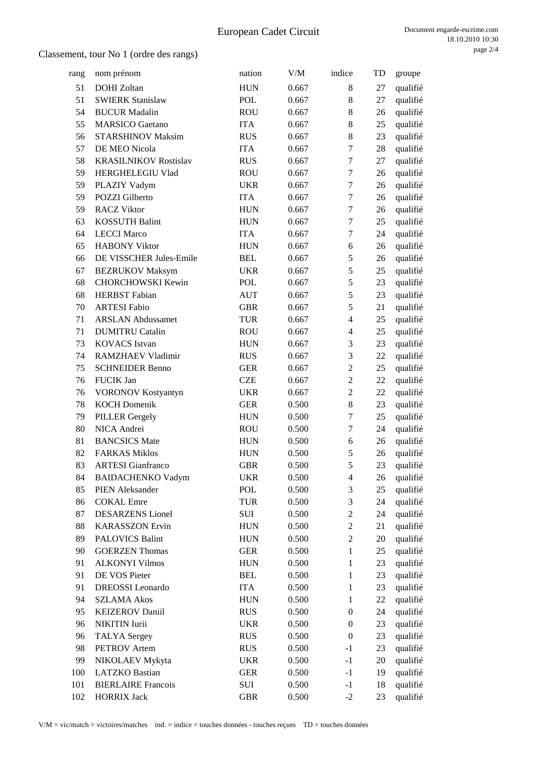# European Cadet Circuit

## Classement, tour No 1 (ordre des rangs)

| rang | nom prénom | nation | V/M | indice | TD | groupe |
|---|---|---|---|---|---|---|
| 51 | DOHI Zoltan | HUN | 0.667 | 8 | 27 | qualifié |
| 51 | SWIERK Stanislaw | POL | 0.667 | 8 | 27 | qualifié |
| 54 | BUCUR Madalin | ROU | 0.667 | 8 | 26 | qualifié |
| 55 | MARSICO Gaetano | ITA | 0.667 | 8 | 25 | qualifié |
| 56 | STARSHINOV Maksim | RUS | 0.667 | 8 | 23 | qualifié |
| 57 | DE MEO Nicola | ITA | 0.667 | 7 | 28 | qualifié |
| 58 | KRASILNIKOV Rostislav | RUS | 0.667 | 7 | 27 | qualifié |
| 59 | HERGHELEGIU Vlad | ROU | 0.667 | 7 | 26 | qualifié |
| 59 | PLAZIY Vadym | UKR | 0.667 | 7 | 26 | qualifié |
| 59 | POZZI Gilberto | ITA | 0.667 | 7 | 26 | qualifié |
| 59 | RACZ Viktor | HUN | 0.667 | 7 | 26 | qualifié |
| 63 | KOSSUTH Balint | HUN | 0.667 | 7 | 25 | qualifié |
| 64 | LECCI Marco | ITA | 0.667 | 7 | 24 | qualifié |
| 65 | HABONY Viktor | HUN | 0.667 | 6 | 26 | qualifié |
| 66 | DE VISSCHER Jules-Emile | BEL | 0.667 | 5 | 26 | qualifié |
| 67 | BEZRUKOV Maksym | UKR | 0.667 | 5 | 25 | qualifié |
| 68 | CHORCHOWSKI Kewin | POL | 0.667 | 5 | 23 | qualifié |
| 68 | HERBST Fabian | AUT | 0.667 | 5 | 23 | qualifié |
| 70 | ARTESI Fabio | GBR | 0.667 | 5 | 21 | qualifié |
| 71 | ARSLAN Abdussamet | TUR | 0.667 | 4 | 25 | qualifié |
| 71 | DUMITRU Catalin | ROU | 0.667 | 4 | 25 | qualifié |
| 73 | KOVACS Istvan | HUN | 0.667 | 3 | 23 | qualifié |
| 74 | RAMZHAEV Vladimir | RUS | 0.667 | 3 | 22 | qualifié |
| 75 | SCHNEIDER Benno | GER | 0.667 | 2 | 25 | qualifié |
| 76 | FUCIK Jan | CZE | 0.667 | 2 | 22 | qualifié |
| 76 | VORONOV Kostyantyn | UKR | 0.667 | 2 | 22 | qualifié |
| 78 | KOCH Domenik | GER | 0.500 | 8 | 23 | qualifié |
| 79 | PILLER Gergely | HUN | 0.500 | 7 | 25 | qualifié |
| 80 | NICA Andrei | ROU | 0.500 | 7 | 24 | qualifié |
| 81 | BANCSICS Mate | HUN | 0.500 | 6 | 26 | qualifié |
| 82 | FARKAS Miklos | HUN | 0.500 | 5 | 26 | qualifié |
| 83 | ARTESI Gianfranco | GBR | 0.500 | 5 | 23 | qualifié |
| 84 | BAIDACHENKO Vadym | UKR | 0.500 | 4 | 26 | qualifié |
| 85 | PIEN Aleksander | POL | 0.500 | 3 | 25 | qualifié |
| 86 | COKAL Emre | TUR | 0.500 | 3 | 24 | qualifié |
| 87 | DESARZENS Lionel | SUI | 0.500 | 2 | 24 | qualifié |
| 88 | KARASSZON Ervin | HUN | 0.500 | 2 | 21 | qualifié |
| 89 | PALOVICS Balint | HUN | 0.500 | 2 | 20 | qualifié |
| 90 | GOERZEN Thomas | GER | 0.500 | 1 | 25 | qualifié |
| 91 | ALKONYI Vilmos | HUN | 0.500 | 1 | 23 | qualifié |
| 91 | DE VOS Pieter | BEL | 0.500 | 1 | 23 | qualifié |
| 91 | DREOSSI Leonardo | ITA | 0.500 | 1 | 23 | qualifié |
| 94 | SZLAMA Akos | HUN | 0.500 | 1 | 22 | qualifié |
| 95 | KEIZEROV Daniil | RUS | 0.500 | 0 | 24 | qualifié |
| 96 | NIKITIN Iurii | UKR | 0.500 | 0 | 23 | qualifié |
| 96 | TALYA Sergey | RUS | 0.500 | 0 | 23 | qualifié |
| 98 | PETROV Artem | RUS | 0.500 | -1 | 23 | qualifié |
| 99 | NIKOLAEV Mykyta | UKR | 0.500 | -1 | 20 | qualifié |
| 100 | LATZKO Bastian | GER | 0.500 | -1 | 19 | qualifié |
| 101 | BIERLAIRE Francois | SUI | 0.500 | -1 | 18 | qualifié |
| 102 | HORRIX Jack | GBR | 0.500 | -2 | 23 | qualifié |

V/M = vic/match = victoires/matches ind. = indice = touches données - touches reçues TD = touches données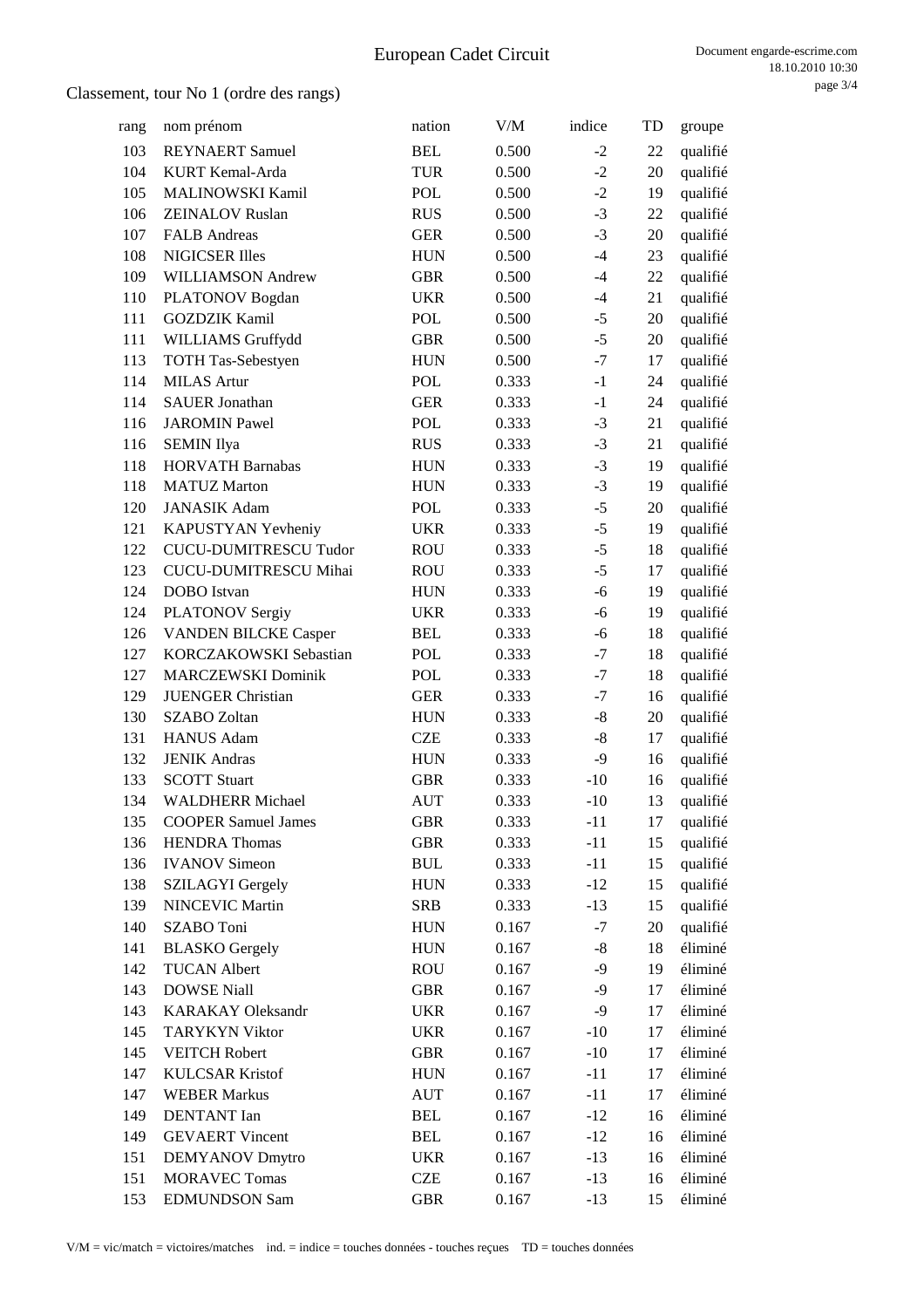## Classement, tour No 1 (ordre des rangs)

| rang | nom prénom | nation | V/M | indice | TD | groupe |
|---|---|---|---|---|---|---|
| 103 | REYNAERT Samuel | BEL | 0.500 | -2 | 22 | qualifié |
| 104 | KURT Kemal-Arda | TUR | 0.500 | -2 | 20 | qualifié |
| 105 | MALINOWSKI Kamil | POL | 0.500 | -2 | 19 | qualifié |
| 106 | ZEINALOV Ruslan | RUS | 0.500 | -3 | 22 | qualifié |
| 107 | FALB Andreas | GER | 0.500 | -3 | 20 | qualifié |
| 108 | NIGICSER Illes | HUN | 0.500 | -4 | 23 | qualifié |
| 109 | WILLIAMSON Andrew | GBR | 0.500 | -4 | 22 | qualifié |
| 110 | PLATONOV Bogdan | UKR | 0.500 | -4 | 21 | qualifié |
| 111 | GOZDZIK Kamil | POL | 0.500 | -5 | 20 | qualifié |
| 111 | WILLIAMS Gruffydd | GBR | 0.500 | -5 | 20 | qualifié |
| 113 | TOTH Tas-Sebestyen | HUN | 0.500 | -7 | 17 | qualifié |
| 114 | MILAS Artur | POL | 0.333 | -1 | 24 | qualifié |
| 114 | SAUER Jonathan | GER | 0.333 | -1 | 24 | qualifié |
| 116 | JAROMIN Pawel | POL | 0.333 | -3 | 21 | qualifié |
| 116 | SEMIN Ilya | RUS | 0.333 | -3 | 21 | qualifié |
| 118 | HORVATH Barnabas | HUN | 0.333 | -3 | 19 | qualifié |
| 118 | MATUZ Marton | HUN | 0.333 | -3 | 19 | qualifié |
| 120 | JANASIK Adam | POL | 0.333 | -5 | 20 | qualifié |
| 121 | KAPUSTYAN Yevheniy | UKR | 0.333 | -5 | 19 | qualifié |
| 122 | CUCU-DUMITRESCU Tudor | ROU | 0.333 | -5 | 18 | qualifié |
| 123 | CUCU-DUMITRESCU Mihai | ROU | 0.333 | -5 | 17 | qualifié |
| 124 | DOBO Istvan | HUN | 0.333 | -6 | 19 | qualifié |
| 124 | PLATONOV Sergiy | UKR | 0.333 | -6 | 19 | qualifié |
| 126 | VANDEN BILCKE Casper | BEL | 0.333 | -6 | 18 | qualifié |
| 127 | KORCZAKOWSKI Sebastian | POL | 0.333 | -7 | 18 | qualifié |
| 127 | MARCZEWSKI Dominik | POL | 0.333 | -7 | 18 | qualifié |
| 129 | JUENGER Christian | GER | 0.333 | -7 | 16 | qualifié |
| 130 | SZABO Zoltan | HUN | 0.333 | -8 | 20 | qualifié |
| 131 | HANUS Adam | CZE | 0.333 | -8 | 17 | qualifié |
| 132 | JENIK Andras | HUN | 0.333 | -9 | 16 | qualifié |
| 133 | SCOTT Stuart | GBR | 0.333 | -10 | 16 | qualifié |
| 134 | WALDHERR Michael | AUT | 0.333 | -10 | 13 | qualifié |
| 135 | COOPER Samuel James | GBR | 0.333 | -11 | 17 | qualifié |
| 136 | HENDRA Thomas | GBR | 0.333 | -11 | 15 | qualifié |
| 136 | IVANOV Simeon | BUL | 0.333 | -11 | 15 | qualifié |
| 138 | SZILAGYI Gergely | HUN | 0.333 | -12 | 15 | qualifié |
| 139 | NINCEVIC Martin | SRB | 0.333 | -13 | 15 | qualifié |
| 140 | SZABO Toni | HUN | 0.167 | -7 | 20 | qualifié |
| 141 | BLASKO Gergely | HUN | 0.167 | -8 | 18 | éliminé |
| 142 | TUCAN Albert | ROU | 0.167 | -9 | 19 | éliminé |
| 143 | DOWSE Niall | GBR | 0.167 | -9 | 17 | éliminé |
| 143 | KARAKAY Oleksandr | UKR | 0.167 | -9 | 17 | éliminé |
| 145 | TARYKYN Viktor | UKR | 0.167 | -10 | 17 | éliminé |
| 145 | VEITCH Robert | GBR | 0.167 | -10 | 17 | éliminé |
| 147 | KULCSAR Kristof | HUN | 0.167 | -11 | 17 | éliminé |
| 147 | WEBER Markus | AUT | 0.167 | -11 | 17 | éliminé |
| 149 | DENTANT Ian | BEL | 0.167 | -12 | 16 | éliminé |
| 149 | GEVAERT Vincent | BEL | 0.167 | -12 | 16 | éliminé |
| 151 | DEMYANOV Dmytro | UKR | 0.167 | -13 | 16 | éliminé |
| 151 | MORAVEC Tomas | CZE | 0.167 | -13 | 16 | éliminé |
| 153 | EDMUNDSON Sam | GBR | 0.167 | -13 | 15 | éliminé |

V/M = vic/match = victoires/matches ind. = indice = touches données - touches reçues TD = touches données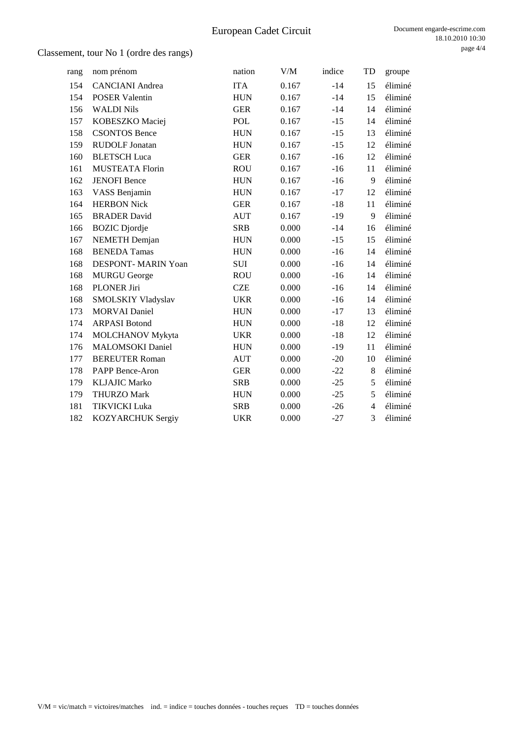# European Cadet Circuit

Classement, tour No 1 (ordre des rangs)

| rang | nom prénom | nation | V/M | indice | TD | groupe |
|---|---|---|---|---|---|---|
| 154 | CANCIANI Andrea | ITA | 0.167 | -14 | 15 | éliminé |
| 154 | POSER Valentin | HUN | 0.167 | -14 | 15 | éliminé |
| 156 | WALDI Nils | GER | 0.167 | -14 | 14 | éliminé |
| 157 | KOBESZKO Maciej | POL | 0.167 | -15 | 14 | éliminé |
| 158 | CSONTOS Bence | HUN | 0.167 | -15 | 13 | éliminé |
| 159 | RUDOLF Jonatan | HUN | 0.167 | -15 | 12 | éliminé |
| 160 | BLETSCH Luca | GER | 0.167 | -16 | 12 | éliminé |
| 161 | MUSTEATA Florin | ROU | 0.167 | -16 | 11 | éliminé |
| 162 | JENOFI Bence | HUN | 0.167 | -16 | 9 | éliminé |
| 163 | VASS Benjamin | HUN | 0.167 | -17 | 12 | éliminé |
| 164 | HERBON Nick | GER | 0.167 | -18 | 11 | éliminé |
| 165 | BRADER David | AUT | 0.167 | -19 | 9 | éliminé |
| 166 | BOZIC Djordje | SRB | 0.000 | -14 | 16 | éliminé |
| 167 | NEMETH Demjan | HUN | 0.000 | -15 | 15 | éliminé |
| 168 | BENEDA Tamas | HUN | 0.000 | -16 | 14 | éliminé |
| 168 | DESPONT- MARIN Yoan | SUI | 0.000 | -16 | 14 | éliminé |
| 168 | MURGU George | ROU | 0.000 | -16 | 14 | éliminé |
| 168 | PLONER Jiri | CZE | 0.000 | -16 | 14 | éliminé |
| 168 | SMOLSKIY Vladyslav | UKR | 0.000 | -16 | 14 | éliminé |
| 173 | MORVAI Daniel | HUN | 0.000 | -17 | 13 | éliminé |
| 174 | ARPASI Botond | HUN | 0.000 | -18 | 12 | éliminé |
| 174 | MOLCHANOV Mykyta | UKR | 0.000 | -18 | 12 | éliminé |
| 176 | MALOMSOKI Daniel | HUN | 0.000 | -19 | 11 | éliminé |
| 177 | BEREUTER Roman | AUT | 0.000 | -20 | 10 | éliminé |
| 178 | PAPP Bence-Aron | GER | 0.000 | -22 | 8 | éliminé |
| 179 | KLJAJIC Marko | SRB | 0.000 | -25 | 5 | éliminé |
| 179 | THURZO Mark | HUN | 0.000 | -25 | 5 | éliminé |
| 181 | TIKVICKI Luka | SRB | 0.000 | -26 | 4 | éliminé |
| 182 | KOZYARCHUK Sergiy | UKR | 0.000 | -27 | 3 | éliminé |

V/M = vic/match = victoires/matches ind. = indice = touches données - touches reçues TD = touches données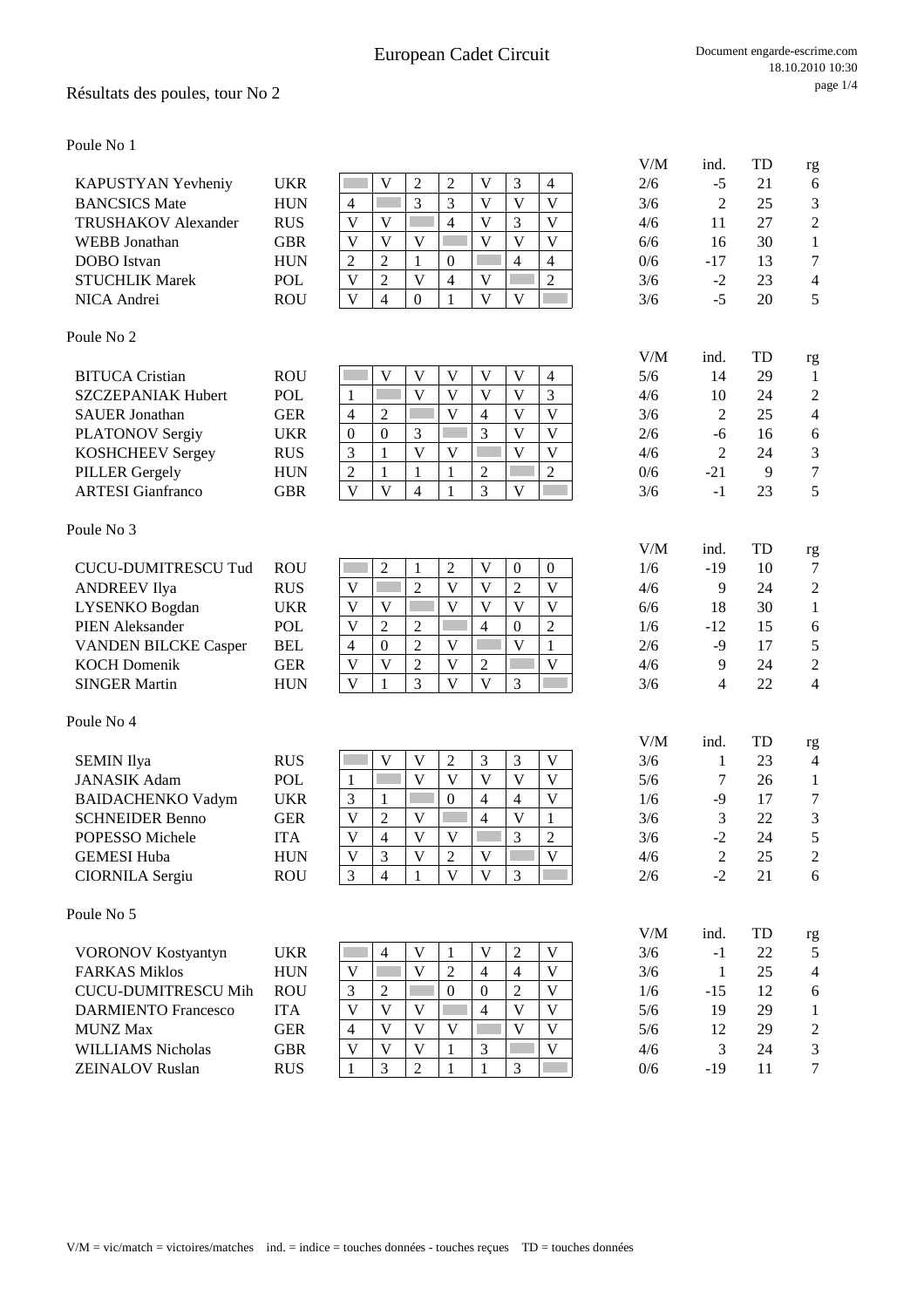# European Cadet Circuit

## Résultats des poules, tour No 2

### Poule No 1

| | | 1 | 2 | 3 | 4 | 5 | 6 | 7 | V/M | ind. | TD | rg |
|---|---|---|---|---|---|---|---|---|---|---|---|---|
| KAPUSTYAN Yevheniy | UKR | | V | 2 | 2 | V | 3 | 4 | 2/6 | -5 | 21 | 6 |
| BANCSICS Mate | HUN | 4 | | 3 | 3 | V | V | V | 3/6 | 2 | 25 | 3 |
| TRUSHAKOV Alexander | RUS | V | V | | 4 | V | 3 | V | 4/6 | 11 | 27 | 2 |
| WEBB Jonathan | GBR | V | V | V | | V | V | V | 6/6 | 16 | 30 | 1 |
| DOBO Istvan | HUN | 2 | 2 | 1 | 0 | | 4 | 4 | 0/6 | -17 | 13 | 7 |
| STUCHLIK Marek | POL | V | 2 | V | 4 | V | | 2 | 3/6 | -2 | 23 | 4 |
| NICA Andrei | ROU | V | 4 | 0 | 1 | V | V | | 3/6 | -5 | 20 | 5 |

### Poule No 2

| | | 1 | 2 | 3 | 4 | 5 | 6 | 7 | V/M | ind. | TD | rg |
|---|---|---|---|---|---|---|---|---|---|---|---|---|
| BITUCA Cristian | ROU | | V | V | V | V | V | 4 | 5/6 | 14 | 29 | 1 |
| SZCZEPANIAK Hubert | POL | 1 | | V | V | V | V | 3 | 4/6 | 10 | 24 | 2 |
| SAUER Jonathan | GER | 4 | 2 | | V | 4 | V | V | 3/6 | 2 | 25 | 4 |
| PLATONOV Sergiy | UKR | 0 | 0 | 3 | | 3 | V | V | 2/6 | -6 | 16 | 6 |
| KOSHCHEEV Sergey | RUS | 3 | 1 | V | V | | V | V | 4/6 | 2 | 24 | 3 |
| PILLER Gergely | HUN | 2 | 1 | 1 | 1 | 2 | | 2 | 0/6 | -21 | 9 | 7 |
| ARTESI Gianfranco | GBR | V | V | 4 | 1 | 3 | V | | 3/6 | -1 | 23 | 5 |

### Poule No 3

| | | 1 | 2 | 3 | 4 | 5 | 6 | 7 | V/M | ind. | TD | rg |
|---|---|---|---|---|---|---|---|---|---|---|---|---|
| CUCU-DUMITRESCU Tud | ROU | | 2 | 1 | 2 | V | 0 | 0 | 1/6 | -19 | 10 | 7 |
| ANDREEV Ilya | RUS | V | | 2 | V | V | 2 | V | 4/6 | 9 | 24 | 2 |
| LYSENKO Bogdan | UKR | V | V | | V | V | V | V | 6/6 | 18 | 30 | 1 |
| PIEN Aleksander | POL | V | 2 | 2 | | 4 | 0 | 2 | 1/6 | -12 | 15 | 6 |
| VANDEN BILCKE Casper | BEL | 4 | 0 | 2 | V | | V | 1 | 2/6 | -9 | 17 | 5 |
| KOCH Domenik | GER | V | V | 2 | V | 2 | | V | 4/6 | 9 | 24 | 2 |
| SINGER Martin | HUN | V | 1 | 3 | V | V | 3 | | 3/6 | 4 | 22 | 4 |

### Poule No 4

| | | 1 | 2 | 3 | 4 | 5 | 6 | 7 | V/M | ind. | TD | rg |
|---|---|---|---|---|---|---|---|---|---|---|---|---|
| SEMIN Ilya | RUS | | V | V | 2 | 3 | 3 | V | 3/6 | 1 | 23 | 4 |
| JANASIK Adam | POL | 1 | | V | V | V | V | V | 5/6 | 7 | 26 | 1 |
| BAIDACHENKO Vadym | UKR | 3 | 1 | | 0 | 4 | 4 | V | 1/6 | -9 | 17 | 7 |
| SCHNEIDER Benno | GER | V | 2 | V | | 4 | V | 1 | 3/6 | 3 | 22 | 3 |
| POPESSO Michele | ITA | V | 4 | V | V | | 3 | 2 | 3/6 | -2 | 24 | 5 |
| GEMESI Huba | HUN | V | 3 | V | 2 | V | | V | 4/6 | 2 | 25 | 2 |
| CIORNILA Sergiu | ROU | 3 | 4 | 1 | V | V | 3 | | 2/6 | -2 | 21 | 6 |

### Poule No 5

| | | 1 | 2 | 3 | 4 | 5 | 6 | 7 | V/M | ind. | TD | rg |
|---|---|---|---|---|---|---|---|---|---|---|---|---|
| VORONOV Kostyantyn | UKR | | 4 | V | 1 | V | 2 | V | 3/6 | -1 | 22 | 5 |
| FARKAS Miklos | HUN | V | | V | 2 | 4 | 4 | V | 3/6 | 1 | 25 | 4 |
| CUCU-DUMITRESCU Mih | ROU | 3 | 2 | | 0 | 0 | 2 | V | 1/6 | -15 | 12 | 6 |
| DARMIENTO Francesco | ITA | V | V | V | | 4 | V | V | 5/6 | 19 | 29 | 1 |
| MUNZ Max | GER | 4 | V | V | V | | V | V | 5/6 | 12 | 29 | 2 |
| WILLIAMS Nicholas | GBR | V | V | V | 1 | 3 | | V | 4/6 | 3 | 24 | 3 |
| ZEINALOV Ruslan | RUS | 1 | 3 | 2 | 1 | 1 | 3 | | 0/6 | -19 | 11 | 7 |

V/M = vic/match = victoires/matches ind. = indice = touches données - touches reçues TD = touches données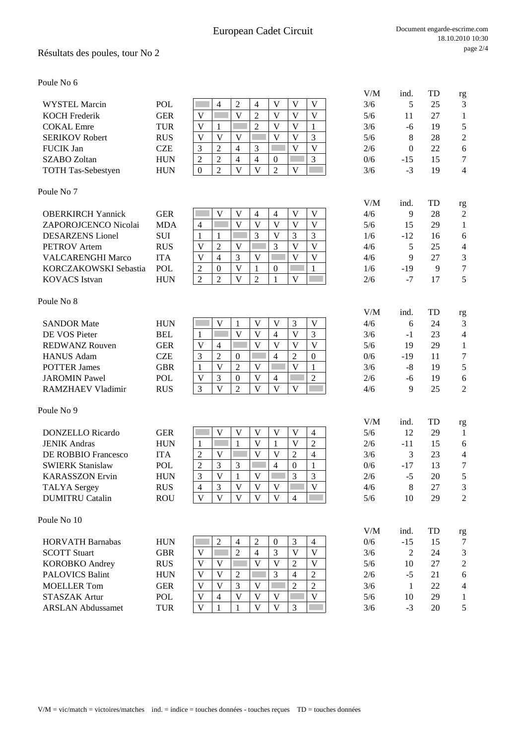# European Cadet Circuit

## Résultats des poules, tour No 2

### Poule No 6

| Nom | Nat. | 1 | 2 | 3 | 4 | 5 | 6 | 7 | V/M | ind. | TD | rg |
|---|---|---|---|---|---|---|---|---|---|---|---|---|
| WYSTEL Marcin | POL | | 4 | 2 | 4 | V | V | V | 3/6 | 5 | 25 | 3 |
| KOCH Frederik | GER | V | | V | 2 | V | V | V | 5/6 | 11 | 27 | 1 |
| COKAL Emre | TUR | V | 1 | | 2 | V | V | 1 | 3/6 | -6 | 19 | 5 |
| SERIKOV Robert | RUS | V | V | V | | V | V | 3 | 5/6 | 8 | 28 | 2 |
| FUCIK Jan | CZE | 3 | 2 | 4 | 3 | | V | V | 2/6 | 0 | 22 | 6 |
| SZABO Zoltan | HUN | 2 | 2 | 4 | 4 | 0 | | 3 | 0/6 | -15 | 15 | 7 |
| TOTH Tas-Sebestyen | HUN | 0 | 2 | V | V | 2 | V | | 3/6 | -3 | 19 | 4 |

### Poule No 7

| Nom | Nat. | 1 | 2 | 3 | 4 | 5 | 6 | 7 | V/M | ind. | TD | rg |
|---|---|---|---|---|---|---|---|---|---|---|---|---|
| OBERKIRCH Yannick | GER | | V | V | 4 | 4 | V | V | 4/6 | 9 | 28 | 2 |
| ZAPOROJCENCO Nicolai | MDA | 4 | | V | V | V | V | V | 5/6 | 15 | 29 | 1 |
| DESARZENS Lionel | SUI | 1 | 1 | | 3 | V | 3 | 3 | 1/6 | -12 | 16 | 6 |
| PETROV Artem | RUS | V | 2 | V | | 3 | V | V | 4/6 | 5 | 25 | 4 |
| VALCARENGHI Marco | ITA | V | 4 | 3 | V | | V | V | 4/6 | 9 | 27 | 3 |
| KORCZAKOWSKI Sebastia | POL | 2 | 0 | V | 1 | 0 | | 1 | 1/6 | -19 | 9 | 7 |
| KOVACS Istvan | HUN | 2 | 2 | V | 2 | 1 | V | | 2/6 | -7 | 17 | 5 |

### Poule No 8

| Nom | Nat. | 1 | 2 | 3 | 4 | 5 | 6 | 7 | V/M | ind. | TD | rg |
|---|---|---|---|---|---|---|---|---|---|---|---|---|
| SANDOR Mate | HUN | | V | 1 | V | V | 3 | V | 4/6 | 6 | 24 | 3 |
| DE VOS Pieter | BEL | 1 | | V | V | 4 | V | 3 | 3/6 | -1 | 23 | 4 |
| REDWANZ Rouven | GER | V | 4 | | V | V | V | V | 5/6 | 19 | 29 | 1 |
| HANUS Adam | CZE | 3 | 2 | 0 | | 4 | 2 | 0 | 0/6 | -19 | 11 | 7 |
| POTTER James | GBR | 1 | V | 2 | V | | V | 1 | 3/6 | -8 | 19 | 5 |
| JAROMIN Pawel | POL | V | 3 | 0 | V | 4 | | 2 | 2/6 | -6 | 19 | 6 |
| RAMZHAEV Vladimir | RUS | 3 | V | 2 | V | V | V | | 4/6 | 9 | 25 | 2 |

### Poule No 9

| Nom | Nat. | 1 | 2 | 3 | 4 | 5 | 6 | 7 | V/M | ind. | TD | rg |
|---|---|---|---|---|---|---|---|---|---|---|---|---|
| DONZELLO Ricardo | GER | | V | V | V | V | V | 4 | 5/6 | 12 | 29 | 1 |
| JENIK Andras | HUN | 1 | | 1 | V | 1 | V | 2 | 2/6 | -11 | 15 | 6 |
| DE ROBBIO Francesco | ITA | 2 | V | | V | V | 2 | 4 | 3/6 | 3 | 23 | 4 |
| SWIERK Stanislaw | POL | 2 | 3 | 3 | | 4 | 0 | 1 | 0/6 | -17 | 13 | 7 |
| KARASSZON Ervin | HUN | 3 | V | 1 | V | | 3 | 3 | 2/6 | -5 | 20 | 5 |
| TALYA Sergey | RUS | 4 | 3 | V | V | V | | V | 4/6 | 8 | 27 | 3 |
| DUMITRU Catalin | ROU | V | V | V | V | V | 4 | | 5/6 | 10 | 29 | 2 |

### Poule No 10

| Nom | Nat. | 1 | 2 | 3 | 4 | 5 | 6 | 7 | V/M | ind. | TD | rg |
|---|---|---|---|---|---|---|---|---|---|---|---|---|
| HORVATH Barnabas | HUN | | 2 | 4 | 2 | 0 | 3 | 4 | 0/6 | -15 | 15 | 7 |
| SCOTT Stuart | GBR | V | | 2 | 4 | 3 | V | V | 3/6 | 2 | 24 | 3 |
| KOROBKO Andrey | RUS | V | V | | V | V | 2 | V | 5/6 | 10 | 27 | 2 |
| PALOVICS Balint | HUN | V | V | 2 | | 3 | 4 | 2 | 2/6 | -5 | 21 | 6 |
| MOELLER Tom | GER | V | V | 3 | V | | 2 | 2 | 3/6 | 1 | 22 | 4 |
| STASZAK Artur | POL | V | 4 | V | V | V | | V | 5/6 | 10 | 29 | 1 |
| ARSLAN Abdussamet | TUR | V | 1 | 1 | V | V | 3 | | 3/6 | -3 | 20 | 5 |

V/M = vic/match = victoires/matches ind. = indice = touches données - touches reçues TD = touches données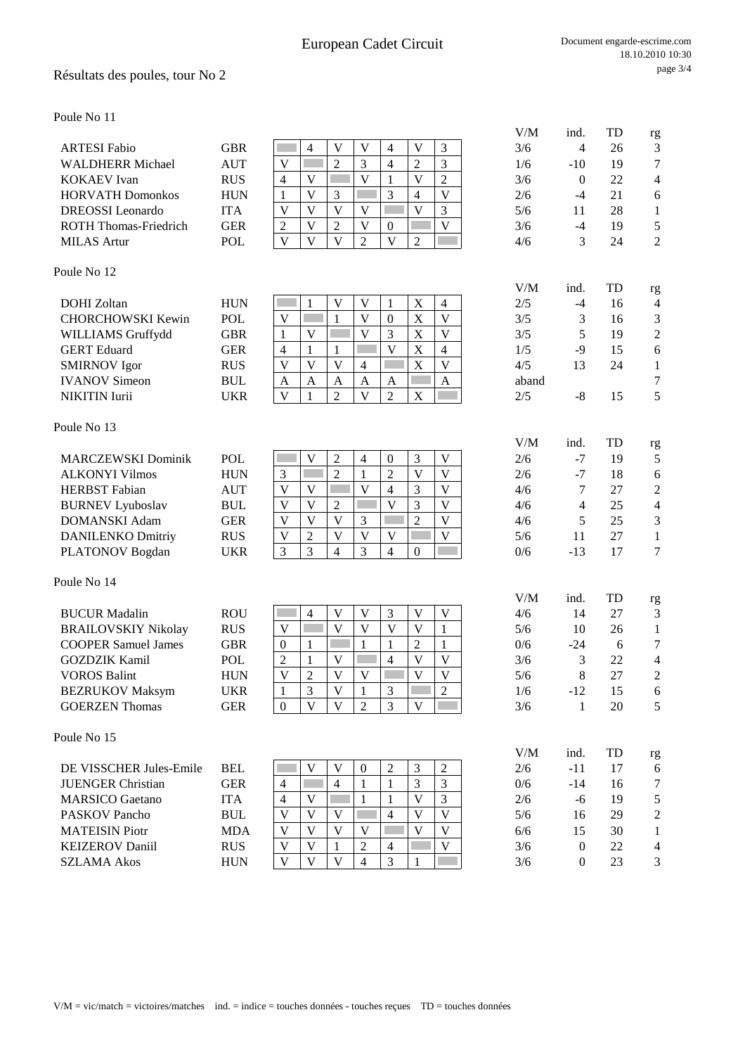# European Cadet Circuit

## Résultats des poules, tour No 2

### Poule No 11

| Nom | Nation | 1 | 2 | 3 | 4 | 5 | 6 | 7 | V/M | ind. | TD | rg |
|---|---|---|---|---|---|---|---|---|---|---|---|---|
| ARTESI Fabio | GBR | | 4 | V | V | 4 | V | 3 | 3/6 | 4 | 26 | 3 |
| WALDHERR Michael | AUT | V | | 2 | 3 | 4 | 2 | 3 | 1/6 | -10 | 19 | 7 |
| KOKAEV Ivan | RUS | 4 | V | | V | 1 | V | 2 | 3/6 | 0 | 22 | 4 |
| HORVATH Domonkos | HUN | 1 | V | 3 | | 3 | 4 | V | 2/6 | -4 | 21 | 6 |
| DREOSSI Leonardo | ITA | V | V | V | V | | V | 3 | 5/6 | 11 | 28 | 1 |
| ROTH Thomas-Friedrich | GER | 2 | V | 2 | V | 0 | | V | 3/6 | -4 | 19 | 5 |
| MILAS Artur | POL | V | V | V | 2 | V | 2 | | 4/6 | 3 | 24 | 2 |

### Poule No 12

| Nom | Nation | 1 | 2 | 3 | 4 | 5 | 6 | 7 | V/M | ind. | TD | rg |
|---|---|---|---|---|---|---|---|---|---|---|---|---|
| DOHI Zoltan | HUN | | 1 | V | V | 1 | X | 4 | 2/5 | -4 | 16 | 4 |
| CHORCHOWSKI Kewin | POL | V | | 1 | V | 0 | X | V | 3/5 | 3 | 16 | 3 |
| WILLIAMS Gruffydd | GBR | 1 | V | | V | 3 | X | V | 3/5 | 5 | 19 | 2 |
| GERT Eduard | GER | 4 | 1 | 1 | | V | X | 4 | 1/5 | -9 | 15 | 6 |
| SMIRNOV Igor | RUS | V | V | V | 4 | | X | V | 4/5 | 13 | 24 | 1 |
| IVANOV Simeon | BUL | A | A | A | A | A | | A | aband | | | 7 |
| NIKITIN Iurii | UKR | V | 1 | 2 | V | 2 | X | | 2/5 | -8 | 15 | 5 |

### Poule No 13

| Nom | Nation | 1 | 2 | 3 | 4 | 5 | 6 | 7 | V/M | ind. | TD | rg |
|---|---|---|---|---|---|---|---|---|---|---|---|---|
| MARCZEWSKI Dominik | POL | | V | 2 | 4 | 0 | 3 | V | 2/6 | -7 | 19 | 5 |
| ALKONYI Vilmos | HUN | 3 | | 2 | 1 | 2 | V | V | 2/6 | -7 | 18 | 6 |
| HERBST Fabian | AUT | V | V | | V | 4 | 3 | V | 4/6 | 7 | 27 | 2 |
| BURNEV Lyuboslav | BUL | V | V | 2 | | V | 3 | V | 4/6 | 4 | 25 | 4 |
| DOMANSKI Adam | GER | V | V | V | 3 | | 2 | V | 4/6 | 5 | 25 | 3 |
| DANILENKO Dmitriy | RUS | V | 2 | V | V | V | | V | 5/6 | 11 | 27 | 1 |
| PLATONOV Bogdan | UKR | 3 | 3 | 4 | 3 | 4 | 0 | | 0/6 | -13 | 17 | 7 |

### Poule No 14

| Nom | Nation | 1 | 2 | 3 | 4 | 5 | 6 | 7 | V/M | ind. | TD | rg |
|---|---|---|---|---|---|---|---|---|---|---|---|---|
| BUCUR Madalin | ROU | | 4 | V | V | 3 | V | V | 4/6 | 14 | 27 | 3 |
| BRAILOVSKIY Nikolay | RUS | V | | V | V | V | V | 1 | 5/6 | 10 | 26 | 1 |
| COOPER Samuel James | GBR | 0 | 1 | | 1 | 1 | 2 | 1 | 0/6 | -24 | 6 | 7 |
| GOZDZIK Kamil | POL | 2 | 1 | V | | 4 | V | V | 3/6 | 3 | 22 | 4 |
| VOROS Balint | HUN | V | 2 | V | V | | V | V | 5/6 | 8 | 27 | 2 |
| BEZRUKOV Maksym | UKR | 1 | 3 | V | 1 | 3 | | 2 | 1/6 | -12 | 15 | 6 |
| GOERZEN Thomas | GER | 0 | V | V | 2 | 3 | V | | 3/6 | 1 | 20 | 5 |

### Poule No 15

| Nom | Nation | 1 | 2 | 3 | 4 | 5 | 6 | 7 | V/M | ind. | TD | rg |
|---|---|---|---|---|---|---|---|---|---|---|---|---|
| DE VISSCHER Jules-Emile | BEL | | V | V | 0 | 2 | 3 | 2 | 2/6 | -11 | 17 | 6 |
| JUENGER Christian | GER | 4 | | 4 | 1 | 1 | 3 | 3 | 0/6 | -14 | 16 | 7 |
| MARSICO Gaetano | ITA | 4 | V | | 1 | 1 | V | 3 | 2/6 | -6 | 19 | 5 |
| PASKOV Pancho | BUL | V | V | V | | 4 | V | V | 5/6 | 16 | 29 | 2 |
| MATEISIN Piotr | MDA | V | V | V | V | | V | V | 6/6 | 15 | 30 | 1 |
| KEIZEROV Daniil | RUS | V | V | 1 | 2 | 4 | | V | 3/6 | 0 | 22 | 4 |
| SZLAMA Akos | HUN | V | V | V | 4 | 3 | 1 | | 3/6 | 0 | 23 | 3 |

V/M = vic/match = victoires/matches    ind. = indice = touches données - touches reçues    TD = touches données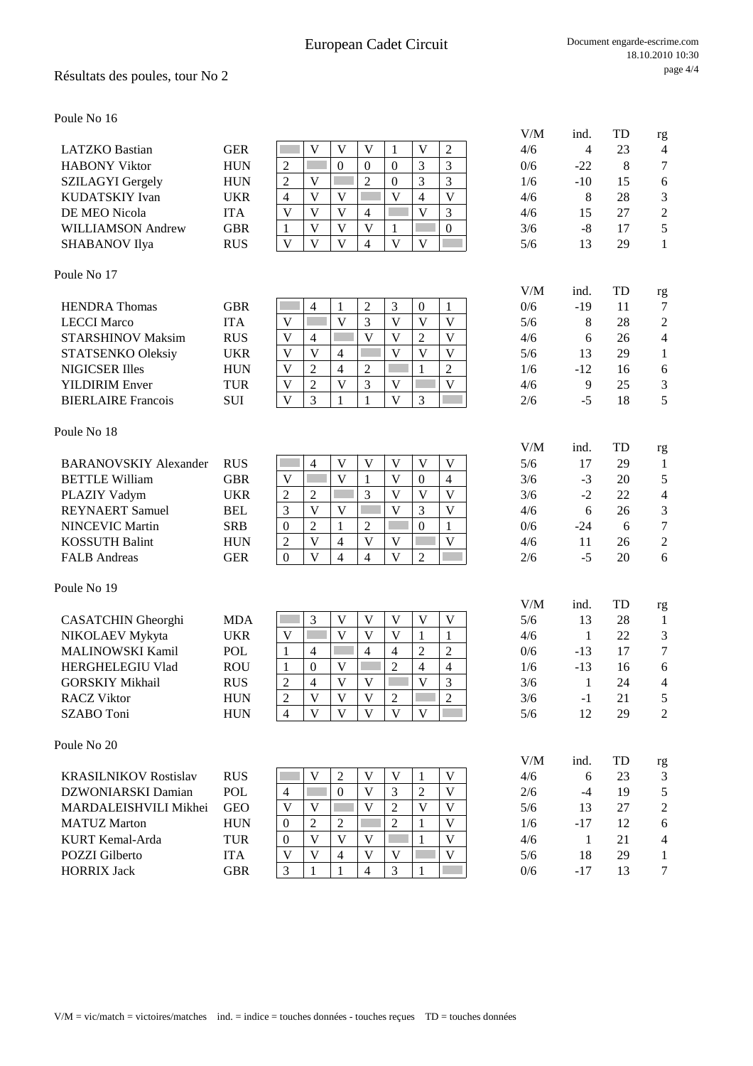# European Cadet Circuit

## Résultats des poules, tour No 2

### Poule No 16

| | | 1 | 2 | 3 | 4 | 5 | 6 | 7 | V/M | ind. | TD | rg |
|---|---|---|---|---|---|---|---|---|---|---|---|---|
| LATZKO Bastian | GER | | V | V | V | 1 | V | 2 | 4/6 | 4 | 23 | 4 |
| HABONY Viktor | HUN | 2 | | 0 | 0 | 0 | 3 | 3 | 0/6 | -22 | 8 | 7 |
| SZILAGYI Gergely | HUN | 2 | V | | 2 | 0 | 3 | 3 | 1/6 | -10 | 15 | 6 |
| KUDATSKIY Ivan | UKR | 4 | V | V | | V | 4 | V | 4/6 | 8 | 28 | 3 |
| DE MEO Nicola | ITA | V | V | V | 4 | | V | 3 | 4/6 | 15 | 27 | 2 |
| WILLIAMSON Andrew | GBR | 1 | V | V | V | 1 | | 0 | 3/6 | -8 | 17 | 5 |
| SHABANOV Ilya | RUS | V | V | V | 4 | V | V | | 5/6 | 13 | 29 | 1 |

### Poule No 17

| | | 1 | 2 | 3 | 4 | 5 | 6 | 7 | V/M | ind. | TD | rg |
|---|---|---|---|---|---|---|---|---|---|---|---|---|
| HENDRA Thomas | GBR | | 4 | 1 | 2 | 3 | 0 | 1 | 0/6 | -19 | 11 | 7 |
| LECCI Marco | ITA | V | | V | 3 | V | V | V | 5/6 | 8 | 28 | 2 |
| STARSHINOV Maksim | RUS | V | 4 | | V | V | 2 | V | 4/6 | 6 | 26 | 4 |
| STATSENKO Oleksiy | UKR | V | V | 4 | | V | V | V | 5/6 | 13 | 29 | 1 |
| NIGICSER Illes | HUN | V | 2 | 4 | 2 | | 1 | 2 | 1/6 | -12 | 16 | 6 |
| YILDIRIM Enver | TUR | V | 2 | V | 3 | V | | V | 4/6 | 9 | 25 | 3 |
| BIERLAIRE Francois | SUI | V | 3 | 1 | 1 | V | 3 | | 2/6 | -5 | 18 | 5 |

### Poule No 18

| | | 1 | 2 | 3 | 4 | 5 | 6 | 7 | V/M | ind. | TD | rg |
|---|---|---|---|---|---|---|---|---|---|---|---|---|
| BARANOVSKIY Alexander | RUS | | 4 | V | V | V | V | V | 5/6 | 17 | 29 | 1 |
| BETTLE William | GBR | V | | V | 1 | V | 0 | 4 | 3/6 | -3 | 20 | 5 |
| PLAZIY Vadym | UKR | 2 | 2 | | 3 | V | V | V | 3/6 | -2 | 22 | 4 |
| REYNAERT Samuel | BEL | 3 | V | V | | V | 3 | V | 4/6 | 6 | 26 | 3 |
| NINCEVIC Martin | SRB | 0 | 2 | 1 | 2 | | 0 | 1 | 0/6 | -24 | 6 | 7 |
| KOSSUTH Balint | HUN | 2 | V | 4 | V | V | | V | 4/6 | 11 | 26 | 2 |
| FALB Andreas | GER | 0 | V | 4 | 4 | V | 2 | | 2/6 | -5 | 20 | 6 |

### Poule No 19

| | | 1 | 2 | 3 | 4 | 5 | 6 | 7 | V/M | ind. | TD | rg |
|---|---|---|---|---|---|---|---|---|---|---|---|---|
| CASATCHIN Gheorghi | MDA | | 3 | V | V | V | V | V | 5/6 | 13 | 28 | 1 |
| NIKOLAEV Mykyta | UKR | V | | V | V | V | 1 | 1 | 4/6 | 1 | 22 | 3 |
| MALINOWSKI Kamil | POL | 1 | 4 | | 4 | 4 | 2 | 2 | 0/6 | -13 | 17 | 7 |
| HERGHELEGIU Vlad | ROU | 1 | 0 | V | | 2 | 4 | 4 | 1/6 | -13 | 16 | 6 |
| GORSKIY Mikhail | RUS | 2 | 4 | V | V | | V | 3 | 3/6 | 1 | 24 | 4 |
| RACZ Viktor | HUN | 2 | V | V | V | 2 | | 2 | 3/6 | -1 | 21 | 5 |
| SZABO Toni | HUN | 4 | V | V | V | V | V | | 5/6 | 12 | 29 | 2 |

### Poule No 20

| | | 1 | 2 | 3 | 4 | 5 | 6 | 7 | V/M | ind. | TD | rg |
|---|---|---|---|---|---|---|---|---|---|---|---|---|
| KRASILNIKOV Rostislav | RUS | | V | 2 | V | V | 1 | V | 4/6 | 6 | 23 | 3 |
| DZWONIARSKI Damian | POL | 4 | | 0 | V | 3 | 2 | V | 2/6 | -4 | 19 | 5 |
| MARDALEISHVILI Mikhei | GEO | V | V | | V | 2 | V | V | 5/6 | 13 | 27 | 2 |
| MATUZ Marton | HUN | 0 | 2 | 2 | | 2 | 1 | V | 1/6 | -17 | 12 | 6 |
| KURT Kemal-Arda | TUR | 0 | V | V | V | | 1 | V | 4/6 | 1 | 21 | 4 |
| POZZI Gilberto | ITA | V | V | 4 | V | V | | V | 5/6 | 18 | 29 | 1 |
| HORRIX Jack | GBR | 3 | 1 | 1 | 4 | 3 | 1 | | 0/6 | -17 | 13 | 7 |

V/M = vic/match = victoires/matches ind. = indice = touches données - touches reçues TD = touches données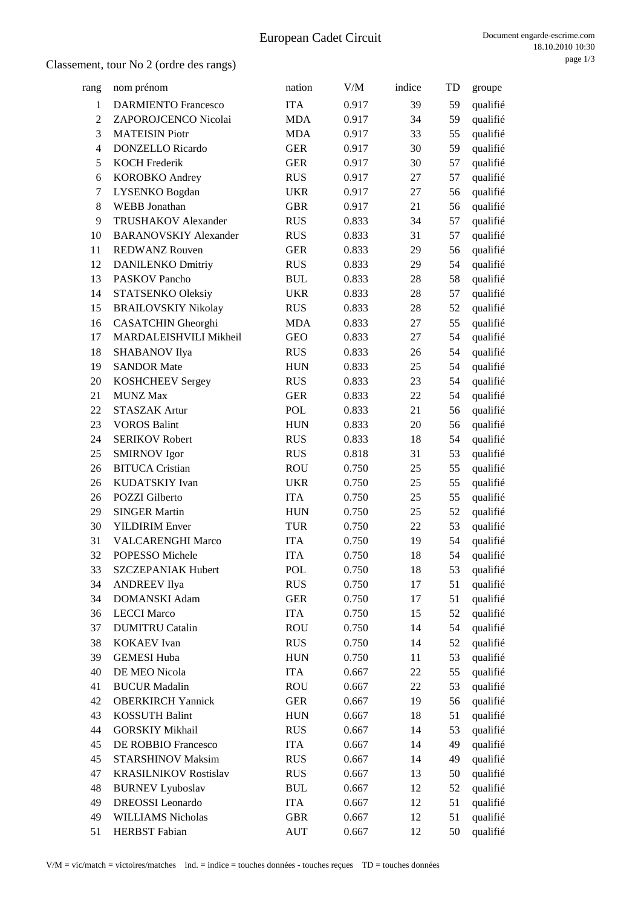# European Cadet Circuit

Document engarde-escrime.com
18.10.2010 10:30

## Classement, tour No 2 (ordre des rangs)

| rang | nom prénom | nation | V/M | indice | TD | groupe |
|---|---|---|---|---|---|---|
| 1 | DARMIENTO Francesco | ITA | 0.917 | 39 | 59 | qualifié |
| 2 | ZAPOROJCENCO Nicolai | MDA | 0.917 | 34 | 59 | qualifié |
| 3 | MATEISIN Piotr | MDA | 0.917 | 33 | 55 | qualifié |
| 4 | DONZELLO Ricardo | GER | 0.917 | 30 | 59 | qualifié |
| 5 | KOCH Frederik | GER | 0.917 | 30 | 57 | qualifié |
| 6 | KOROBKO Andrey | RUS | 0.917 | 27 | 57 | qualifié |
| 7 | LYSENKO Bogdan | UKR | 0.917 | 27 | 56 | qualifié |
| 8 | WEBB Jonathan | GBR | 0.917 | 21 | 56 | qualifié |
| 9 | TRUSHAKOV Alexander | RUS | 0.833 | 34 | 57 | qualifié |
| 10 | BARANOVSKIY Alexander | RUS | 0.833 | 31 | 57 | qualifié |
| 11 | REDWANZ Rouven | GER | 0.833 | 29 | 56 | qualifié |
| 12 | DANILENKO Dmitriy | RUS | 0.833 | 29 | 54 | qualifié |
| 13 | PASKOV Pancho | BUL | 0.833 | 28 | 58 | qualifié |
| 14 | STATSENKO Oleksiy | UKR | 0.833 | 28 | 57 | qualifié |
| 15 | BRAILOVSKIY Nikolay | RUS | 0.833 | 28 | 52 | qualifié |
| 16 | CASATCHIN Gheorghi | MDA | 0.833 | 27 | 55 | qualifié |
| 17 | MARDALEISHVILI Mikheil | GEO | 0.833 | 27 | 54 | qualifié |
| 18 | SHABANOV Ilya | RUS | 0.833 | 26 | 54 | qualifié |
| 19 | SANDOR Mate | HUN | 0.833 | 25 | 54 | qualifié |
| 20 | KOSHCHEEV Sergey | RUS | 0.833 | 23 | 54 | qualifié |
| 21 | MUNZ Max | GER | 0.833 | 22 | 54 | qualifié |
| 22 | STASZAK Artur | POL | 0.833 | 21 | 56 | qualifié |
| 23 | VOROS Balint | HUN | 0.833 | 20 | 56 | qualifié |
| 24 | SERIKOV Robert | RUS | 0.833 | 18 | 54 | qualifié |
| 25 | SMIRNOV Igor | RUS | 0.818 | 31 | 53 | qualifié |
| 26 | BITUCA Cristian | ROU | 0.750 | 25 | 55 | qualifié |
| 26 | KUDATSKIY Ivan | UKR | 0.750 | 25 | 55 | qualifié |
| 26 | POZZI Gilberto | ITA | 0.750 | 25 | 55 | qualifié |
| 29 | SINGER Martin | HUN | 0.750 | 25 | 52 | qualifié |
| 30 | YILDIRIM Enver | TUR | 0.750 | 22 | 53 | qualifié |
| 31 | VALCARENGHI Marco | ITA | 0.750 | 19 | 54 | qualifié |
| 32 | POPESSO Michele | ITA | 0.750 | 18 | 54 | qualifié |
| 33 | SZCZEPANIAK Hubert | POL | 0.750 | 18 | 53 | qualifié |
| 34 | ANDREEV Ilya | RUS | 0.750 | 17 | 51 | qualifié |
| 34 | DOMANSKI Adam | GER | 0.750 | 17 | 51 | qualifié |
| 36 | LECCI Marco | ITA | 0.750 | 15 | 52 | qualifié |
| 37 | DUMITRU Catalin | ROU | 0.750 | 14 | 54 | qualifié |
| 38 | KOKAEV Ivan | RUS | 0.750 | 14 | 52 | qualifié |
| 39 | GEMESI Huba | HUN | 0.750 | 11 | 53 | qualifié |
| 40 | DE MEO Nicola | ITA | 0.667 | 22 | 55 | qualifié |
| 41 | BUCUR Madalin | ROU | 0.667 | 22 | 53 | qualifié |
| 42 | OBERKIRCH Yannick | GER | 0.667 | 19 | 56 | qualifié |
| 43 | KOSSUTH Balint | HUN | 0.667 | 18 | 51 | qualifié |
| 44 | GORSKIY Mikhail | RUS | 0.667 | 14 | 53 | qualifié |
| 45 | DE ROBBIO Francesco | ITA | 0.667 | 14 | 49 | qualifié |
| 45 | STARSHINOV Maksim | RUS | 0.667 | 14 | 49 | qualifié |
| 47 | KRASILNIKOV Rostislav | RUS | 0.667 | 13 | 50 | qualifié |
| 48 | BURNEV Lyuboslav | BUL | 0.667 | 12 | 52 | qualifié |
| 49 | DREOSSI Leonardo | ITA | 0.667 | 12 | 51 | qualifié |
| 49 | WILLIAMS Nicholas | GBR | 0.667 | 12 | 51 | qualifié |
| 51 | HERBST Fabian | AUT | 0.667 | 12 | 50 | qualifié |

V/M = vic/match = victoires/matches ind. = indice = touches données - touches reçues TD = touches données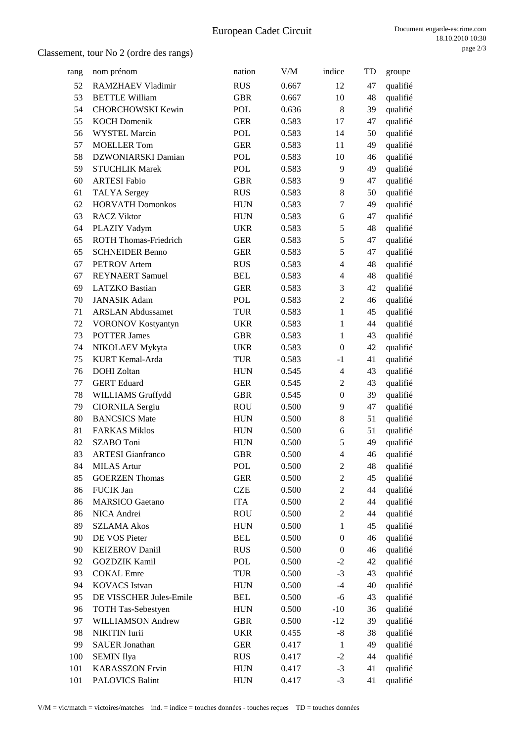# European Cadet Circuit

## Classement, tour No 2 (ordre des rangs)

| rang | nom prénom | nation | V/M | indice | TD | groupe |
|---|---|---|---|---|---|---|
| 52 | RAMZHAEV Vladimir | RUS | 0.667 | 12 | 47 | qualifié |
| 53 | BETTLE William | GBR | 0.667 | 10 | 48 | qualifié |
| 54 | CHORCHOWSKI Kewin | POL | 0.636 | 8 | 39 | qualifié |
| 55 | KOCH Domenik | GER | 0.583 | 17 | 47 | qualifié |
| 56 | WYSTEL Marcin | POL | 0.583 | 14 | 50 | qualifié |
| 57 | MOELLER Tom | GER | 0.583 | 11 | 49 | qualifié |
| 58 | DZWONIARSKI Damian | POL | 0.583 | 10 | 46 | qualifié |
| 59 | STUCHLIK Marek | POL | 0.583 | 9 | 49 | qualifié |
| 60 | ARTESI Fabio | GBR | 0.583 | 9 | 47 | qualifié |
| 61 | TALYA Sergey | RUS | 0.583 | 8 | 50 | qualifié |
| 62 | HORVATH Domonkos | HUN | 0.583 | 7 | 49 | qualifié |
| 63 | RACZ Viktor | HUN | 0.583 | 6 | 47 | qualifié |
| 64 | PLAZIY Vadym | UKR | 0.583 | 5 | 48 | qualifié |
| 65 | ROTH Thomas-Friedrich | GER | 0.583 | 5 | 47 | qualifié |
| 65 | SCHNEIDER Benno | GER | 0.583 | 5 | 47 | qualifié |
| 67 | PETROV Artem | RUS | 0.583 | 4 | 48 | qualifié |
| 67 | REYNAERT Samuel | BEL | 0.583 | 4 | 48 | qualifié |
| 69 | LATZKO Bastian | GER | 0.583 | 3 | 42 | qualifié |
| 70 | JANASIK Adam | POL | 0.583 | 2 | 46 | qualifié |
| 71 | ARSLAN Abdussamet | TUR | 0.583 | 1 | 45 | qualifié |
| 72 | VORONOV Kostyantyn | UKR | 0.583 | 1 | 44 | qualifié |
| 73 | POTTER James | GBR | 0.583 | 1 | 43 | qualifié |
| 74 | NIKOLAEV Mykyta | UKR | 0.583 | 0 | 42 | qualifié |
| 75 | KURT Kemal-Arda | TUR | 0.583 | -1 | 41 | qualifié |
| 76 | DOHI Zoltan | HUN | 0.545 | 4 | 43 | qualifié |
| 77 | GERT Eduard | GER | 0.545 | 2 | 43 | qualifié |
| 78 | WILLIAMS Gruffydd | GBR | 0.545 | 0 | 39 | qualifié |
| 79 | CIORNILA Sergiu | ROU | 0.500 | 9 | 47 | qualifié |
| 80 | BANCSICS Mate | HUN | 0.500 | 8 | 51 | qualifié |
| 81 | FARKAS Miklos | HUN | 0.500 | 6 | 51 | qualifié |
| 82 | SZABO Toni | HUN | 0.500 | 5 | 49 | qualifié |
| 83 | ARTESI Gianfranco | GBR | 0.500 | 4 | 46 | qualifié |
| 84 | MILAS Artur | POL | 0.500 | 2 | 48 | qualifié |
| 85 | GOERZEN Thomas | GER | 0.500 | 2 | 45 | qualifié |
| 86 | FUCIK Jan | CZE | 0.500 | 2 | 44 | qualifié |
| 86 | MARSICO Gaetano | ITA | 0.500 | 2 | 44 | qualifié |
| 86 | NICA Andrei | ROU | 0.500 | 2 | 44 | qualifié |
| 89 | SZLAMA Akos | HUN | 0.500 | 1 | 45 | qualifié |
| 90 | DE VOS Pieter | BEL | 0.500 | 0 | 46 | qualifié |
| 90 | KEIZEROV Daniil | RUS | 0.500 | 0 | 46 | qualifié |
| 92 | GOZDZIK Kamil | POL | 0.500 | -2 | 42 | qualifié |
| 93 | COKAL Emre | TUR | 0.500 | -3 | 43 | qualifié |
| 94 | KOVACS Istvan | HUN | 0.500 | -4 | 40 | qualifié |
| 95 | DE VISSCHER Jules-Emile | BEL | 0.500 | -6 | 43 | qualifié |
| 96 | TOTH Tas-Sebestyen | HUN | 0.500 | -10 | 36 | qualifié |
| 97 | WILLIAMSON Andrew | GBR | 0.500 | -12 | 39 | qualifié |
| 98 | NIKITIN Iurii | UKR | 0.455 | -8 | 38 | qualifié |
| 99 | SAUER Jonathan | GER | 0.417 | 1 | 49 | qualifié |
| 100 | SEMIN Ilya | RUS | 0.417 | -2 | 44 | qualifié |
| 101 | KARASSZON Ervin | HUN | 0.417 | -3 | 41 | qualifié |
| 101 | PALOVICS Balint | HUN | 0.417 | -3 | 41 | qualifié |

V/M = vic/match = victoires/matches ind. = indice = touches données - touches reçues TD = touches données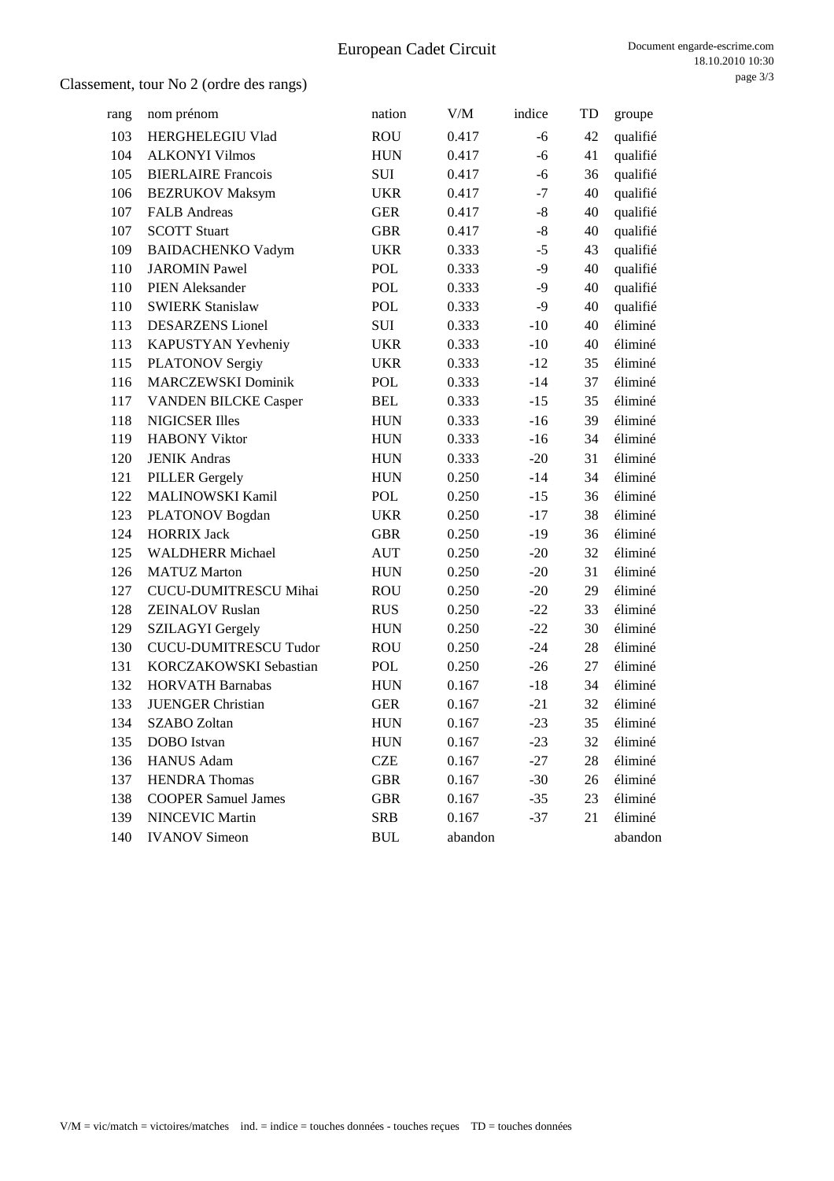# European Cadet Circuit

## Classement, tour No 2 (ordre des rangs)

| rang | nom prénom | nation | V/M | indice | TD | groupe |
|---|---|---|---|---|---|---|
| 103 | HERGHELEGIU Vlad | ROU | 0.417 | -6 | 42 | qualifié |
| 104 | ALKONYI Vilmos | HUN | 0.417 | -6 | 41 | qualifié |
| 105 | BIERLAIRE Francois | SUI | 0.417 | -6 | 36 | qualifié |
| 106 | BEZRUKOV Maksym | UKR | 0.417 | -7 | 40 | qualifié |
| 107 | FALB Andreas | GER | 0.417 | -8 | 40 | qualifié |
| 107 | SCOTT Stuart | GBR | 0.417 | -8 | 40 | qualifié |
| 109 | BAIDACHENKO Vadym | UKR | 0.333 | -5 | 43 | qualifié |
| 110 | JAROMIN Pawel | POL | 0.333 | -9 | 40 | qualifié |
| 110 | PIEN Aleksander | POL | 0.333 | -9 | 40 | qualifié |
| 110 | SWIERK Stanislaw | POL | 0.333 | -9 | 40 | qualifié |
| 113 | DESARZENS Lionel | SUI | 0.333 | -10 | 40 | éliminé |
| 113 | KAPUSTYAN Yevheniy | UKR | 0.333 | -10 | 40 | éliminé |
| 115 | PLATONOV Sergiy | UKR | 0.333 | -12 | 35 | éliminé |
| 116 | MARCZEWSKI Dominik | POL | 0.333 | -14 | 37 | éliminé |
| 117 | VANDEN BILCKE Casper | BEL | 0.333 | -15 | 35 | éliminé |
| 118 | NIGICSER Illes | HUN | 0.333 | -16 | 39 | éliminé |
| 119 | HABONY Viktor | HUN | 0.333 | -16 | 34 | éliminé |
| 120 | JENIK Andras | HUN | 0.333 | -20 | 31 | éliminé |
| 121 | PILLER Gergely | HUN | 0.250 | -14 | 34 | éliminé |
| 122 | MALINOWSKI Kamil | POL | 0.250 | -15 | 36 | éliminé |
| 123 | PLATONOV Bogdan | UKR | 0.250 | -17 | 38 | éliminé |
| 124 | HORRIX Jack | GBR | 0.250 | -19 | 36 | éliminé |
| 125 | WALDHERR Michael | AUT | 0.250 | -20 | 32 | éliminé |
| 126 | MATUZ Marton | HUN | 0.250 | -20 | 31 | éliminé |
| 127 | CUCU-DUMITRESCU Mihai | ROU | 0.250 | -20 | 29 | éliminé |
| 128 | ZEINALOV Ruslan | RUS | 0.250 | -22 | 33 | éliminé |
| 129 | SZILAGYI Gergely | HUN | 0.250 | -22 | 30 | éliminé |
| 130 | CUCU-DUMITRESCU Tudor | ROU | 0.250 | -24 | 28 | éliminé |
| 131 | KORCZAKOWSKI Sebastian | POL | 0.250 | -26 | 27 | éliminé |
| 132 | HORVATH Barnabas | HUN | 0.167 | -18 | 34 | éliminé |
| 133 | JUENGER Christian | GER | 0.167 | -21 | 32 | éliminé |
| 134 | SZABO Zoltan | HUN | 0.167 | -23 | 35 | éliminé |
| 135 | DOBO Istvan | HUN | 0.167 | -23 | 32 | éliminé |
| 136 | HANUS Adam | CZE | 0.167 | -27 | 28 | éliminé |
| 137 | HENDRA Thomas | GBR | 0.167 | -30 | 26 | éliminé |
| 138 | COOPER Samuel James | GBR | 0.167 | -35 | 23 | éliminé |
| 139 | NINCEVIC Martin | SRB | 0.167 | -37 | 21 | éliminé |
| 140 | IVANOV Simeon | BUL | abandon | | | abandon |

V/M = vic/match = victoires/matches ind. = indice = touches données - touches reçues TD = touches données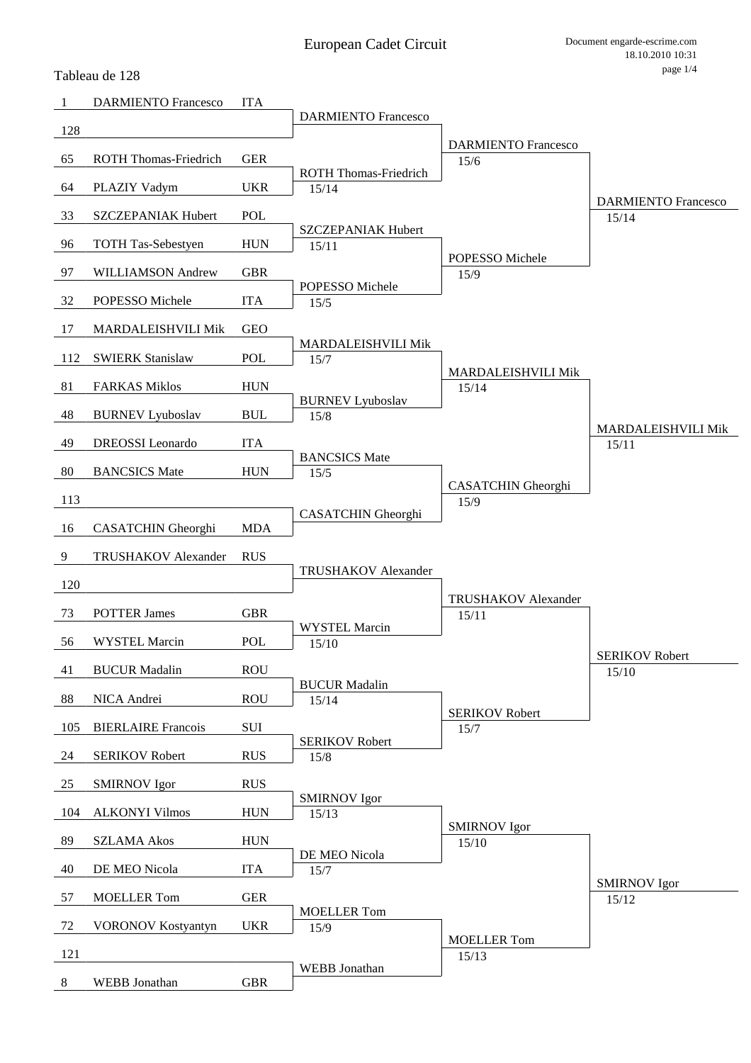European Cadet Circuit

Tableau de 128

| Seed | Name | Nat | Round of 64 | Round of 32 | Round of 16 |
|---|---|---|---|---|---|
| 1 | DARMIENTO Francesco | ITA | DARMIENTO Francesco | DARMIENTO Francesco 15/6 | DARMIENTO Francesco 15/14 |
| 128 | | | | | |
| 65 | ROTH Thomas-Friedrich | GER | ROTH Thomas-Friedrich 15/14 | | |
| 64 | PLAZIY Vadym | UKR | | | |
| 33 | SZCZEPANIAK Hubert | POL | SZCZEPANIAK Hubert 15/11 | POPESSO Michele 15/9 | |
| 96 | TOTH Tas-Sebestyen | HUN | | | |
| 97 | WILLIAMSON Andrew | GBR | POPESSO Michele 15/5 | | |
| 32 | POPESSO Michele | ITA | | | |
| 17 | MARDALEISHVILI Mik | GEO | MARDALEISHVILI Mik 15/7 | MARDALEISHVILI Mik 15/14 | MARDALEISHVILI Mik 15/11 |
| 112 | SWIERK Stanislaw | POL | | | |
| 81 | FARKAS Miklos | HUN | BURNEV Lyuboslav 15/8 | | |
| 48 | BURNEV Lyuboslav | BUL | | | |
| 49 | DREOSSI Leonardo | ITA | BANCSICS Mate 15/5 | CASATCHIN Gheorghi 15/9 | |
| 80 | BANCSICS Mate | HUN | | | |
| 113 | | | CASATCHIN Gheorghi | | |
| 16 | CASATCHIN Gheorghi | MDA | | | |
| 9 | TRUSHAKOV Alexander | RUS | TRUSHAKOV Alexander | TRUSHAKOV Alexander 15/11 | SERIKOV Robert 15/10 |
| 120 | | | | | |
| 73 | POTTER James | GBR | WYSTEL Marcin 15/10 | | |
| 56 | WYSTEL Marcin | POL | | | |
| 41 | BUCUR Madalin | ROU | BUCUR Madalin 15/14 | SERIKOV Robert 15/7 | |
| 88 | NICA Andrei | ROU | | | |
| 105 | BIERLAIRE Francois | SUI | SERIKOV Robert 15/8 | | |
| 24 | SERIKOV Robert | RUS | | | |
| 25 | SMIRNOV Igor | RUS | SMIRNOV Igor 15/13 | SMIRNOV Igor 15/10 | SMIRNOV Igor 15/12 |
| 104 | ALKONYI Vilmos | HUN | | | |
| 89 | SZLAMA Akos | HUN | DE MEO Nicola 15/7 | | |
| 40 | DE MEO Nicola | ITA | | | |
| 57 | MOELLER Tom | GER | MOELLER Tom 15/9 | MOELLER Tom 15/13 | |
| 72 | VORONOV Kostyantyn | UKR | | | |
| 121 | | | WEBB Jonathan | | |
| 8 | WEBB Jonathan | GBR | | | |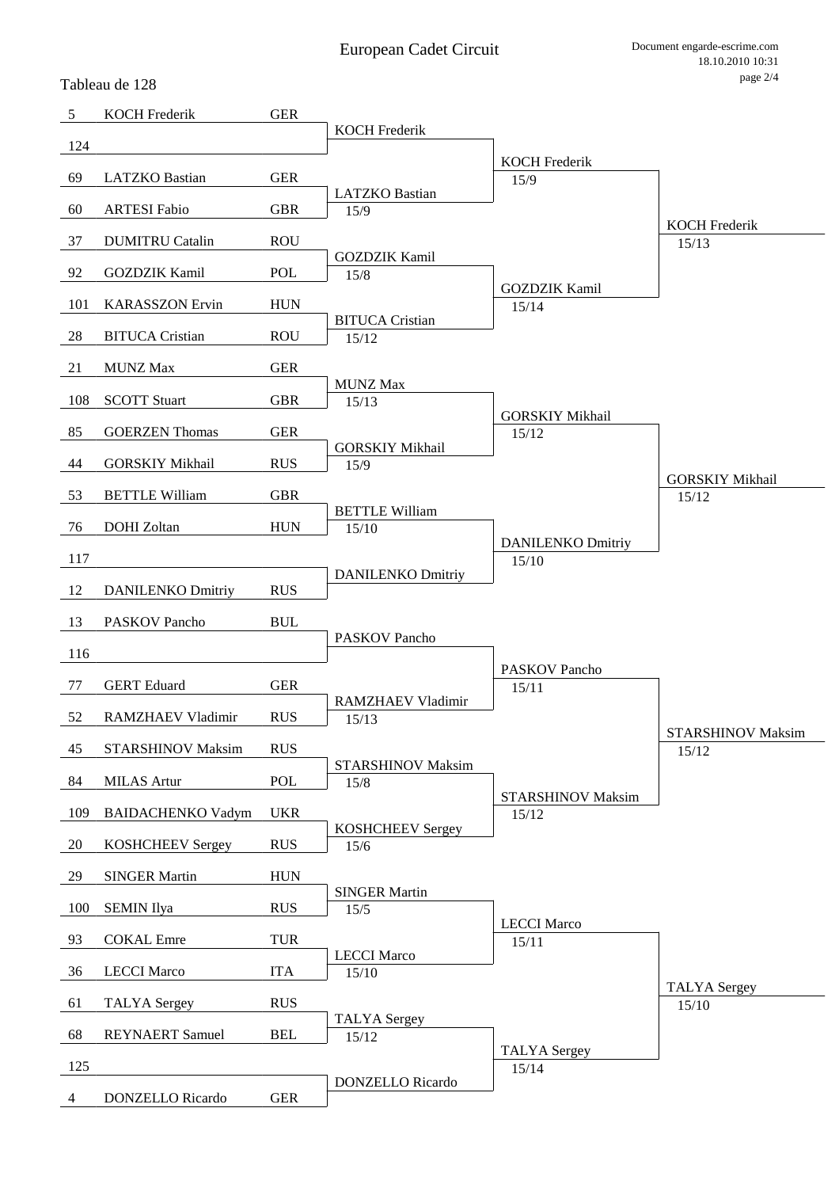# European Cadet Circuit

## Tableau de 128

| Seed | Name | Nation | Tableau de 64 | Tableau de 32 | Tableau de 16 |
|---|---|---|---|---|---|
| 5 | KOCH Frederik | GER | KOCH Frederik | KOCH Frederik 15/9 | KOCH Frederik 15/13 |
| 124 | | | | | |
| 69 | LATZKO Bastian | GER | LATZKO Bastian 15/9 | | |
| 60 | ARTESI Fabio | GBR | | | |
| 37 | DUMITRU Catalin | ROU | GOZDZIK Kamil 15/8 | GOZDZIK Kamil 15/14 | |
| 92 | GOZDZIK Kamil | POL | | | |
| 101 | KARASSZON Ervin | HUN | BITUCA Cristian 15/12 | | |
| 28 | BITUCA Cristian | ROU | | | |
| 21 | MUNZ Max | GER | MUNZ Max 15/13 | GORSKIY Mikhail 15/12 | GORSKIY Mikhail 15/12 |
| 108 | SCOTT Stuart | GBR | | | |
| 85 | GOERZEN Thomas | GER | GORSKIY Mikhail 15/9 | | |
| 44 | GORSKIY Mikhail | RUS | | | |
| 53 | BETTLE William | GBR | BETTLE William 15/10 | DANILENKO Dmitriy 15/10 | |
| 76 | DOHI Zoltan | HUN | | | |
| 117 | | | DANILENKO Dmitriy | | |
| 12 | DANILENKO Dmitriy | RUS | | | |
| 13 | PASKOV Pancho | BUL | PASKOV Pancho | PASKOV Pancho 15/11 | STARSHINOV Maksim 15/12 |
| 116 | | | | | |
| 77 | GERT Eduard | GER | RAMZHAEV Vladimir 15/13 | | |
| 52 | RAMZHAEV Vladimir | RUS | | | |
| 45 | STARSHINOV Maksim | RUS | STARSHINOV Maksim 15/8 | STARSHINOV Maksim 15/12 | |
| 84 | MILAS Artur | POL | | | |
| 109 | BAIDACHENKO Vadym | UKR | KOSHCHEEV Sergey 15/6 | | |
| 20 | KOSHCHEEV Sergey | RUS | | | |
| 29 | SINGER Martin | HUN | SINGER Martin 15/5 | LECCI Marco 15/11 | TALYA Sergey 15/10 |
| 100 | SEMIN Ilya | RUS | | | |
| 93 | COKAL Emre | TUR | LECCI Marco 15/10 | | |
| 36 | LECCI Marco | ITA | | | |
| 61 | TALYA Sergey | RUS | TALYA Sergey 15/12 | TALYA Sergey 15/14 | |
| 68 | REYNAERT Samuel | BEL | | | |
| 125 | | | DONZELLO Ricardo | | |
| 4 | DONZELLO Ricardo | GER | | | |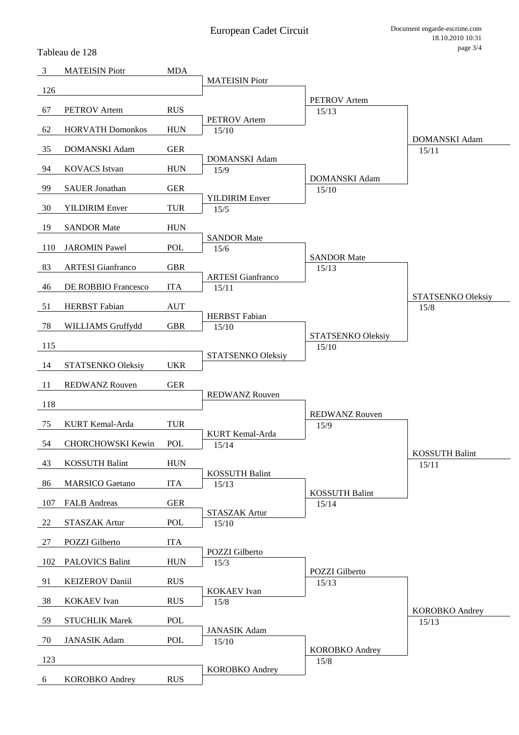# European Cadet Circuit

## Tableau de 128

| Seed | Name | Nation | Tableau de 64 | Tableau de 32 | Tableau de 16 |
|---|---|---|---|---|---|
| 3 | MATEISIN Piotr | MDA | MATEISIN Piotr | | |
| 126 | | | | PETROV Artem 15/13 | |
| 67 | PETROV Artem | RUS | PETROV Artem 15/10 | | |
| 62 | HORVATH Domonkos | HUN | | | DOMANSKI Adam 15/11 |
| 35 | DOMANSKI Adam | GER | DOMANSKI Adam 15/9 | | |
| 94 | KOVACS Istvan | HUN | | DOMANSKI Adam 15/10 | |
| 99 | SAUER Jonathan | GER | YILDIRIM Enver 15/5 | | |
| 30 | YILDIRIM Enver | TUR | | | |
| 19 | SANDOR Mate | HUN | SANDOR Mate 15/6 | | |
| 110 | JAROMIN Pawel | POL | | SANDOR Mate 15/13 | |
| 83 | ARTESI Gianfranco | GBR | ARTESI Gianfranco 15/11 | | |
| 46 | DE ROBBIO Francesco | ITA | | | STATSENKO Oleksiy 15/8 |
| 51 | HERBST Fabian | AUT | HERBST Fabian 15/10 | | |
| 78 | WILLIAMS Gruffydd | GBR | | STATSENKO Oleksiy 15/10 | |
| 115 | | | STATSENKO Oleksiy | | |
| 14 | STATSENKO Oleksiy | UKR | | | |
| 11 | REDWANZ Rouven | GER | REDWANZ Rouven | | |
| 118 | | | | REDWANZ Rouven 15/9 | |
| 75 | KURT Kemal-Arda | TUR | KURT Kemal-Arda 15/14 | | |
| 54 | CHORCHOWSKI Kewin | POL | | | KOSSUTH Balint 15/11 |
| 43 | KOSSUTH Balint | HUN | KOSSUTH Balint 15/13 | | |
| 86 | MARSICO Gaetano | ITA | | KOSSUTH Balint 15/14 | |
| 107 | FALB Andreas | GER | STASZAK Artur 15/10 | | |
| 22 | STASZAK Artur | POL | | | |
| 27 | POZZI Gilberto | ITA | POZZI Gilberto 15/3 | | |
| 102 | PALOVICS Balint | HUN | | POZZI Gilberto 15/13 | |
| 91 | KEIZEROV Daniil | RUS | KOKAEV Ivan 15/8 | | |
| 38 | KOKAEV Ivan | RUS | | | KOROBKO Andrey 15/13 |
| 59 | STUCHLIK Marek | POL | JANASIK Adam 15/10 | | |
| 70 | JANASIK Adam | POL | | KOROBKO Andrey 15/8 | |
| 123 | | | KOROBKO Andrey | | |
| 6 | KOROBKO Andrey | RUS | | | |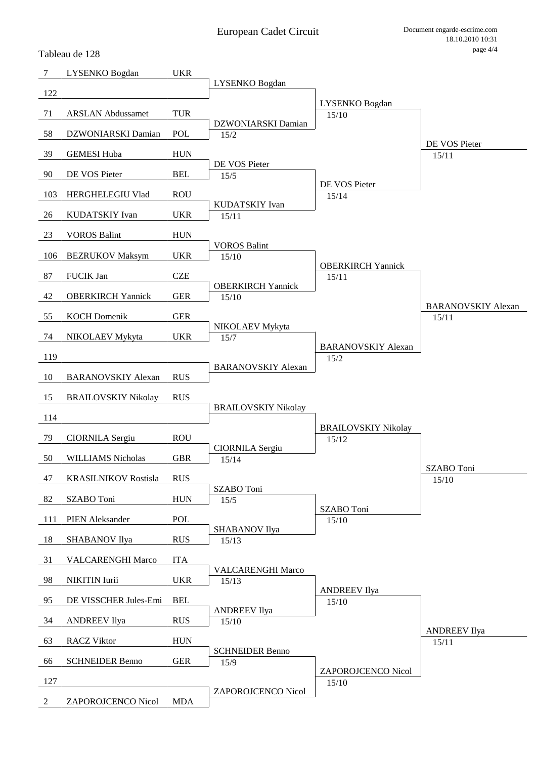# European Cadet Circuit

Tableau de 128

| Seed | Name | Country | Round 2 | Round 3 | Round 4 |
|---|---|---|---|---|---|
| 7 | LYSENKO Bogdan | UKR | LYSENKO Bogdan | LYSENKO Bogdan 15/10 | DE VOS Pieter 15/11 |
| 122 | | | | | |
| 71 | ARSLAN Abdussamet | TUR | DZWONIARSKI Damian 15/2 | | |
| 58 | DZWONIARSKI Damian | POL | | | |
| 39 | GEMESI Huba | HUN | DE VOS Pieter 15/5 | DE VOS Pieter 15/14 | |
| 90 | DE VOS Pieter | BEL | | | |
| 103 | HERGHELEGIU Vlad | ROU | KUDATSKIY Ivan 15/11 | | |
| 26 | KUDATSKIY Ivan | UKR | | | |
| 23 | VOROS Balint | HUN | VOROS Balint 15/10 | OBERKIRCH Yannick 15/11 | BARANOVSKIY Alexan 15/11 |
| 106 | BEZRUKOV Maksym | UKR | | | |
| 87 | FUCIK Jan | CZE | OBERKIRCH Yannick 15/10 | | |
| 42 | OBERKIRCH Yannick | GER | | | |
| 55 | KOCH Domenik | GER | NIKOLAEV Mykyta 15/7 | BARANOVSKIY Alexan 15/2 | |
| 74 | NIKOLAEV Mykyta | UKR | | | |
| 119 | | | BARANOVSKIY Alexan | | |
| 10 | BARANOVSKIY Alexan | RUS | | | |
| 15 | BRAILOVSKIY Nikolay | RUS | BRAILOVSKIY Nikolay | BRAILOVSKIY Nikolay 15/12 | SZABO Toni 15/10 |
| 114 | | | | | |
| 79 | CIORNILA Sergiu | ROU | CIORNILA Sergiu 15/14 | | |
| 50 | WILLIAMS Nicholas | GBR | | | |
| 47 | KRASILNIKOV Rostisla | RUS | SZABO Toni 15/5 | SZABO Toni 15/10 | |
| 82 | SZABO Toni | HUN | | | |
| 111 | PIEN Aleksander | POL | SHABANOV Ilya 15/13 | | |
| 18 | SHABANOV Ilya | RUS | | | |
| 31 | VALCARENGHI Marco | ITA | VALCARENGHI Marco 15/13 | ANDREEV Ilya 15/10 | ANDREEV Ilya 15/11 |
| 98 | NIKITIN Iurii | UKR | | | |
| 95 | DE VISSCHER Jules-Emi | BEL | ANDREEV Ilya 15/10 | | |
| 34 | ANDREEV Ilya | RUS | | | |
| 63 | RACZ Viktor | HUN | SCHNEIDER Benno 15/9 | ZAPOROJCENCO Nicol 15/10 | |
| 66 | SCHNEIDER Benno | GER | | | |
| 127 | | | ZAPOROJCENCO Nicol | | |
| 2 | ZAPOROJCENCO Nicol | MDA | | | |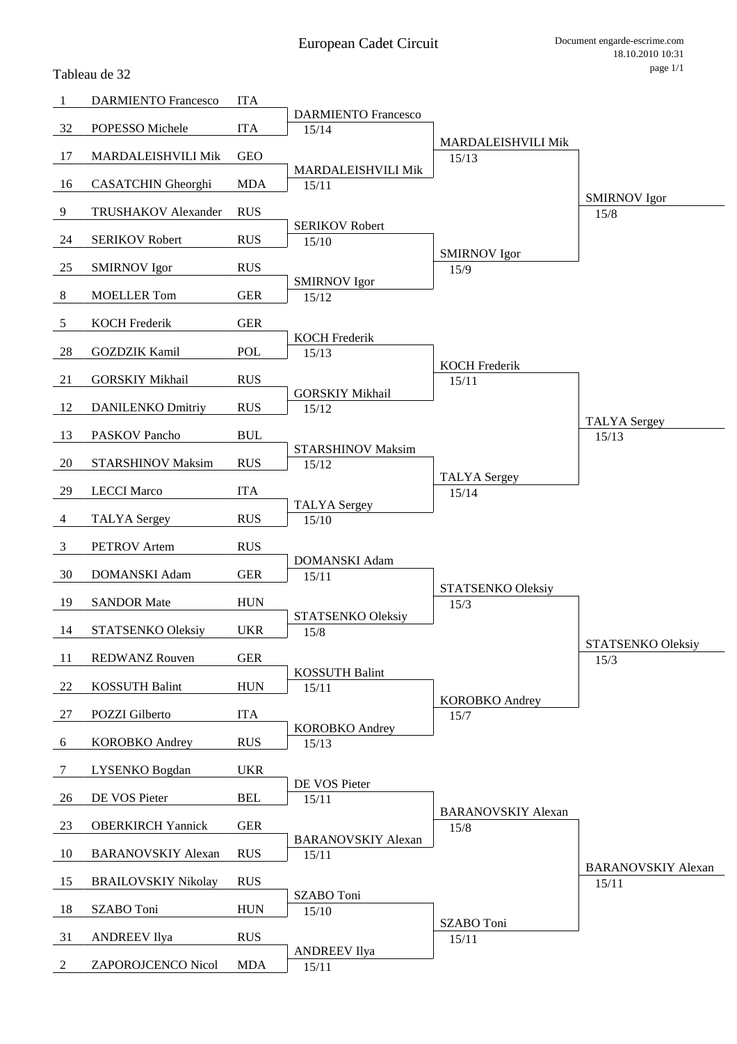# European Cadet Circuit

Tableau de 32

| Seed | Name | Nation | Tableau de 16 | Tableau de 8 | Quarter-final winner |
|---|---|---|---|---|---|
| 1 | DARMIENTO Francesco | ITA | DARMIENTO Francesco 15/14 | MARDALEISHVILI Mik 15/13 | SMIRNOV Igor 15/8 |
| 32 | POPESSO Michele | ITA | | | |
| 17 | MARDALEISHVILI Mik | GEO | MARDALEISHVILI Mik 15/11 | | |
| 16 | CASATCHIN Gheorghi | MDA | | | |
| 9 | TRUSHAKOV Alexander | RUS | SERIKOV Robert 15/10 | SMIRNOV Igor 15/9 | |
| 24 | SERIKOV Robert | RUS | | | |
| 25 | SMIRNOV Igor | RUS | SMIRNOV Igor 15/12 | | |
| 8 | MOELLER Tom | GER | | | |
| 5 | KOCH Frederik | GER | KOCH Frederik 15/13 | KOCH Frederik 15/11 | TALYA Sergey 15/13 |
| 28 | GOZDZIK Kamil | POL | | | |
| 21 | GORSKIY Mikhail | RUS | GORSKIY Mikhail 15/12 | | |
| 12 | DANILENKO Dmitriy | RUS | | | |
| 13 | PASKOV Pancho | BUL | STARSHINOV Maksim 15/12 | TALYA Sergey 15/14 | |
| 20 | STARSHINOV Maksim | RUS | | | |
| 29 | LECCI Marco | ITA | TALYA Sergey 15/10 | | |
| 4 | TALYA Sergey | RUS | | | |
| 3 | PETROV Artem | RUS | DOMANSKI Adam 15/11 | STATSENKO Oleksiy 15/3 | STATSENKO Oleksiy 15/3 |
| 30 | DOMANSKI Adam | GER | | | |
| 19 | SANDOR Mate | HUN | STATSENKO Oleksiy 15/8 | | |
| 14 | STATSENKO Oleksiy | UKR | | | |
| 11 | REDWANZ Rouven | GER | KOSSUTH Balint 15/11 | KOROBKO Andrey 15/7 | |
| 22 | KOSSUTH Balint | HUN | | | |
| 27 | POZZI Gilberto | ITA | KOROBKO Andrey 15/13 | | |
| 6 | KOROBKO Andrey | RUS | | | |
| 7 | LYSENKO Bogdan | UKR | DE VOS Pieter 15/11 | BARANOVSKIY Alexan 15/8 | BARANOVSKIY Alexan 15/11 |
| 26 | DE VOS Pieter | BEL | | | |
| 23 | OBERKIRCH Yannick | GER | BARANOVSKIY Alexan 15/11 | | |
| 10 | BARANOVSKIY Alexan | RUS | | | |
| 15 | BRAILOVSKIY Nikolay | RUS | SZABO Toni 15/10 | SZABO Toni 15/11 | |
| 18 | SZABO Toni | HUN | | | |
| 31 | ANDREEV Ilya | RUS | ANDREEV Ilya 15/11 | | |
| 2 | ZAPOROJCENCO Nicol | MDA | | | |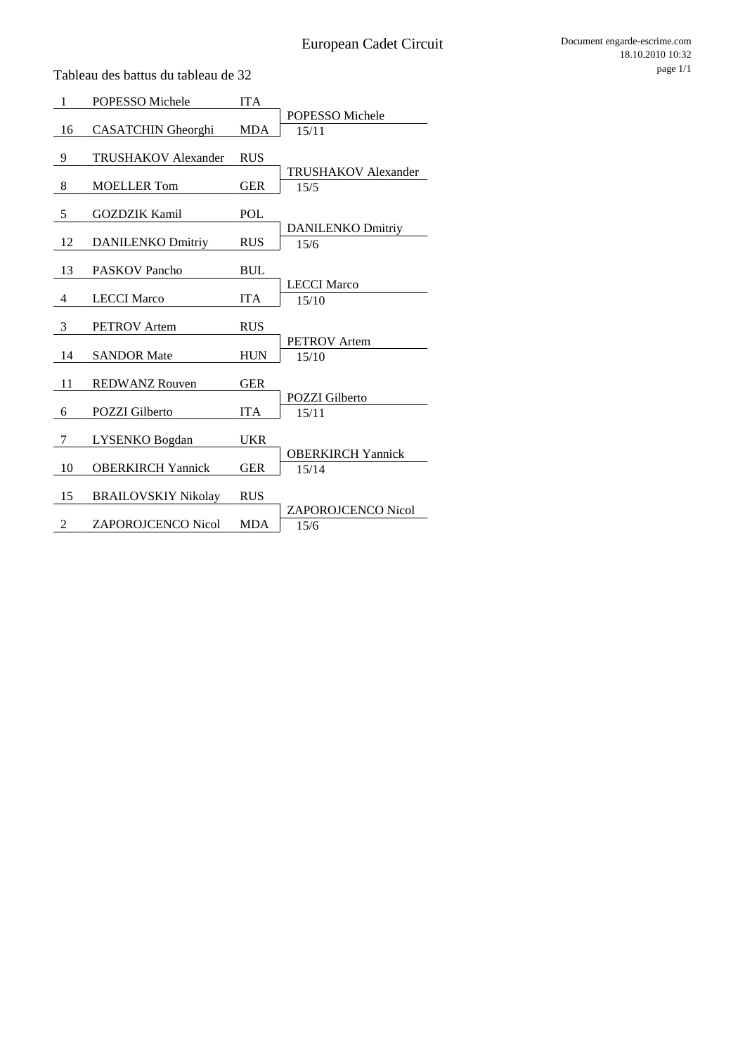# European Cadet Circuit

Tableau des battus du tableau de 32

| Seed | Name | Nation | Winner | Score |
|---|---|---|---|---|
| 1 | POPESSO Michele | ITA | POPESSO Michele | 15/11 |
| 16 | CASATCHIN Gheorghi | MDA | | |
| 9 | TRUSHAKOV Alexander | RUS | TRUSHAKOV Alexander | 15/5 |
| 8 | MOELLER Tom | GER | | |
| 5 | GOZDZIK Kamil | POL | DANILENKO Dmitriy | 15/6 |
| 12 | DANILENKO Dmitriy | RUS | | |
| 13 | PASKOV Pancho | BUL | LECCI Marco | 15/10 |
| 4 | LECCI Marco | ITA | | |
| 3 | PETROV Artem | RUS | PETROV Artem | 15/10 |
| 14 | SANDOR Mate | HUN | | |
| 11 | REDWANZ Rouven | GER | POZZI Gilberto | 15/11 |
| 6 | POZZI Gilberto | ITA | | |
| 7 | LYSENKO Bogdan | UKR | OBERKIRCH Yannick | 15/14 |
| 10 | OBERKIRCH Yannick | GER | | |
| 15 | BRAILOVSKIY Nikolay | RUS | ZAPOROJCENCO Nicol | 15/6 |
| 2 | ZAPOROJCENCO Nicol | MDA | | |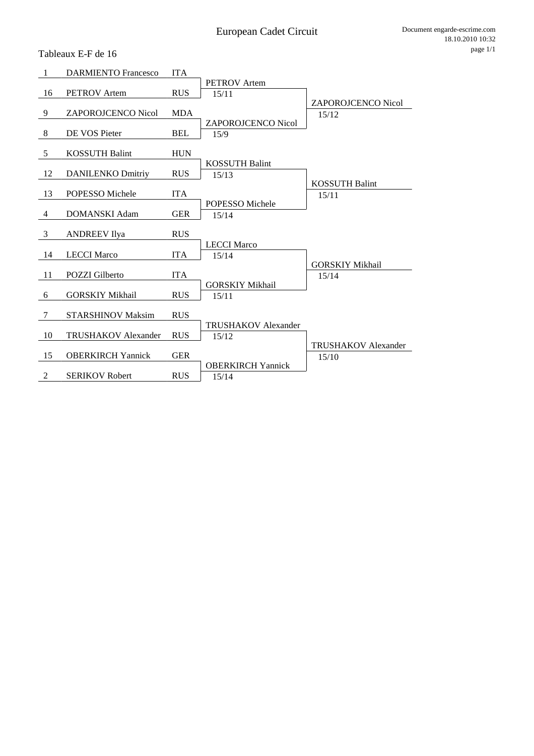# European Cadet Circuit

Tableaux E-F de 16

| Seed | Name | Nation | Round of 8 | Round of 4 |
|---|---|---|---|---|
| 1 | DARMIENTO Francesco | ITA | | |
| 16 | PETROV Artem | RUS | PETROV Artem 15/11 | |
| 9 | ZAPOROJCENCO Nicol | MDA | | ZAPOROJCENCO Nicol 15/12 |
| 8 | DE VOS Pieter | BEL | ZAPOROJCENCO Nicol 15/9 | |
| 5 | KOSSUTH Balint | HUN | | |
| 12 | DANILENKO Dmitriy | RUS | KOSSUTH Balint 15/13 | |
| 13 | POPESSO Michele | ITA | | KOSSUTH Balint 15/11 |
| 4 | DOMANSKI Adam | GER | POPESSO Michele 15/14 | |
| 3 | ANDREEV Ilya | RUS | | |
| 14 | LECCI Marco | ITA | LECCI Marco 15/14 | |
| 11 | POZZI Gilberto | ITA | | GORSKIY Mikhail 15/14 |
| 6 | GORSKIY Mikhail | RUS | GORSKIY Mikhail 15/11 | |
| 7 | STARSHINOV Maksim | RUS | | |
| 10 | TRUSHAKOV Alexander | RUS | TRUSHAKOV Alexander 15/12 | |
| 15 | OBERKIRCH Yannick | GER | | TRUSHAKOV Alexander 15/10 |
| 2 | SERIKOV Robert | RUS | OBERKIRCH Yannick 15/14 | |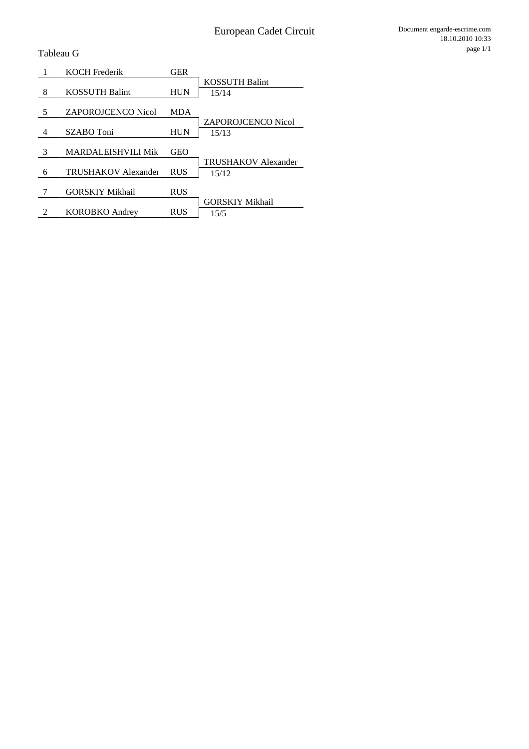# European Cadet Circuit

Tableau G

| Seed | Name | Country | Winner | Score |
|---|---|---|---|---|
| 1 | KOCH Frederik | GER | KOSSUTH Balint | 15/14 |
| 8 | KOSSUTH Balint | HUN | | |
| 5 | ZAPOROJCENCO Nicol | MDA | ZAPOROJCENCO Nicol | 15/13 |
| 4 | SZABO Toni | HUN | | |
| 3 | MARDALEISHVILI Mik | GEO | TRUSHAKOV Alexander | 15/12 |
| 6 | TRUSHAKOV Alexander | RUS | | |
| 7 | GORSKIY Mikhail | RUS | GORSKIY Mikhail | 15/5 |
| 2 | KOROBKO Andrey | RUS | | |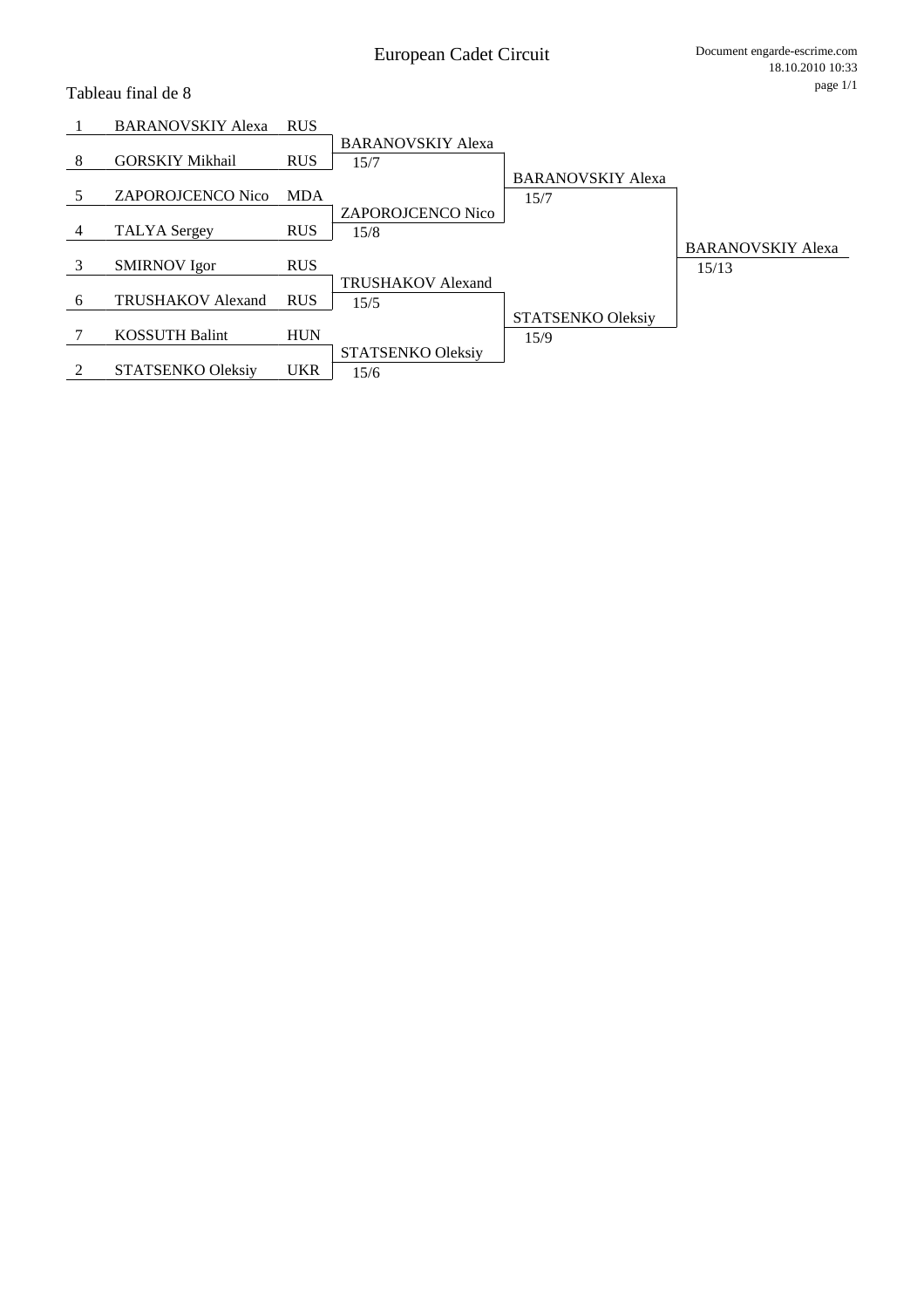# European Cadet Circuit

Tableau final de 8

| Seed | Name | Nation | Quarterfinals | Semifinals | Final |
|---|---|---|---|---|---|
| 1 | BARANOVSKIY Alexa | RUS | BARANOVSKIY Alexa 15/7 | BARANOVSKIY Alexa 15/7 | BARANOVSKIY Alexa 15/13 |
| 8 | GORSKIY Mikhail | RUS | | | |
| 5 | ZAPOROJCENCO Nico | MDA | ZAPOROJCENCO Nico 15/8 | | |
| 4 | TALYA Sergey | RUS | | | |
| 3 | SMIRNOV Igor | RUS | TRUSHAKOV Alexand 15/5 | STATSENKO Oleksiy 15/9 | |
| 6 | TRUSHAKOV Alexand | RUS | | | |
| 7 | KOSSUTH Balint | HUN | STATSENKO Oleksiy 15/6 | | |
| 2 | STATSENKO Oleksiy | UKR | | | |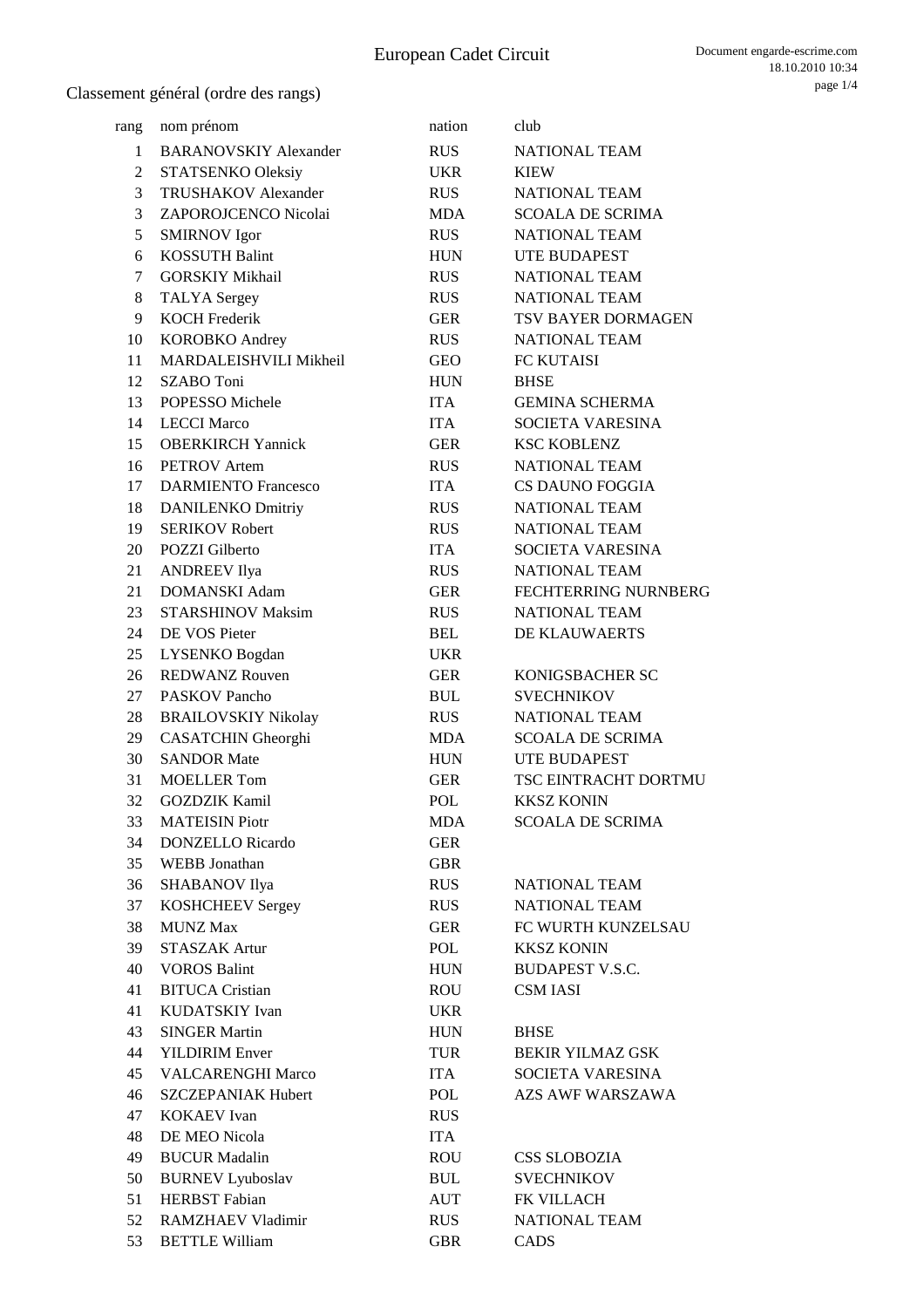# European Cadet Circuit

## Classement général (ordre des rangs)

| rang | nom prénom | nation | club |
|---|---|---|---|
| 1 | BARANOVSKIY Alexander | RUS | NATIONAL TEAM |
| 2 | STATSENKO Oleksiy | UKR | KIEW |
| 3 | TRUSHAKOV Alexander | RUS | NATIONAL TEAM |
| 3 | ZAPOROJCENCO Nicolai | MDA | SCOALA DE SCRIMA |
| 5 | SMIRNOV Igor | RUS | NATIONAL TEAM |
| 6 | KOSSUTH Balint | HUN | UTE BUDAPEST |
| 7 | GORSKIY Mikhail | RUS | NATIONAL TEAM |
| 8 | TALYA Sergey | RUS | NATIONAL TEAM |
| 9 | KOCH Frederik | GER | TSV BAYER DORMAGEN |
| 10 | KOROBKO Andrey | RUS | NATIONAL TEAM |
| 11 | MARDALEISHVILI Mikheil | GEO | FC KUTAISI |
| 12 | SZABO Toni | HUN | BHSE |
| 13 | POPESSO Michele | ITA | GEMINA SCHERMA |
| 14 | LECCI Marco | ITA | SOCIETA VARESINA |
| 15 | OBERKIRCH Yannick | GER | KSC KOBLENZ |
| 16 | PETROV Artem | RUS | NATIONAL TEAM |
| 17 | DARMIENTO Francesco | ITA | CS DAUNO FOGGIA |
| 18 | DANILENKO Dmitriy | RUS | NATIONAL TEAM |
| 19 | SERIKOV Robert | RUS | NATIONAL TEAM |
| 20 | POZZI Gilberto | ITA | SOCIETA VARESINA |
| 21 | ANDREEV Ilya | RUS | NATIONAL TEAM |
| 21 | DOMANSKI Adam | GER | FECHTERRING NURNBERG |
| 23 | STARSHINOV Maksim | RUS | NATIONAL TEAM |
| 24 | DE VOS Pieter | BEL | DE KLAUWAERTS |
| 25 | LYSENKO Bogdan | UKR | |
| 26 | REDWANZ Rouven | GER | KONIGSBACHER SC |
| 27 | PASKOV Pancho | BUL | SVECHNIKOV |
| 28 | BRAILOVSKIY Nikolay | RUS | NATIONAL TEAM |
| 29 | CASATCHIN Gheorghi | MDA | SCOALA DE SCRIMA |
| 30 | SANDOR Mate | HUN | UTE BUDAPEST |
| 31 | MOELLER Tom | GER | TSC EINTRACHT DORTMU |
| 32 | GOZDZIK Kamil | POL | KKSZ KONIN |
| 33 | MATEISIN Piotr | MDA | SCOALA DE SCRIMA |
| 34 | DONZELLO Ricardo | GER | |
| 35 | WEBB Jonathan | GBR | |
| 36 | SHABANOV Ilya | RUS | NATIONAL TEAM |
| 37 | KOSHCHEEV Sergey | RUS | NATIONAL TEAM |
| 38 | MUNZ Max | GER | FC WURTH KUNZELSAU |
| 39 | STASZAK Artur | POL | KKSZ KONIN |
| 40 | VOROS Balint | HUN | BUDAPEST V.S.C. |
| 41 | BITUCA Cristian | ROU | CSM IASI |
| 41 | KUDATSKIY Ivan | UKR | |
| 43 | SINGER Martin | HUN | BHSE |
| 44 | YILDIRIM Enver | TUR | BEKIR YILMAZ GSK |
| 45 | VALCARENGHI Marco | ITA | SOCIETA VARESINA |
| 46 | SZCZEPANIAK Hubert | POL | AZS AWF WARSZAWA |
| 47 | KOKAEV Ivan | RUS | |
| 48 | DE MEO Nicola | ITA | |
| 49 | BUCUR Madalin | ROU | CSS SLOBOZIA |
| 50 | BURNEV Lyuboslav | BUL | SVECHNIKOV |
| 51 | HERBST Fabian | AUT | FK VILLACH |
| 52 | RAMZHAEV Vladimir | RUS | NATIONAL TEAM |
| 53 | BETTLE William | GBR | CADS |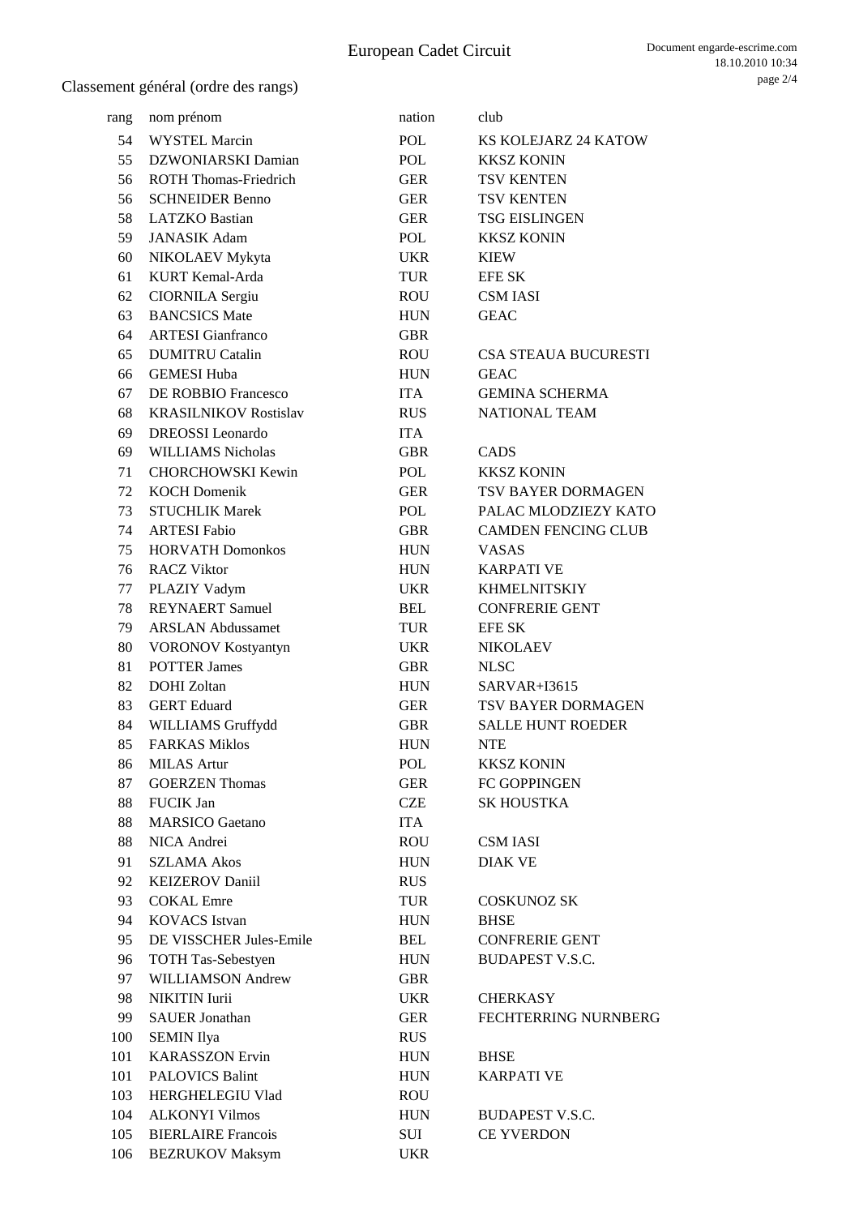# European Cadet Circuit

## Classement général (ordre des rangs)

| rang | nom prénom | nation | club |
|---|---|---|---|
| 54 | WYSTEL Marcin | POL | KS KOLEJARZ 24 KATOW |
| 55 | DZWONIARSKI Damian | POL | KKSZ KONIN |
| 56 | ROTH Thomas-Friedrich | GER | TSV KENTEN |
| 56 | SCHNEIDER Benno | GER | TSV KENTEN |
| 58 | LATZKO Bastian | GER | TSG EISLINGEN |
| 59 | JANASIK Adam | POL | KKSZ KONIN |
| 60 | NIKOLAEV Mykyta | UKR | KIEW |
| 61 | KURT Kemal-Arda | TUR | EFE SK |
| 62 | CIORNILA Sergiu | ROU | CSM IASI |
| 63 | BANCSICS Mate | HUN | GEAC |
| 64 | ARTESI Gianfranco | GBR | |
| 65 | DUMITRU Catalin | ROU | CSA STEAUA BUCURESTI |
| 66 | GEMESI Huba | HUN | GEAC |
| 67 | DE ROBBIO Francesco | ITA | GEMINA SCHERMA |
| 68 | KRASILNIKOV Rostislav | RUS | NATIONAL TEAM |
| 69 | DREOSSI Leonardo | ITA | |
| 69 | WILLIAMS Nicholas | GBR | CADS |
| 71 | CHORCHOWSKI Kewin | POL | KKSZ KONIN |
| 72 | KOCH Domenik | GER | TSV BAYER DORMAGEN |
| 73 | STUCHLIK Marek | POL | PALAC MLODZIEZY KATO |
| 74 | ARTESI Fabio | GBR | CAMDEN FENCING CLUB |
| 75 | HORVATH Domonkos | HUN | VASAS |
| 76 | RACZ Viktor | HUN | KARPATI VE |
| 77 | PLAZIY Vadym | UKR | KHMELNITSKIY |
| 78 | REYNAERT Samuel | BEL | CONFRERIE GENT |
| 79 | ARSLAN Abdussamet | TUR | EFE SK |
| 80 | VORONOV Kostyantyn | UKR | NIKOLAEV |
| 81 | POTTER James | GBR | NLSC |
| 82 | DOHI Zoltan | HUN | SARVAR+I3615 |
| 83 | GERT Eduard | GER | TSV BAYER DORMAGEN |
| 84 | WILLIAMS Gruffydd | GBR | SALLE HUNT ROEDER |
| 85 | FARKAS Miklos | HUN | NTE |
| 86 | MILAS Artur | POL | KKSZ KONIN |
| 87 | GOERZEN Thomas | GER | FC GOPPINGEN |
| 88 | FUCIK Jan | CZE | SK HOUSTKA |
| 88 | MARSICO Gaetano | ITA | |
| 88 | NICA Andrei | ROU | CSM IASI |
| 91 | SZLAMA Akos | HUN | DIAK VE |
| 92 | KEIZEROV Daniil | RUS | |
| 93 | COKAL Emre | TUR | COSKUNOZ SK |
| 94 | KOVACS Istvan | HUN | BHSE |
| 95 | DE VISSCHER Jules-Emile | BEL | CONFRERIE GENT |
| 96 | TOTH Tas-Sebestyen | HUN | BUDAPEST V.S.C. |
| 97 | WILLIAMSON Andrew | GBR | |
| 98 | NIKITIN Iurii | UKR | CHERKASY |
| 99 | SAUER Jonathan | GER | FECHTERRING NURNBERG |
| 100 | SEMIN Ilya | RUS | |
| 101 | KARASSZON Ervin | HUN | BHSE |
| 101 | PALOVICS Balint | HUN | KARPATI VE |
| 103 | HERGHELEGIU Vlad | ROU | |
| 104 | ALKONYI Vilmos | HUN | BUDAPEST V.S.C. |
| 105 | BIERLAIRE Francois | SUI | CE YVERDON |
| 106 | BEZRUKOV Maksym | UKR | |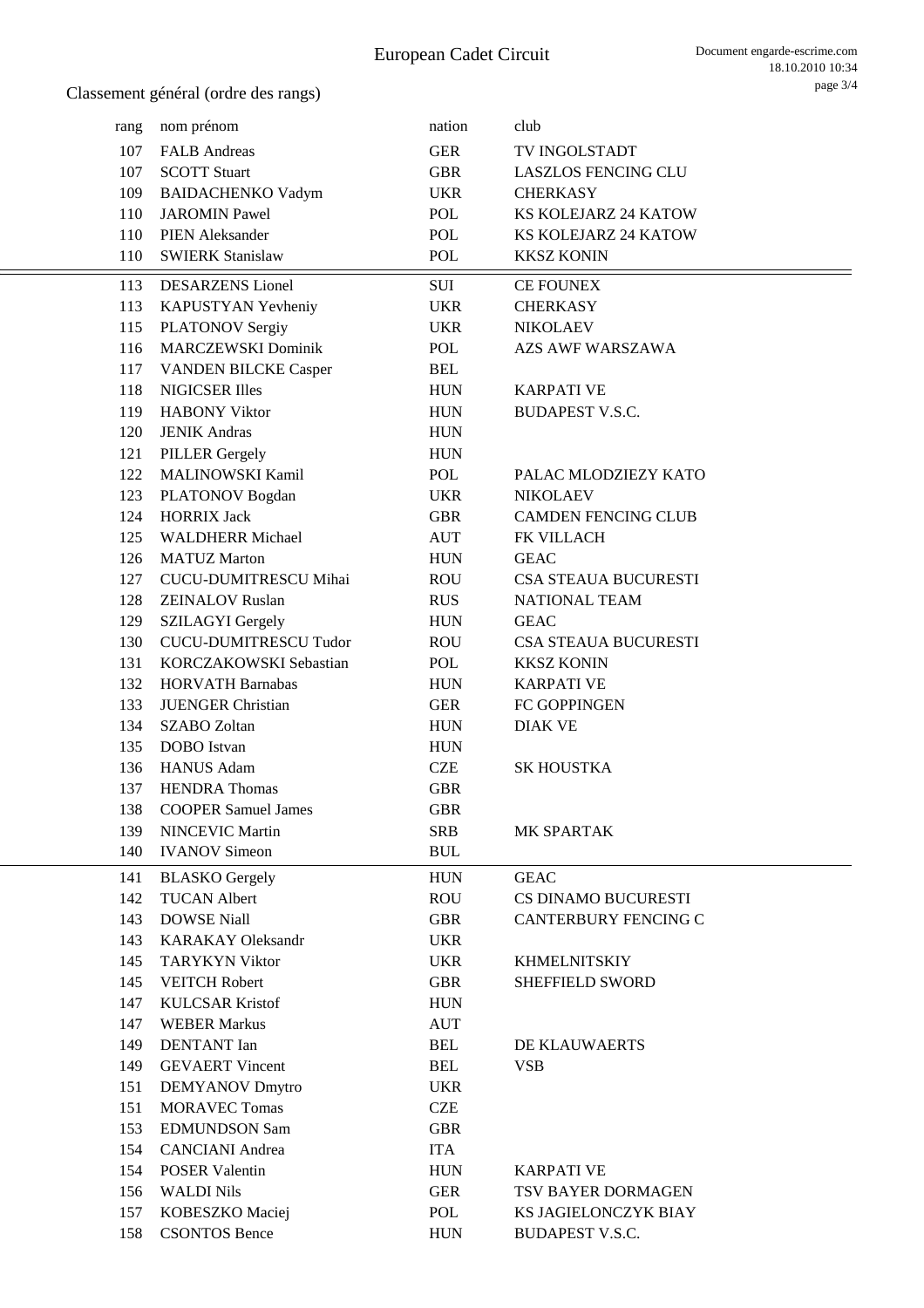# European Cadet Circuit

## Classement général (ordre des rangs)

| rang | nom prénom | nation | club |
|---|---|---|---|
| 107 | FALB Andreas | GER | TV INGOLSTADT |
| 107 | SCOTT Stuart | GBR | LASZLOS FENCING CLU |
| 109 | BAIDACHENKO Vadym | UKR | CHERKASY |
| 110 | JAROMIN Pawel | POL | KS KOLEJARZ 24 KATOW |
| 110 | PIEN Aleksander | POL | KS KOLEJARZ 24 KATOW |
| 110 | SWIERK Stanislaw | POL | KKSZ KONIN |
| 113 | DESARZENS Lionel | SUI | CE FOUNEX |
| 113 | KAPUSTYAN Yevheniy | UKR | CHERKASY |
| 115 | PLATONOV Sergiy | UKR | NIKOLAEV |
| 116 | MARCZEWSKI Dominik | POL | AZS AWF WARSZAWA |
| 117 | VANDEN BILCKE Casper | BEL | |
| 118 | NIGICSER Illes | HUN | KARPATI VE |
| 119 | HABONY Viktor | HUN | BUDAPEST V.S.C. |
| 120 | JENIK Andras | HUN | |
| 121 | PILLER Gergely | HUN | |
| 122 | MALINOWSKI Kamil | POL | PALAC MLODZIEZY KATO |
| 123 | PLATONOV Bogdan | UKR | NIKOLAEV |
| 124 | HORRIX Jack | GBR | CAMDEN FENCING CLUB |
| 125 | WALDHERR Michael | AUT | FK VILLACH |
| 126 | MATUZ Marton | HUN | GEAC |
| 127 | CUCU-DUMITRESCU Mihai | ROU | CSA STEAUA BUCURESTI |
| 128 | ZEINALOV Ruslan | RUS | NATIONAL TEAM |
| 129 | SZILAGYI Gergely | HUN | GEAC |
| 130 | CUCU-DUMITRESCU Tudor | ROU | CSA STEAUA BUCURESTI |
| 131 | KORCZAKOWSKI Sebastian | POL | KKSZ KONIN |
| 132 | HORVATH Barnabas | HUN | KARPATI VE |
| 133 | JUENGER Christian | GER | FC GOPPINGEN |
| 134 | SZABO Zoltan | HUN | DIAK VE |
| 135 | DOBO Istvan | HUN | |
| 136 | HANUS Adam | CZE | SK HOUSTKA |
| 137 | HENDRA Thomas | GBR | |
| 138 | COOPER Samuel James | GBR | |
| 139 | NINCEVIC Martin | SRB | MK SPARTAK |
| 140 | IVANOV Simeon | BUL | |
| 141 | BLASKO Gergely | HUN | GEAC |
| 142 | TUCAN Albert | ROU | CS DINAMO BUCURESTI |
| 143 | DOWSE Niall | GBR | CANTERBURY FENCING C |
| 143 | KARAKAY Oleksandr | UKR | |
| 145 | TARYKYN Viktor | UKR | KHMELNITSKIY |
| 145 | VEITCH Robert | GBR | SHEFFIELD SWORD |
| 147 | KULCSAR Kristof | HUN | |
| 147 | WEBER Markus | AUT | |
| 149 | DENTANT Ian | BEL | DE KLAUWAERTS |
| 149 | GEVAERT Vincent | BEL | VSB |
| 151 | DEMYANOV Dmytro | UKR | |
| 151 | MORAVEC Tomas | CZE | |
| 153 | EDMUNDSON Sam | GBR | |
| 154 | CANCIANI Andrea | ITA | |
| 154 | POSER Valentin | HUN | KARPATI VE |
| 156 | WALDI Nils | GER | TSV BAYER DORMAGEN |
| 157 | KOBESZKO Maciej | POL | KS JAGIELONCZYK BIAY |
| 158 | CSONTOS Bence | HUN | BUDAPEST V.S.C. |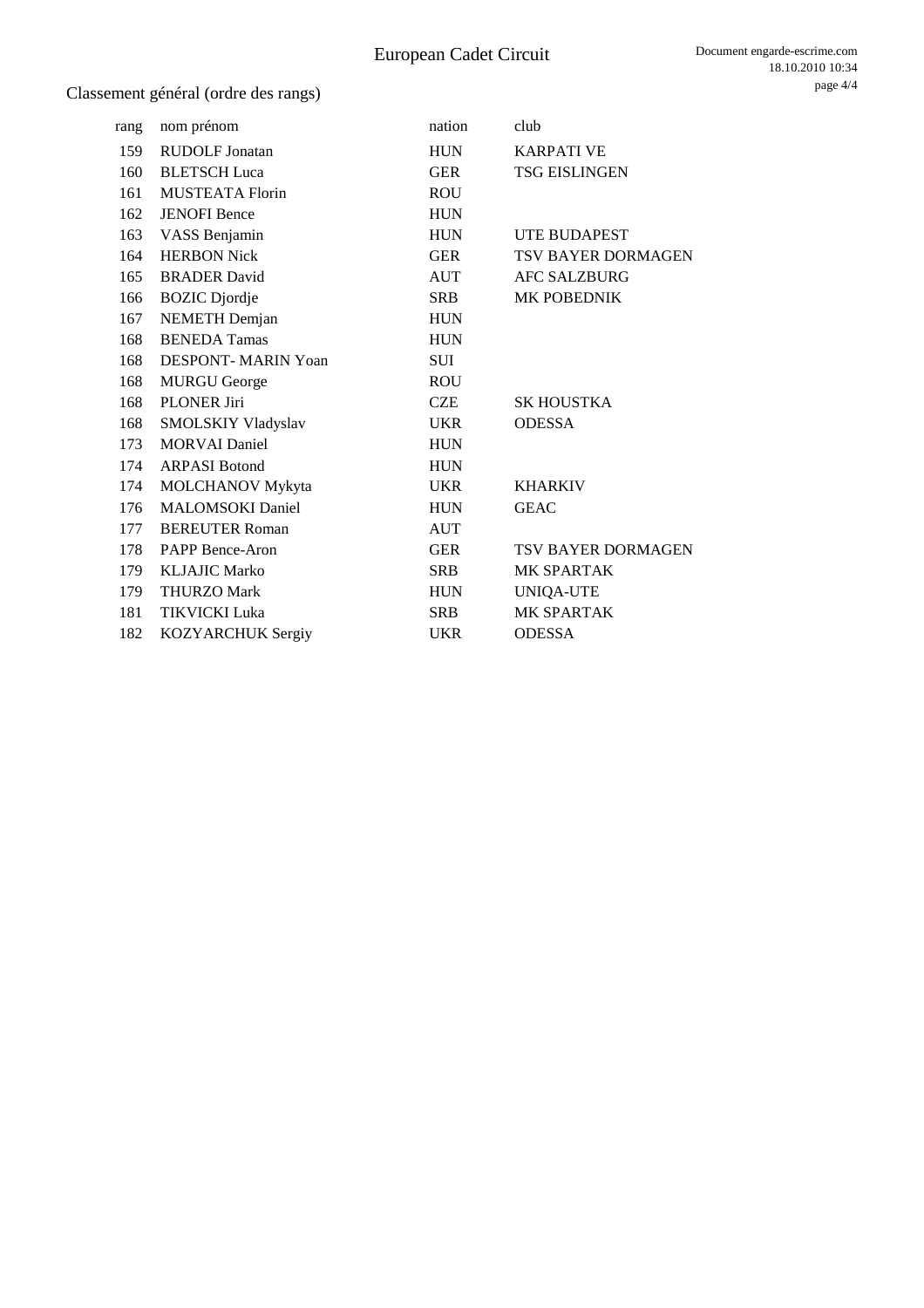Classement général (ordre des rangs)

| rang | nom prénom | nation | club |
|---|---|---|---|
| 159 | RUDOLF Jonatan | HUN | KARPATI VE |
| 160 | BLETSCH Luca | GER | TSG EISLINGEN |
| 161 | MUSTEATA Florin | ROU | |
| 162 | JENOFI Bence | HUN | |
| 163 | VASS Benjamin | HUN | UTE BUDAPEST |
| 164 | HERBON Nick | GER | TSV BAYER DORMAGEN |
| 165 | BRADER David | AUT | AFC SALZBURG |
| 166 | BOZIC Djordje | SRB | MK POBEDNIK |
| 167 | NEMETH Demjan | HUN | |
| 168 | BENEDA Tamas | HUN | |
| 168 | DESPONT- MARIN Yoan | SUI | |
| 168 | MURGU George | ROU | |
| 168 | PLONER Jiri | CZE | SK HOUSTKA |
| 168 | SMOLSKIY Vladyslav | UKR | ODESSA |
| 173 | MORVAI Daniel | HUN | |
| 174 | ARPASI Botond | HUN | |
| 174 | MOLCHANOV Mykyta | UKR | KHARKIV |
| 176 | MALOMSOKI Daniel | HUN | GEAC |
| 177 | BEREUTER Roman | AUT | |
| 178 | PAPP Bence-Aron | GER | TSV BAYER DORMAGEN |
| 179 | KLJAJIC Marko | SRB | MK SPARTAK |
| 179 | THURZO Mark | HUN | UNIQA-UTE |
| 181 | TIKVICKI Luka | SRB | MK SPARTAK |
| 182 | KOZYARCHUK Sergiy | UKR | ODESSA |